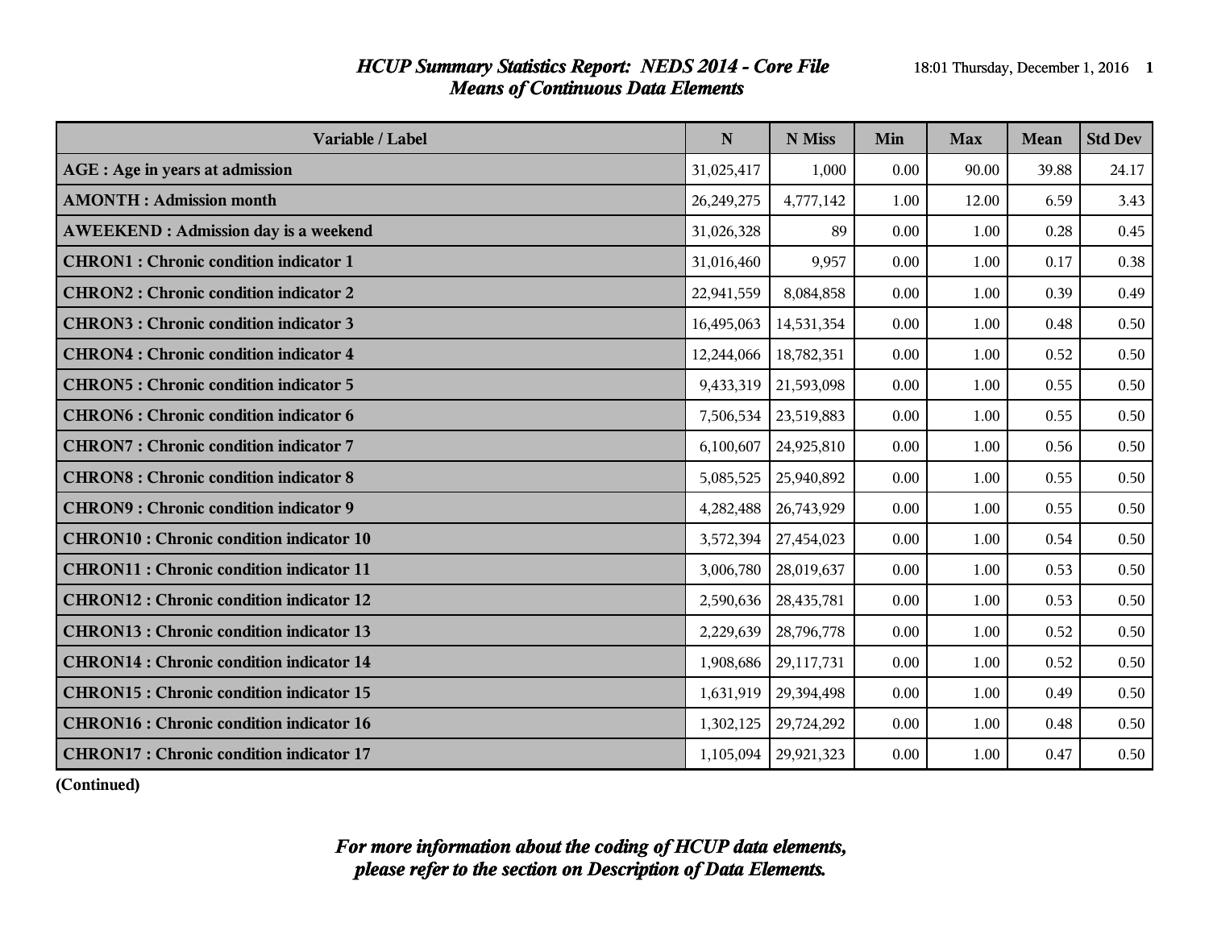# *HCUP Summary Statistics Report: NEDS 2014 - Core File*
## *Means of Continuous Data Elements*

| Variable / Label | N | N Miss | Min | Max | Mean | Std Dev |
|---|---|---|---|---|---|---|
| **AGE : Age in years at admission** | 31,025,417 | 1,000 | 0.00 | 90.00 | 39.88 | 24.17 |
| **AMONTH : Admission month** | 26,249,275 | 4,777,142 | 1.00 | 12.00 | 6.59 | 3.43 |
| **AWEEKEND : Admission day is a weekend** | 31,026,328 | 89 | 0.00 | 1.00 | 0.28 | 0.45 |
| **CHRON1 : Chronic condition indicator 1** | 31,016,460 | 9,957 | 0.00 | 1.00 | 0.17 | 0.38 |
| **CHRON2 : Chronic condition indicator 2** | 22,941,559 | 8,084,858 | 0.00 | 1.00 | 0.39 | 0.49 |
| **CHRON3 : Chronic condition indicator 3** | 16,495,063 | 14,531,354 | 0.00 | 1.00 | 0.48 | 0.50 |
| **CHRON4 : Chronic condition indicator 4** | 12,244,066 | 18,782,351 | 0.00 | 1.00 | 0.52 | 0.50 |
| **CHRON5 : Chronic condition indicator 5** | 9,433,319 | 21,593,098 | 0.00 | 1.00 | 0.55 | 0.50 |
| **CHRON6 : Chronic condition indicator 6** | 7,506,534 | 23,519,883 | 0.00 | 1.00 | 0.55 | 0.50 |
| **CHRON7 : Chronic condition indicator 7** | 6,100,607 | 24,925,810 | 0.00 | 1.00 | 0.56 | 0.50 |
| **CHRON8 : Chronic condition indicator 8** | 5,085,525 | 25,940,892 | 0.00 | 1.00 | 0.55 | 0.50 |
| **CHRON9 : Chronic condition indicator 9** | 4,282,488 | 26,743,929 | 0.00 | 1.00 | 0.55 | 0.50 |
| **CHRON10 : Chronic condition indicator 10** | 3,572,394 | 27,454,023 | 0.00 | 1.00 | 0.54 | 0.50 |
| **CHRON11 : Chronic condition indicator 11** | 3,006,780 | 28,019,637 | 0.00 | 1.00 | 0.53 | 0.50 |
| **CHRON12 : Chronic condition indicator 12** | 2,590,636 | 28,435,781 | 0.00 | 1.00 | 0.53 | 0.50 |
| **CHRON13 : Chronic condition indicator 13** | 2,229,639 | 28,796,778 | 0.00 | 1.00 | 0.52 | 0.50 |
| **CHRON14 : Chronic condition indicator 14** | 1,908,686 | 29,117,731 | 0.00 | 1.00 | 0.52 | 0.50 |
| **CHRON15 : Chronic condition indicator 15** | 1,631,919 | 29,394,498 | 0.00 | 1.00 | 0.49 | 0.50 |
| **CHRON16 : Chronic condition indicator 16** | 1,302,125 | 29,724,292 | 0.00 | 1.00 | 0.48 | 0.50 |
| **CHRON17 : Chronic condition indicator 17** | 1,105,094 | 29,921,323 | 0.00 | 1.00 | 0.47 | 0.50 |

**(Continued)**

***For more information about the coding of HCUP data elements, please refer to the section on Description of Data Elements.***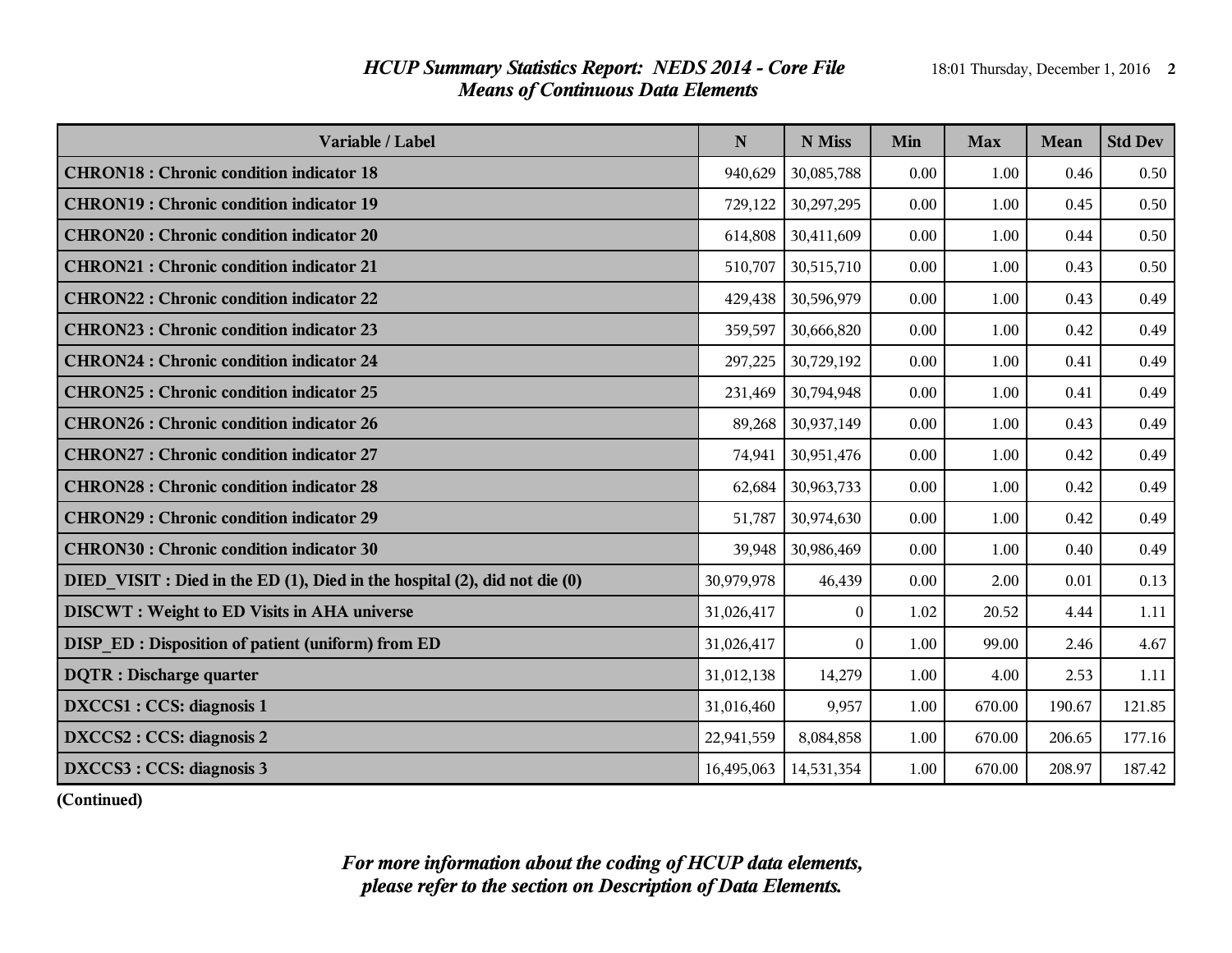# HCUP Summary Statistics Report: NEDS 2014 - Core File
## Means of Continuous Data Elements

| Variable / Label | N | N Miss | Min | Max | Mean | Std Dev |
|---|---|---|---|---|---|---|
| CHRON18 : Chronic condition indicator 18 | 940,629 | 30,085,788 | 0.00 | 1.00 | 0.46 | 0.50 |
| CHRON19 : Chronic condition indicator 19 | 729,122 | 30,297,295 | 0.00 | 1.00 | 0.45 | 0.50 |
| CHRON20 : Chronic condition indicator 20 | 614,808 | 30,411,609 | 0.00 | 1.00 | 0.44 | 0.50 |
| CHRON21 : Chronic condition indicator 21 | 510,707 | 30,515,710 | 0.00 | 1.00 | 0.43 | 0.50 |
| CHRON22 : Chronic condition indicator 22 | 429,438 | 30,596,979 | 0.00 | 1.00 | 0.43 | 0.49 |
| CHRON23 : Chronic condition indicator 23 | 359,597 | 30,666,820 | 0.00 | 1.00 | 0.42 | 0.49 |
| CHRON24 : Chronic condition indicator 24 | 297,225 | 30,729,192 | 0.00 | 1.00 | 0.41 | 0.49 |
| CHRON25 : Chronic condition indicator 25 | 231,469 | 30,794,948 | 0.00 | 1.00 | 0.41 | 0.49 |
| CHRON26 : Chronic condition indicator 26 | 89,268 | 30,937,149 | 0.00 | 1.00 | 0.43 | 0.49 |
| CHRON27 : Chronic condition indicator 27 | 74,941 | 30,951,476 | 0.00 | 1.00 | 0.42 | 0.49 |
| CHRON28 : Chronic condition indicator 28 | 62,684 | 30,963,733 | 0.00 | 1.00 | 0.42 | 0.49 |
| CHRON29 : Chronic condition indicator 29 | 51,787 | 30,974,630 | 0.00 | 1.00 | 0.42 | 0.49 |
| CHRON30 : Chronic condition indicator 30 | 39,948 | 30,986,469 | 0.00 | 1.00 | 0.40 | 0.49 |
| DIED_VISIT : Died in the ED (1), Died in the hospital (2), did not die (0) | 30,979,978 | 46,439 | 0.00 | 2.00 | 0.01 | 0.13 |
| DISCWT : Weight to ED Visits in AHA universe | 31,026,417 | 0 | 1.02 | 20.52 | 4.44 | 1.11 |
| DISP_ED : Disposition of patient (uniform) from ED | 31,026,417 | 0 | 1.00 | 99.00 | 2.46 | 4.67 |
| DQTR : Discharge quarter | 31,012,138 | 14,279 | 1.00 | 4.00 | 2.53 | 1.11 |
| DXCCS1 : CCS: diagnosis 1 | 31,016,460 | 9,957 | 1.00 | 670.00 | 190.67 | 121.85 |
| DXCCS2 : CCS: diagnosis 2 | 22,941,559 | 8,084,858 | 1.00 | 670.00 | 206.65 | 177.16 |
| DXCCS3 : CCS: diagnosis 3 | 16,495,063 | 14,531,354 | 1.00 | 670.00 | 208.97 | 187.42 |

**(Continued)**

***For more information about the coding of HCUP data elements, please refer to the section on Description of Data Elements.***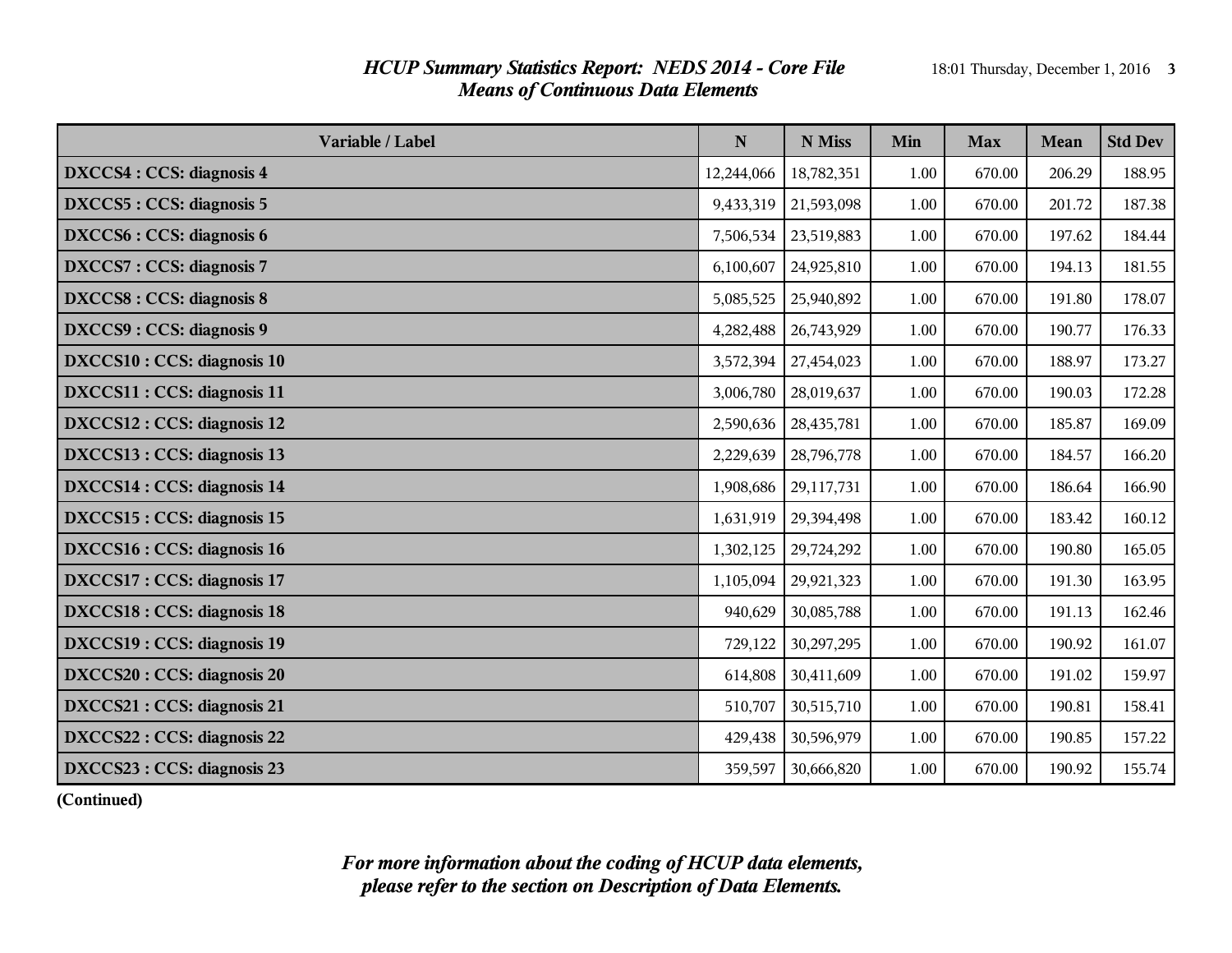## HCUP Summary Statistics Report: NEDS 2014 - Core File
### Means of Continuous Data Elements

| Variable / Label | N | N Miss | Min | Max | Mean | Std Dev |
|---|---|---|---|---|---|---|
| **DXCCS4 : CCS: diagnosis 4** | 12,244,066 | 18,782,351 | 1.00 | 670.00 | 206.29 | 188.95 |
| **DXCCS5 : CCS: diagnosis 5** | 9,433,319 | 21,593,098 | 1.00 | 670.00 | 201.72 | 187.38 |
| **DXCCS6 : CCS: diagnosis 6** | 7,506,534 | 23,519,883 | 1.00 | 670.00 | 197.62 | 184.44 |
| **DXCCS7 : CCS: diagnosis 7** | 6,100,607 | 24,925,810 | 1.00 | 670.00 | 194.13 | 181.55 |
| **DXCCS8 : CCS: diagnosis 8** | 5,085,525 | 25,940,892 | 1.00 | 670.00 | 191.80 | 178.07 |
| **DXCCS9 : CCS: diagnosis 9** | 4,282,488 | 26,743,929 | 1.00 | 670.00 | 190.77 | 176.33 |
| **DXCCS10 : CCS: diagnosis 10** | 3,572,394 | 27,454,023 | 1.00 | 670.00 | 188.97 | 173.27 |
| **DXCCS11 : CCS: diagnosis 11** | 3,006,780 | 28,019,637 | 1.00 | 670.00 | 190.03 | 172.28 |
| **DXCCS12 : CCS: diagnosis 12** | 2,590,636 | 28,435,781 | 1.00 | 670.00 | 185.87 | 169.09 |
| **DXCCS13 : CCS: diagnosis 13** | 2,229,639 | 28,796,778 | 1.00 | 670.00 | 184.57 | 166.20 |
| **DXCCS14 : CCS: diagnosis 14** | 1,908,686 | 29,117,731 | 1.00 | 670.00 | 186.64 | 166.90 |
| **DXCCS15 : CCS: diagnosis 15** | 1,631,919 | 29,394,498 | 1.00 | 670.00 | 183.42 | 160.12 |
| **DXCCS16 : CCS: diagnosis 16** | 1,302,125 | 29,724,292 | 1.00 | 670.00 | 190.80 | 165.05 |
| **DXCCS17 : CCS: diagnosis 17** | 1,105,094 | 29,921,323 | 1.00 | 670.00 | 191.30 | 163.95 |
| **DXCCS18 : CCS: diagnosis 18** | 940,629 | 30,085,788 | 1.00 | 670.00 | 191.13 | 162.46 |
| **DXCCS19 : CCS: diagnosis 19** | 729,122 | 30,297,295 | 1.00 | 670.00 | 190.92 | 161.07 |
| **DXCCS20 : CCS: diagnosis 20** | 614,808 | 30,411,609 | 1.00 | 670.00 | 191.02 | 159.97 |
| **DXCCS21 : CCS: diagnosis 21** | 510,707 | 30,515,710 | 1.00 | 670.00 | 190.81 | 158.41 |
| **DXCCS22 : CCS: diagnosis 22** | 429,438 | 30,596,979 | 1.00 | 670.00 | 190.85 | 157.22 |
| **DXCCS23 : CCS: diagnosis 23** | 359,597 | 30,666,820 | 1.00 | 670.00 | 190.92 | 155.74 |

**(Continued)**

*For more information about the coding of HCUP data elements, please refer to the section on Description of Data Elements.*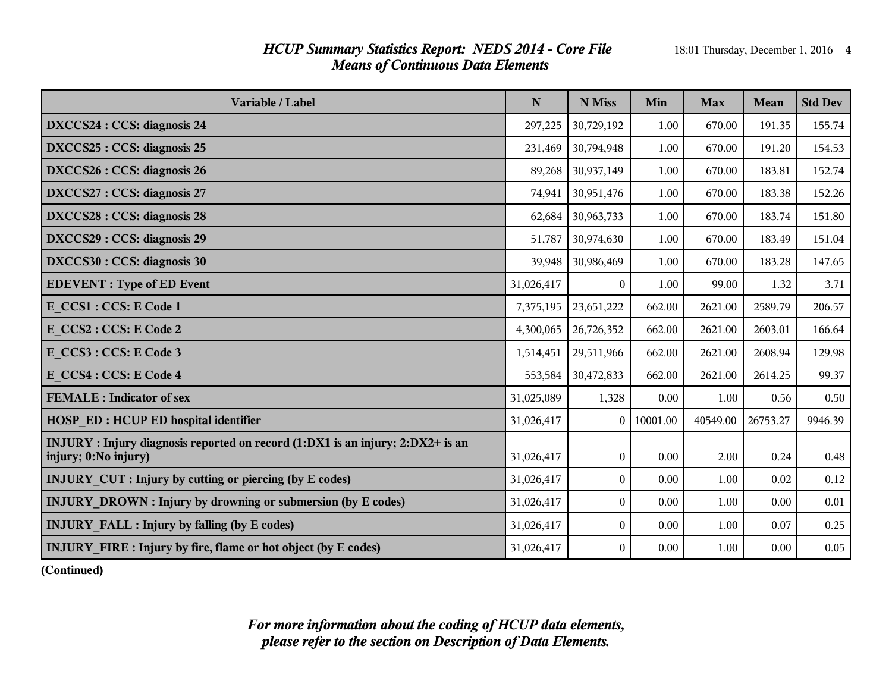## *HCUP Summary Statistics Report: NEDS 2014 - Core File*
## *Means of Continuous Data Elements*

| Variable / Label | N | N Miss | Min | Max | Mean | Std Dev |
|---|---|---|---|---|---|---|
| **DXCCS24 : CCS: diagnosis 24** | 297,225 | 30,729,192 | 1.00 | 670.00 | 191.35 | 155.74 |
| **DXCCS25 : CCS: diagnosis 25** | 231,469 | 30,794,948 | 1.00 | 670.00 | 191.20 | 154.53 |
| **DXCCS26 : CCS: diagnosis 26** | 89,268 | 30,937,149 | 1.00 | 670.00 | 183.81 | 152.74 |
| **DXCCS27 : CCS: diagnosis 27** | 74,941 | 30,951,476 | 1.00 | 670.00 | 183.38 | 152.26 |
| **DXCCS28 : CCS: diagnosis 28** | 62,684 | 30,963,733 | 1.00 | 670.00 | 183.74 | 151.80 |
| **DXCCS29 : CCS: diagnosis 29** | 51,787 | 30,974,630 | 1.00 | 670.00 | 183.49 | 151.04 |
| **DXCCS30 : CCS: diagnosis 30** | 39,948 | 30,986,469 | 1.00 | 670.00 | 183.28 | 147.65 |
| **EDEVENT : Type of ED Event** | 31,026,417 | 0 | 1.00 | 99.00 | 1.32 | 3.71 |
| **E_CCS1 : CCS: E Code 1** | 7,375,195 | 23,651,222 | 662.00 | 2621.00 | 2589.79 | 206.57 |
| **E_CCS2 : CCS: E Code 2** | 4,300,065 | 26,726,352 | 662.00 | 2621.00 | 2603.01 | 166.64 |
| **E_CCS3 : CCS: E Code 3** | 1,514,451 | 29,511,966 | 662.00 | 2621.00 | 2608.94 | 129.98 |
| **E_CCS4 : CCS: E Code 4** | 553,584 | 30,472,833 | 662.00 | 2621.00 | 2614.25 | 99.37 |
| **FEMALE : Indicator of sex** | 31,025,089 | 1,328 | 0.00 | 1.00 | 0.56 | 0.50 |
| **HOSP_ED : HCUP ED hospital identifier** | 31,026,417 | 0 | 10001.00 | 40549.00 | 26753.27 | 9946.39 |
| **INJURY : Injury diagnosis reported on record (1:DX1 is an injury; 2:DX2+ is an injury; 0:No injury)** | 31,026,417 | 0 | 0.00 | 2.00 | 0.24 | 0.48 |
| **INJURY_CUT : Injury by cutting or piercing (by E codes)** | 31,026,417 | 0 | 0.00 | 1.00 | 0.02 | 0.12 |
| **INJURY_DROWN : Injury by drowning or submersion (by E codes)** | 31,026,417 | 0 | 0.00 | 1.00 | 0.00 | 0.01 |
| **INJURY_FALL : Injury by falling (by E codes)** | 31,026,417 | 0 | 0.00 | 1.00 | 0.07 | 0.25 |
| **INJURY_FIRE : Injury by fire, flame or hot object (by E codes)** | 31,026,417 | 0 | 0.00 | 1.00 | 0.00 | 0.05 |

**(Continued)**

*For more information about the coding of HCUP data elements, please refer to the section on Description of Data Elements.*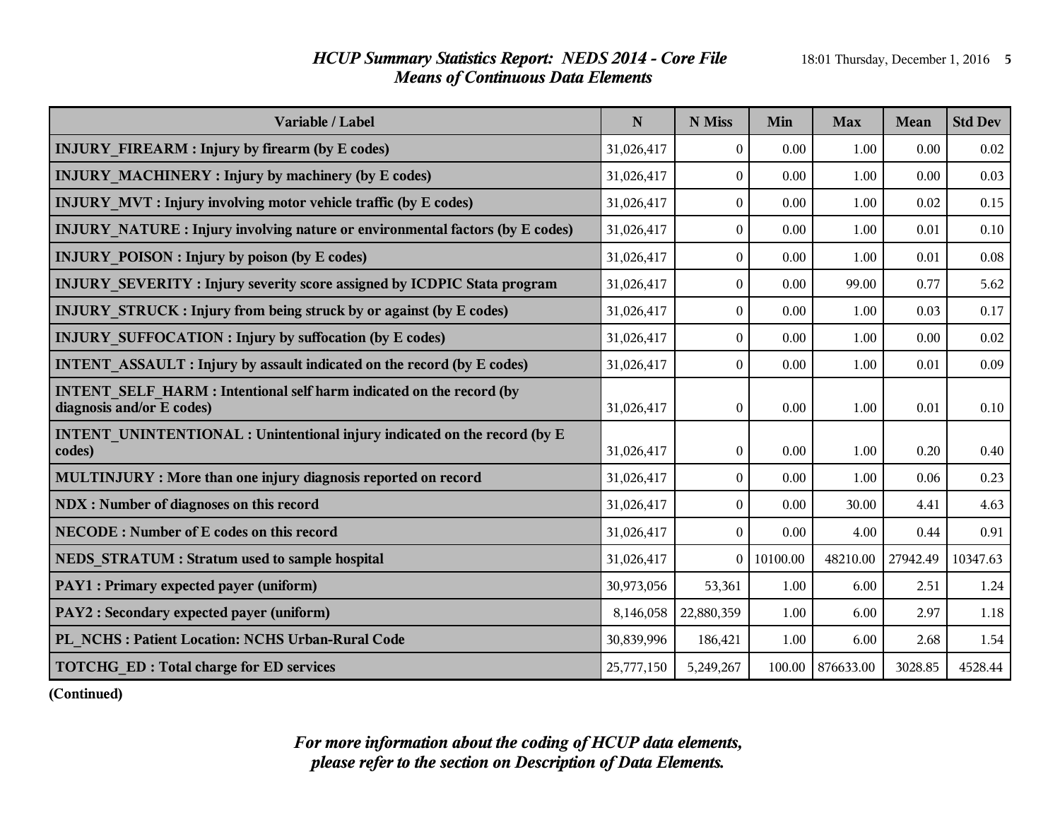# *HCUP Summary Statistics Report: NEDS 2014 - Core File*
## *Means of Continuous Data Elements*

| Variable / Label | N | N Miss | Min | Max | Mean | Std Dev |
|---|---|---|---|---|---|---|
| **INJURY_FIREARM : Injury by firearm (by E codes)** | 31,026,417 | 0 | 0.00 | 1.00 | 0.00 | 0.02 |
| **INJURY_MACHINERY : Injury by machinery (by E codes)** | 31,026,417 | 0 | 0.00 | 1.00 | 0.00 | 0.03 |
| **INJURY_MVT : Injury involving motor vehicle traffic (by E codes)** | 31,026,417 | 0 | 0.00 | 1.00 | 0.02 | 0.15 |
| **INJURY_NATURE : Injury involving nature or environmental factors (by E codes)** | 31,026,417 | 0 | 0.00 | 1.00 | 0.01 | 0.10 |
| **INJURY_POISON : Injury by poison (by E codes)** | 31,026,417 | 0 | 0.00 | 1.00 | 0.01 | 0.08 |
| **INJURY_SEVERITY : Injury severity score assigned by ICDPIC Stata program** | 31,026,417 | 0 | 0.00 | 99.00 | 0.77 | 5.62 |
| **INJURY_STRUCK : Injury from being struck by or against (by E codes)** | 31,026,417 | 0 | 0.00 | 1.00 | 0.03 | 0.17 |
| **INJURY_SUFFOCATION : Injury by suffocation (by E codes)** | 31,026,417 | 0 | 0.00 | 1.00 | 0.00 | 0.02 |
| **INTENT_ASSAULT : Injury by assault indicated on the record (by E codes)** | 31,026,417 | 0 | 0.00 | 1.00 | 0.01 | 0.09 |
| **INTENT_SELF_HARM : Intentional self harm indicated on the record (by diagnosis and/or E codes)** | 31,026,417 | 0 | 0.00 | 1.00 | 0.01 | 0.10 |
| **INTENT_UNINTENTIONAL : Unintentional injury indicated on the record (by E codes)** | 31,026,417 | 0 | 0.00 | 1.00 | 0.20 | 0.40 |
| **MULTINJURY : More than one injury diagnosis reported on record** | 31,026,417 | 0 | 0.00 | 1.00 | 0.06 | 0.23 |
| **NDX : Number of diagnoses on this record** | 31,026,417 | 0 | 0.00 | 30.00 | 4.41 | 4.63 |
| **NECODE : Number of E codes on this record** | 31,026,417 | 0 | 0.00 | 4.00 | 0.44 | 0.91 |
| **NEDS_STRATUM : Stratum used to sample hospital** | 31,026,417 | 0 | 10100.00 | 48210.00 | 27942.49 | 10347.63 |
| **PAY1 : Primary expected payer (uniform)** | 30,973,056 | 53,361 | 1.00 | 6.00 | 2.51 | 1.24 |
| **PAY2 : Secondary expected payer (uniform)** | 8,146,058 | 22,880,359 | 1.00 | 6.00 | 2.97 | 1.18 |
| **PL_NCHS : Patient Location: NCHS Urban-Rural Code** | 30,839,996 | 186,421 | 1.00 | 6.00 | 2.68 | 1.54 |
| **TOTCHG_ED : Total charge for ED services** | 25,777,150 | 5,249,267 | 100.00 | 876633.00 | 3028.85 | 4528.44 |

**(Continued)**

***For more information about the coding of HCUP data elements, please refer to the section on Description of Data Elements.***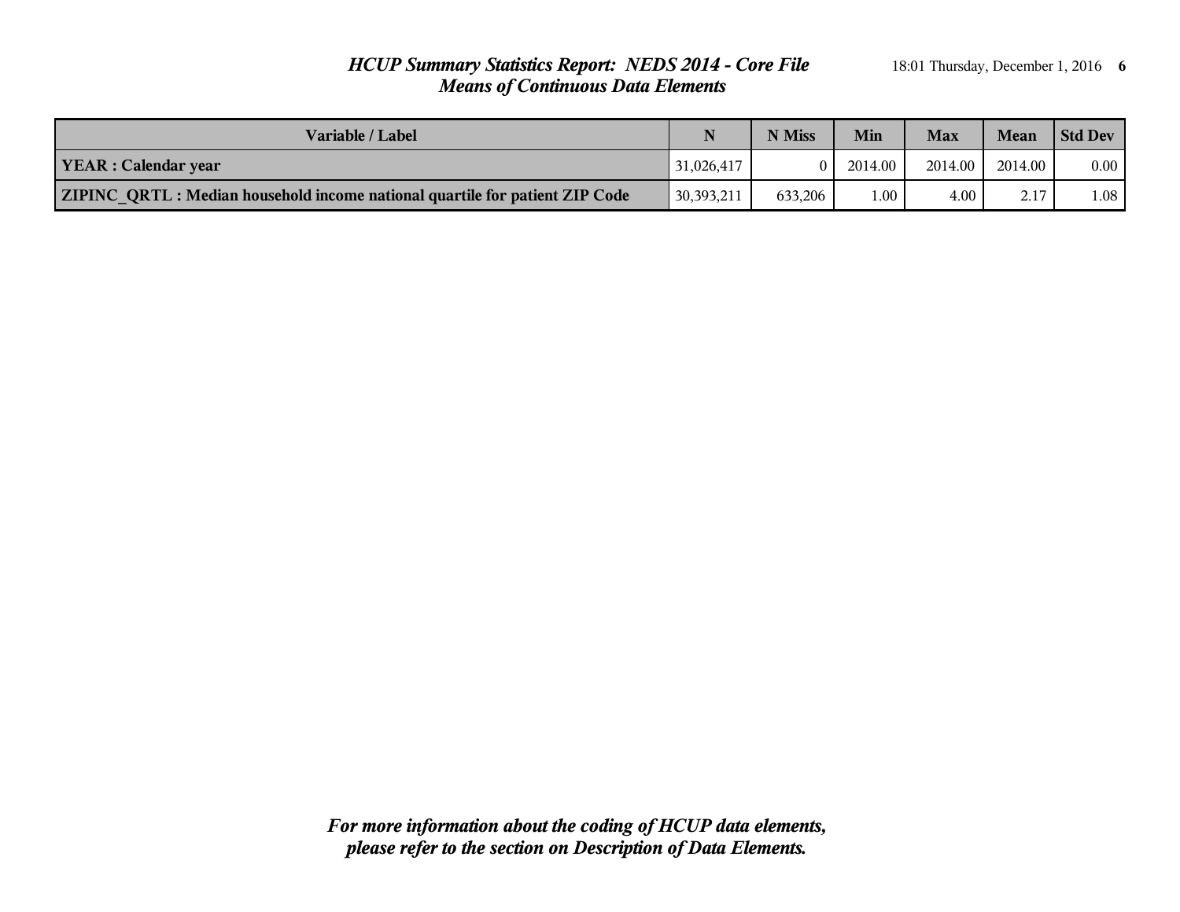# HCUP Summary Statistics Report: NEDS 2014 - Core File
## Means of Continuous Data Elements

| Variable / Label | N | N Miss | Min | Max | Mean | Std Dev |
|---|---|---|---|---|---|---|
| **YEAR : Calendar year** | 31,026,417 | 0 | 2014.00 | 2014.00 | 2014.00 | 0.00 |
| **ZIPINC_QRTL : Median household income national quartile for patient ZIP Code** | 30,393,211 | 633,206 | 1.00 | 4.00 | 2.17 | 1.08 |

***For more information about the coding of HCUP data elements, please refer to the section on Description of Data Elements.***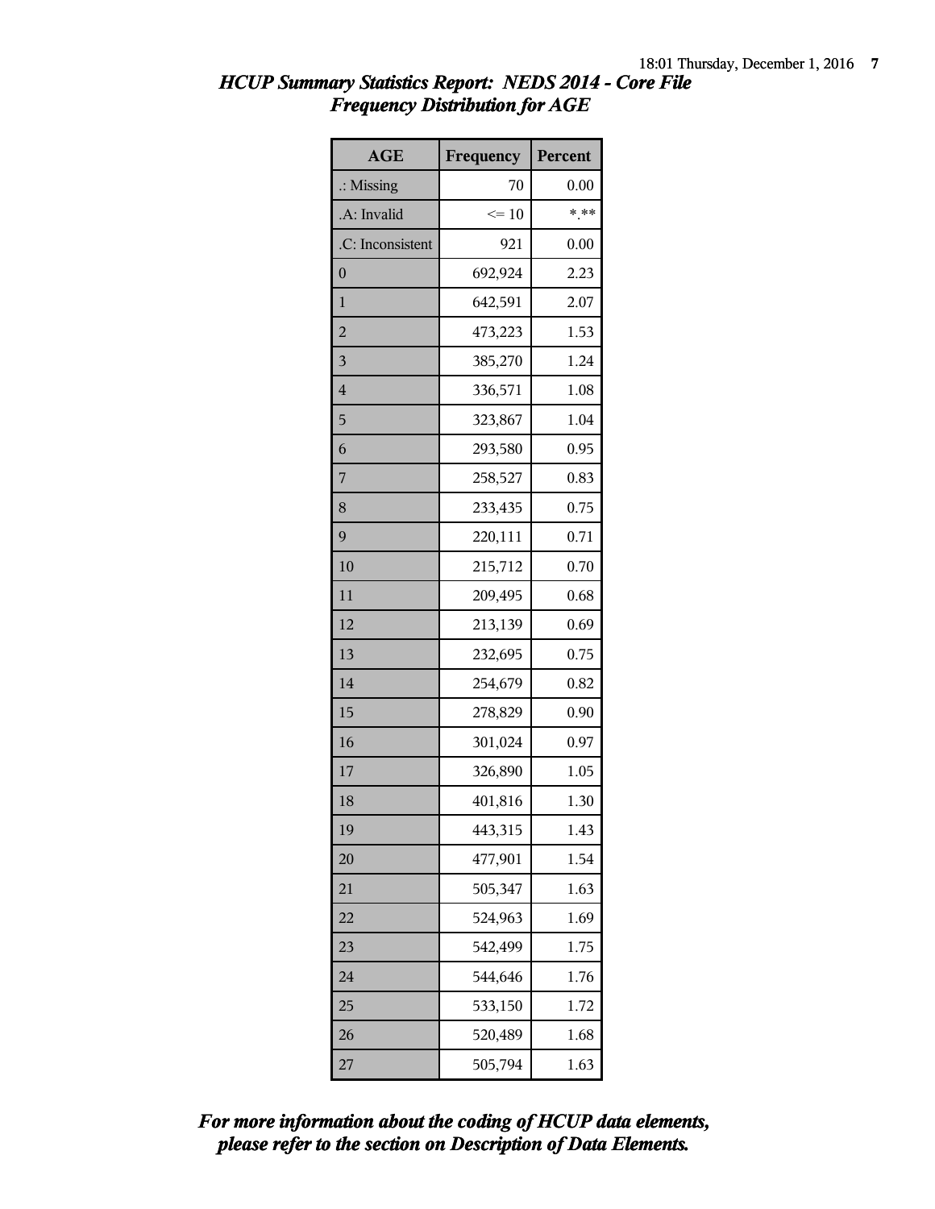## *HCUP Summary Statistics Report: NEDS 2014 - Core File*
## *Frequency Distribution for AGE*

| AGE | Frequency | Percent |
|---|---|---|
| .: Missing | 70 | 0.00 |
| .A: Invalid | <= 10 | *.** |
| .C: Inconsistent | 921 | 0.00 |
| 0 | 692,924 | 2.23 |
| 1 | 642,591 | 2.07 |
| 2 | 473,223 | 1.53 |
| 3 | 385,270 | 1.24 |
| 4 | 336,571 | 1.08 |
| 5 | 323,867 | 1.04 |
| 6 | 293,580 | 0.95 |
| 7 | 258,527 | 0.83 |
| 8 | 233,435 | 0.75 |
| 9 | 220,111 | 0.71 |
| 10 | 215,712 | 0.70 |
| 11 | 209,495 | 0.68 |
| 12 | 213,139 | 0.69 |
| 13 | 232,695 | 0.75 |
| 14 | 254,679 | 0.82 |
| 15 | 278,829 | 0.90 |
| 16 | 301,024 | 0.97 |
| 17 | 326,890 | 1.05 |
| 18 | 401,816 | 1.30 |
| 19 | 443,315 | 1.43 |
| 20 | 477,901 | 1.54 |
| 21 | 505,347 | 1.63 |
| 22 | 524,963 | 1.69 |
| 23 | 542,499 | 1.75 |
| 24 | 544,646 | 1.76 |
| 25 | 533,150 | 1.72 |
| 26 | 520,489 | 1.68 |
| 27 | 505,794 | 1.63 |

***For more information about the coding of HCUP data elements, please refer to the section on Description of Data Elements.***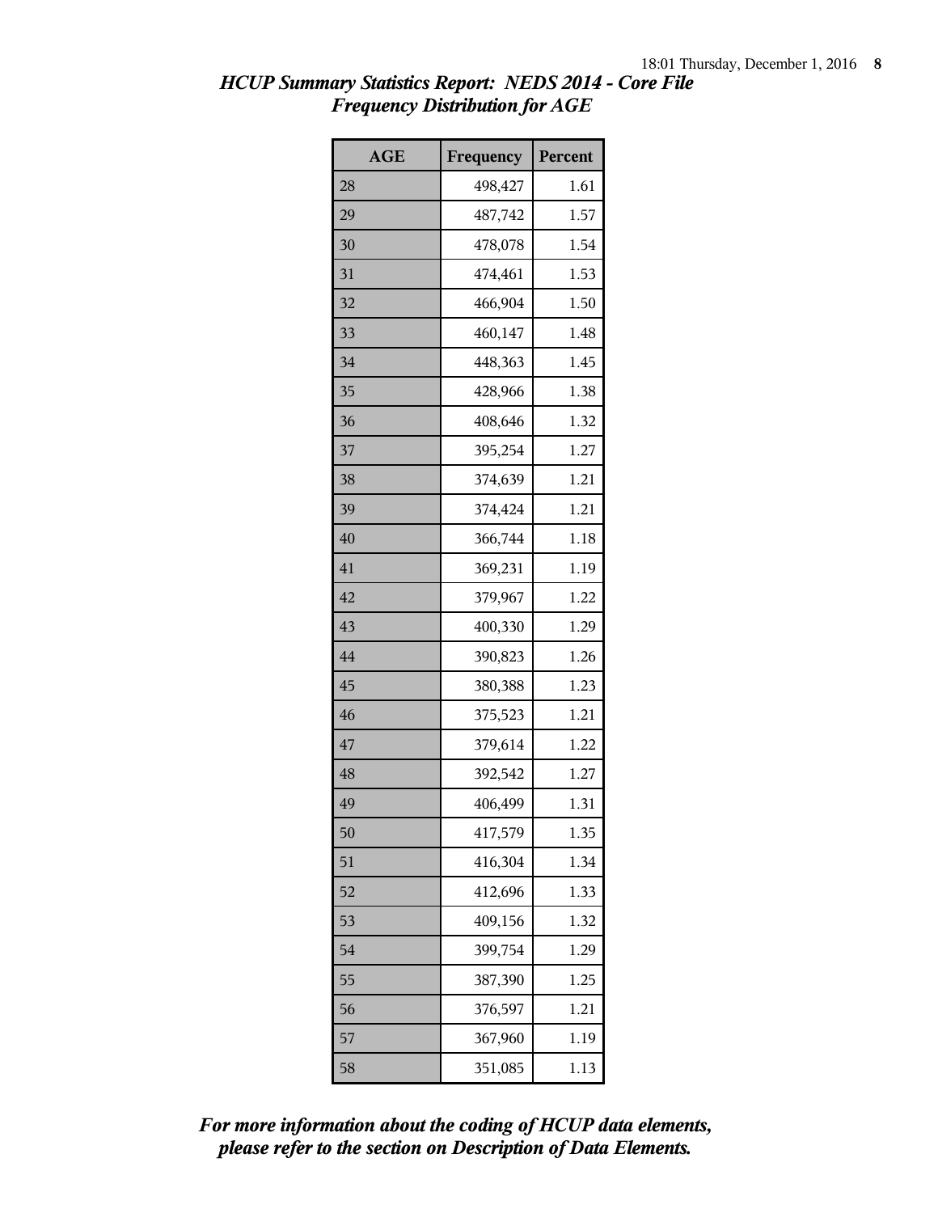# *HCUP Summary Statistics Report: NEDS 2014 - Core File*
## *Frequency Distribution for AGE*

| AGE | Frequency | Percent |
|---|---|---|
| 28 | 498,427 | 1.61 |
| 29 | 487,742 | 1.57 |
| 30 | 478,078 | 1.54 |
| 31 | 474,461 | 1.53 |
| 32 | 466,904 | 1.50 |
| 33 | 460,147 | 1.48 |
| 34 | 448,363 | 1.45 |
| 35 | 428,966 | 1.38 |
| 36 | 408,646 | 1.32 |
| 37 | 395,254 | 1.27 |
| 38 | 374,639 | 1.21 |
| 39 | 374,424 | 1.21 |
| 40 | 366,744 | 1.18 |
| 41 | 369,231 | 1.19 |
| 42 | 379,967 | 1.22 |
| 43 | 400,330 | 1.29 |
| 44 | 390,823 | 1.26 |
| 45 | 380,388 | 1.23 |
| 46 | 375,523 | 1.21 |
| 47 | 379,614 | 1.22 |
| 48 | 392,542 | 1.27 |
| 49 | 406,499 | 1.31 |
| 50 | 417,579 | 1.35 |
| 51 | 416,304 | 1.34 |
| 52 | 412,696 | 1.33 |
| 53 | 409,156 | 1.32 |
| 54 | 399,754 | 1.29 |
| 55 | 387,390 | 1.25 |
| 56 | 376,597 | 1.21 |
| 57 | 367,960 | 1.19 |
| 58 | 351,085 | 1.13 |

***For more information about the coding of HCUP data elements, please refer to the section on Description of Data Elements.***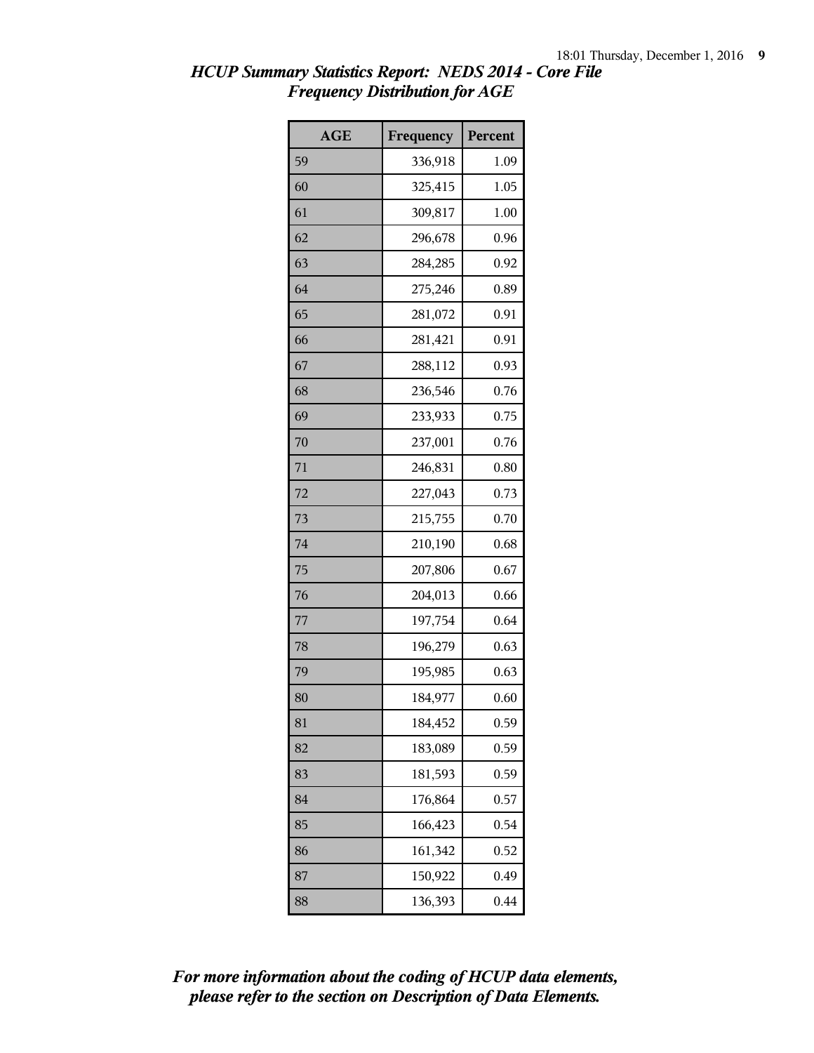*HCUP Summary Statistics Report: NEDS 2014 - Core File*
*Frequency Distribution for AGE*

| AGE | Frequency | Percent |
|---|---|---|
| 59 | 336,918 | 1.09 |
| 60 | 325,415 | 1.05 |
| 61 | 309,817 | 1.00 |
| 62 | 296,678 | 0.96 |
| 63 | 284,285 | 0.92 |
| 64 | 275,246 | 0.89 |
| 65 | 281,072 | 0.91 |
| 66 | 281,421 | 0.91 |
| 67 | 288,112 | 0.93 |
| 68 | 236,546 | 0.76 |
| 69 | 233,933 | 0.75 |
| 70 | 237,001 | 0.76 |
| 71 | 246,831 | 0.80 |
| 72 | 227,043 | 0.73 |
| 73 | 215,755 | 0.70 |
| 74 | 210,190 | 0.68 |
| 75 | 207,806 | 0.67 |
| 76 | 204,013 | 0.66 |
| 77 | 197,754 | 0.64 |
| 78 | 196,279 | 0.63 |
| 79 | 195,985 | 0.63 |
| 80 | 184,977 | 0.60 |
| 81 | 184,452 | 0.59 |
| 82 | 183,089 | 0.59 |
| 83 | 181,593 | 0.59 |
| 84 | 176,864 | 0.57 |
| 85 | 166,423 | 0.54 |
| 86 | 161,342 | 0.52 |
| 87 | 150,922 | 0.49 |
| 88 | 136,393 | 0.44 |

*For more information about the coding of HCUP data elements, please refer to the section on Description of Data Elements.*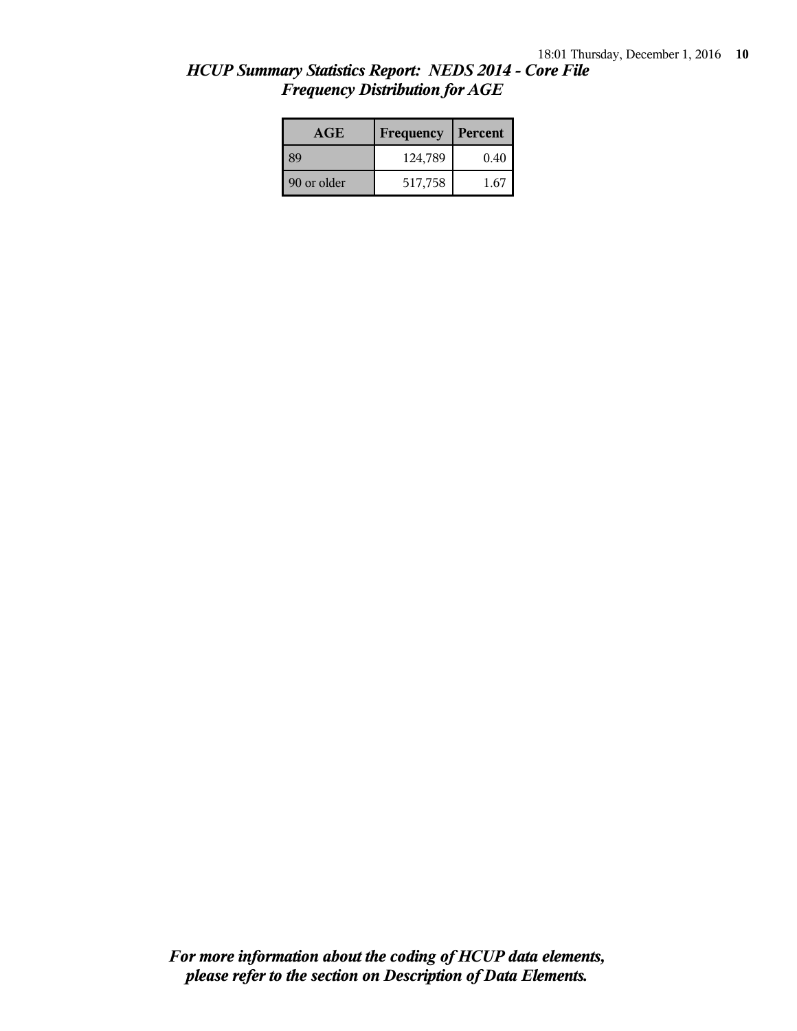*HCUP Summary Statistics Report: NEDS 2014 - Core File*
*Frequency Distribution for AGE*

| AGE | Frequency | Percent |
|---|---|---|
| 89 | 124,789 | 0.40 |
| 90 or older | 517,758 | 1.67 |

***For more information about the coding of HCUP data elements, please refer to the section on Description of Data Elements.***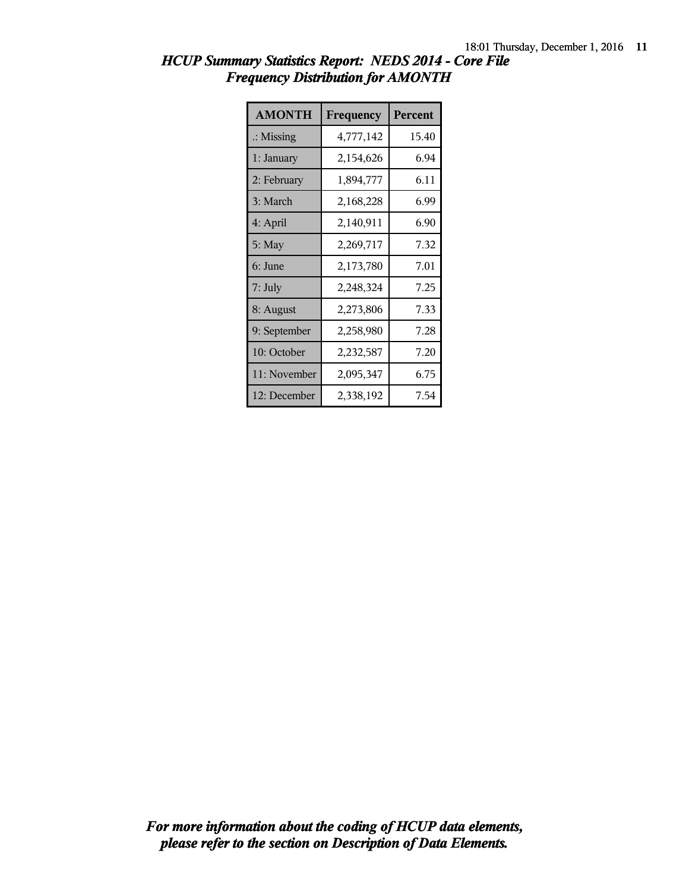## *HCUP Summary Statistics Report: NEDS 2014 - Core File*
## *Frequency Distribution for AMONTH*

| AMONTH | Frequency | Percent |
|---|---|---|
| .: Missing | 4,777,142 | 15.40 |
| 1: January | 2,154,626 | 6.94 |
| 2: February | 1,894,777 | 6.11 |
| 3: March | 2,168,228 | 6.99 |
| 4: April | 2,140,911 | 6.90 |
| 5: May | 2,269,717 | 7.32 |
| 6: June | 2,173,780 | 7.01 |
| 7: July | 2,248,324 | 7.25 |
| 8: August | 2,273,806 | 7.33 |
| 9: September | 2,258,980 | 7.28 |
| 10: October | 2,232,587 | 7.20 |
| 11: November | 2,095,347 | 6.75 |
| 12: December | 2,338,192 | 7.54 |

***For more information about the coding of HCUP data elements, please refer to the section on Description of Data Elements.***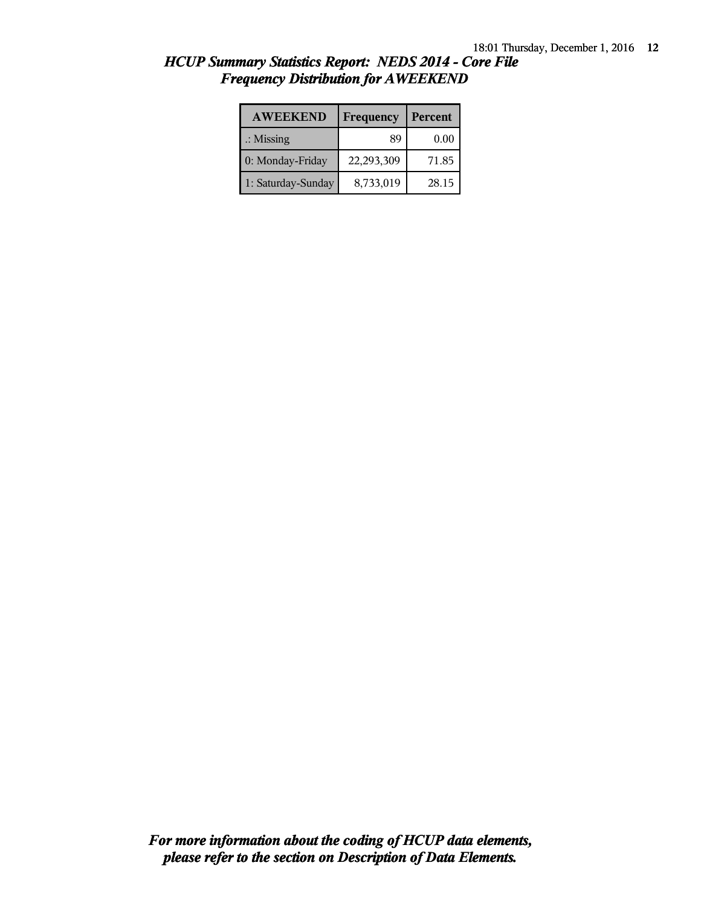## *HCUP Summary Statistics Report: NEDS 2014 - Core File*
## *Frequency Distribution for AWEEKEND*

| AWEEKEND | Frequency | Percent |
|---|---|---|
| .: Missing | 89 | 0.00 |
| 0: Monday-Friday | 22,293,309 | 71.85 |
| 1: Saturday-Sunday | 8,733,019 | 28.15 |

***For more information about the coding of HCUP data elements, please refer to the section on Description of Data Elements.***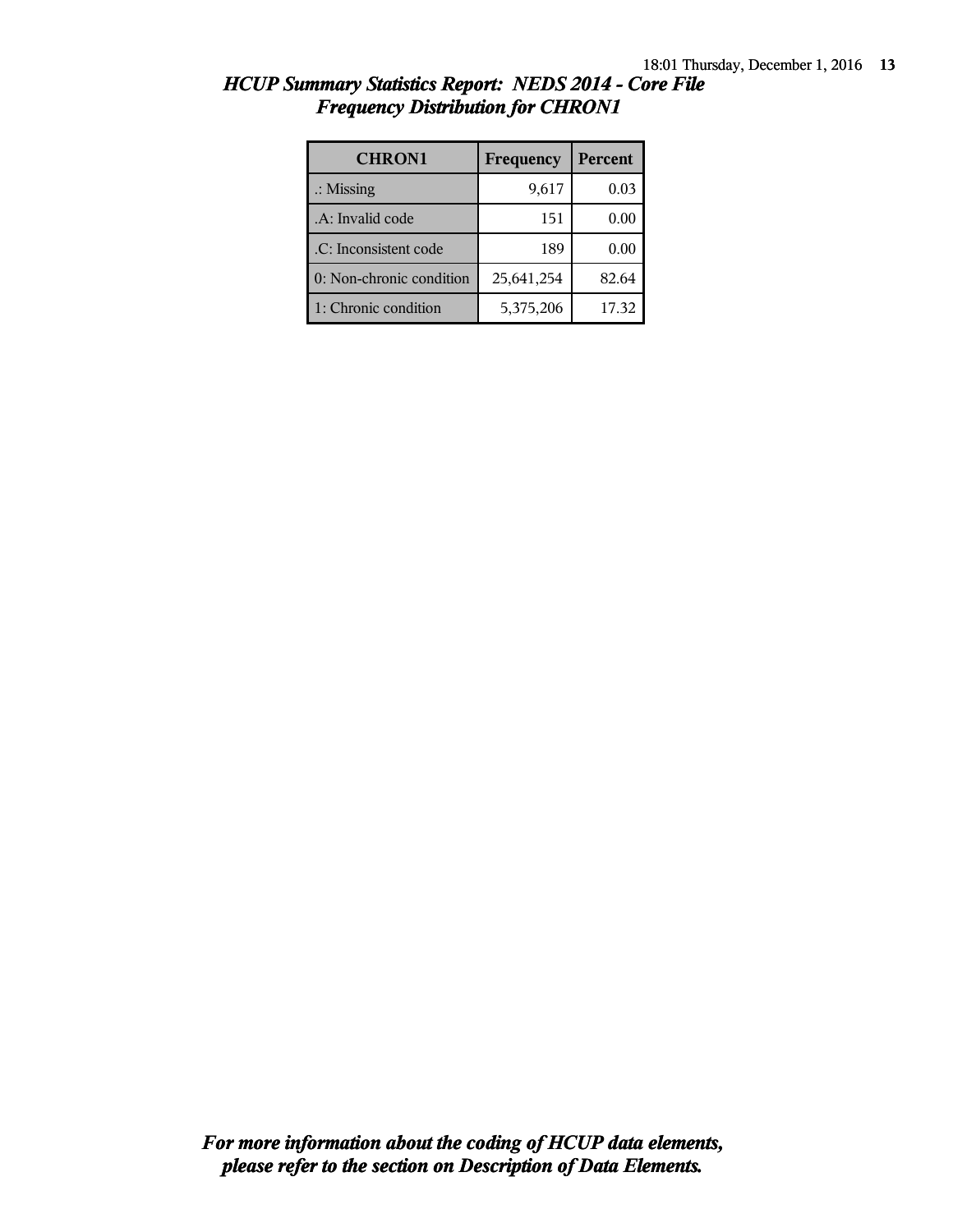# *HCUP Summary Statistics Report: NEDS 2014 - Core File*
## *Frequency Distribution for CHRON1*

| CHRON1 | Frequency | Percent |
|---|---|---|
| .: Missing | 9,617 | 0.03 |
| .A: Invalid code | 151 | 0.00 |
| .C: Inconsistent code | 189 | 0.00 |
| 0: Non-chronic condition | 25,641,254 | 82.64 |
| 1: Chronic condition | 5,375,206 | 17.32 |

***For more information about the coding of HCUP data elements, please refer to the section on Description of Data Elements.***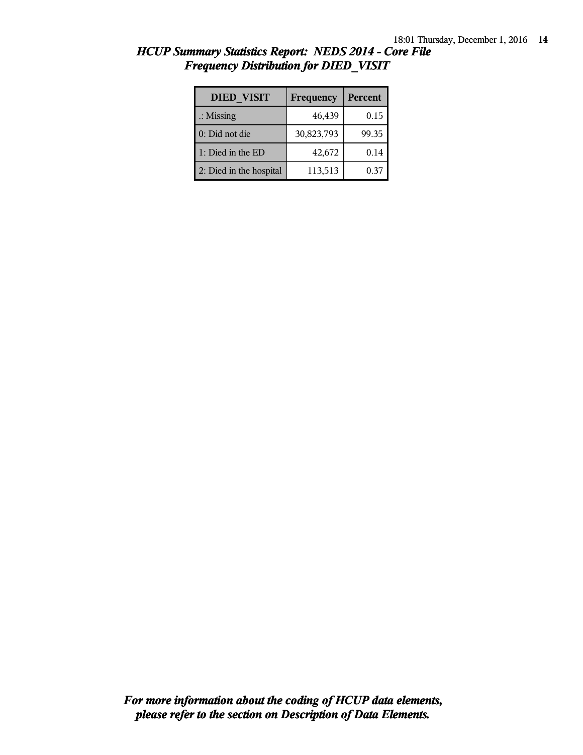## *HCUP Summary Statistics Report: NEDS 2014 - Core File*
## *Frequency Distribution for DIED_VISIT*

| DIED_VISIT | Frequency | Percent |
|---|---|---|
| .: Missing | 46,439 | 0.15 |
| 0: Did not die | 30,823,793 | 99.35 |
| 1: Died in the ED | 42,672 | 0.14 |
| 2: Died in the hospital | 113,513 | 0.37 |

***For more information about the coding of HCUP data elements, please refer to the section on Description of Data Elements.***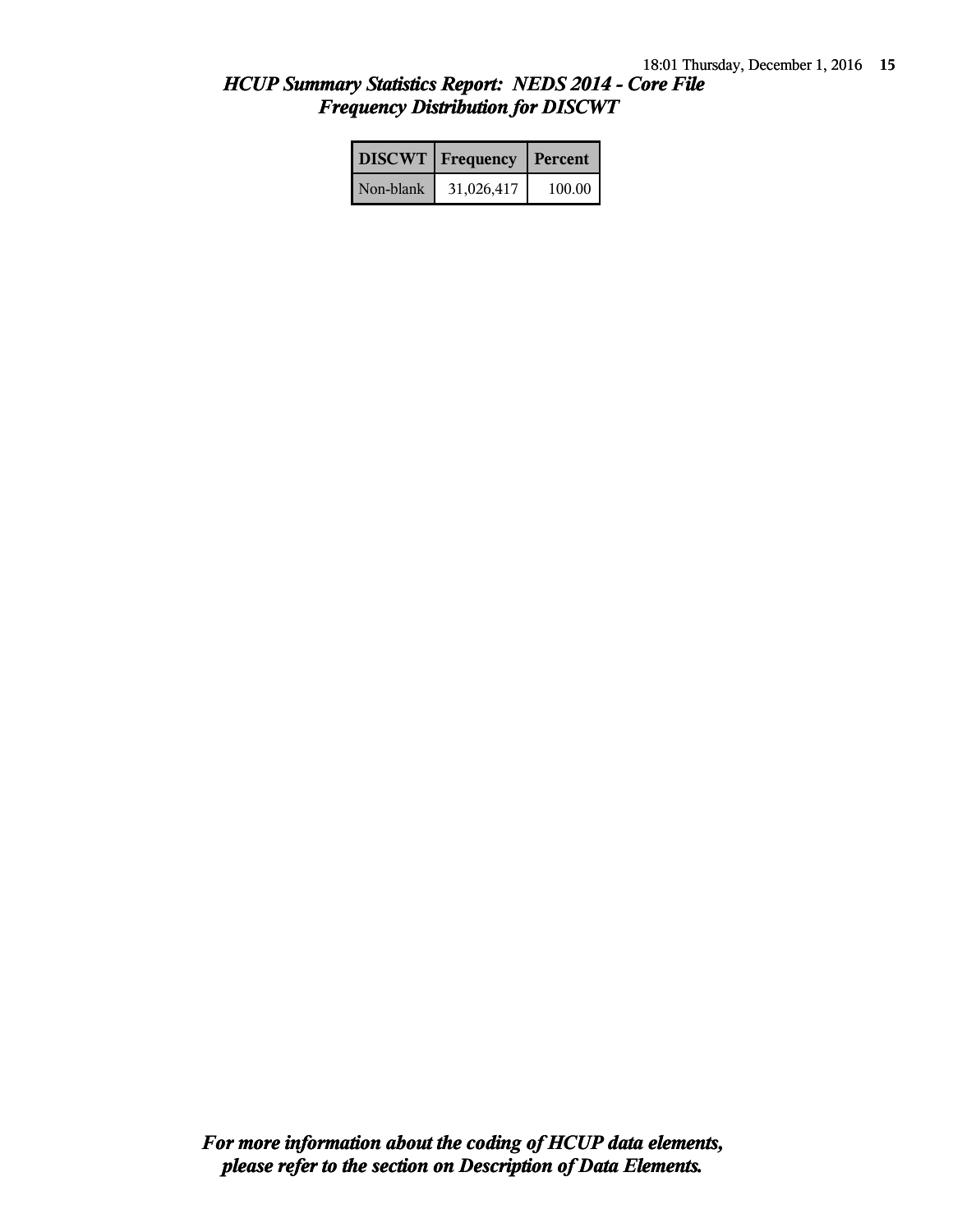*HCUP Summary Statistics Report: NEDS 2014 - Core File*
*Frequency Distribution for DISCWT*

| DISCWT | Frequency | Percent |
|---|---|---|
| Non-blank | 31,026,417 | 100.00 |

***For more information about the coding of HCUP data elements, please refer to the section on Description of Data Elements.***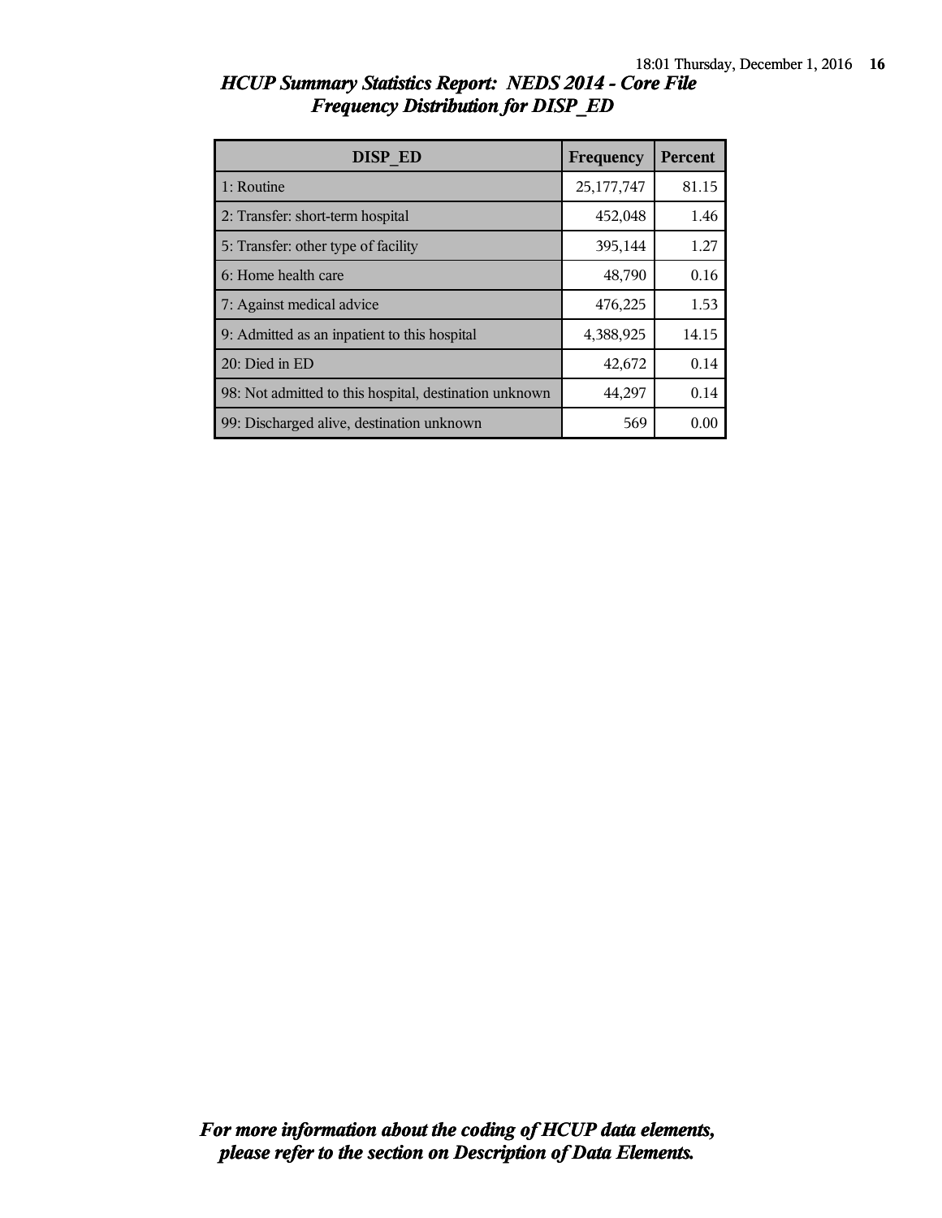## *HCUP Summary Statistics Report: NEDS 2014 - Core File*
## *Frequency Distribution for DISP_ED*

| DISP_ED | Frequency | Percent |
|---|---|---|
| 1: Routine | 25,177,747 | 81.15 |
| 2: Transfer: short-term hospital | 452,048 | 1.46 |
| 5: Transfer: other type of facility | 395,144 | 1.27 |
| 6: Home health care | 48,790 | 0.16 |
| 7: Against medical advice | 476,225 | 1.53 |
| 9: Admitted as an inpatient to this hospital | 4,388,925 | 14.15 |
| 20: Died in ED | 42,672 | 0.14 |
| 98: Not admitted to this hospital, destination unknown | 44,297 | 0.14 |
| 99: Discharged alive, destination unknown | 569 | 0.00 |

***For more information about the coding of HCUP data elements, please refer to the section on Description of Data Elements.***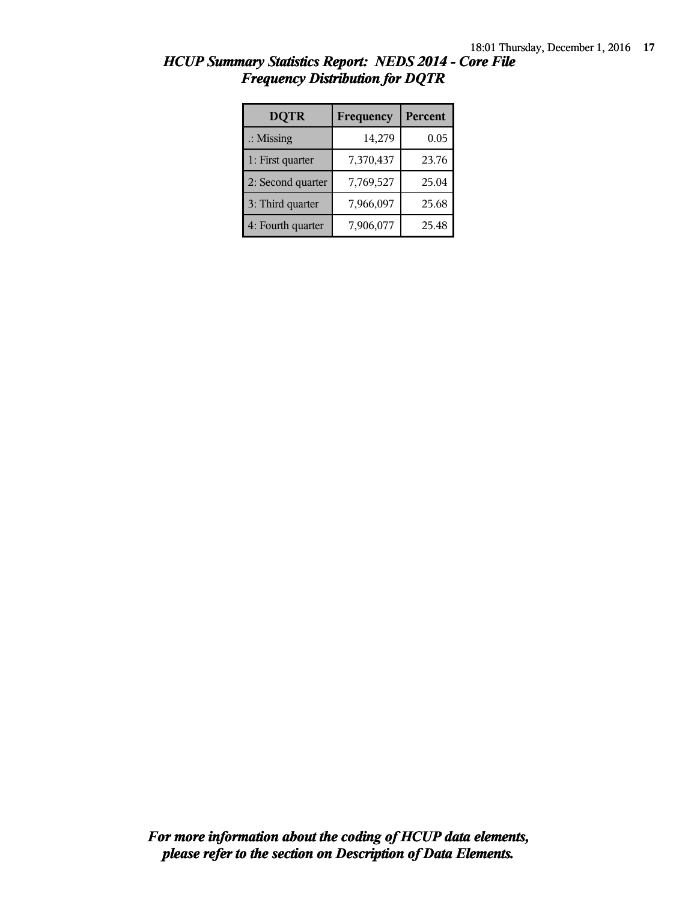# HCUP Summary Statistics Report: NEDS 2014 - Core File

## Frequency Distribution for DQTR

| DQTR | Frequency | Percent |
|---|---|---|
| .: Missing | 14,279 | 0.05 |
| 1: First quarter | 7,370,437 | 23.76 |
| 2: Second quarter | 7,769,527 | 25.04 |
| 3: Third quarter | 7,966,097 | 25.68 |
| 4: Fourth quarter | 7,906,077 | 25.48 |

***For more information about the coding of HCUP data elements, please refer to the section on Description of Data Elements.***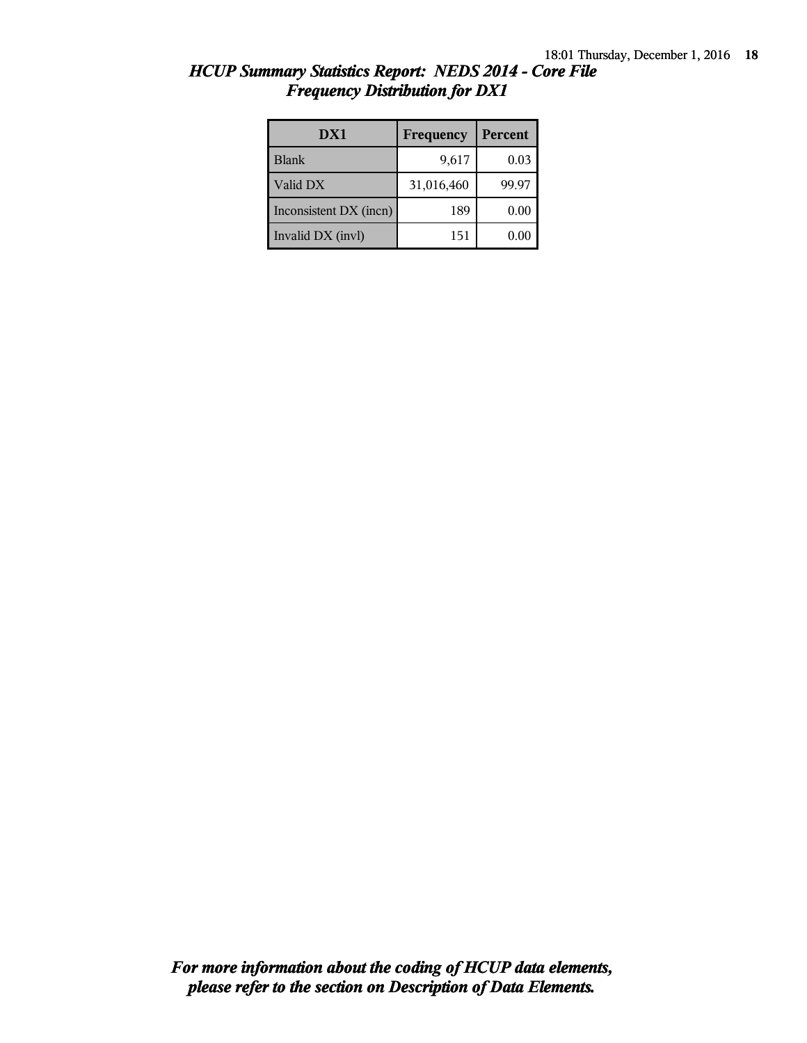## *HCUP Summary Statistics Report: NEDS 2014 - Core File*
## *Frequency Distribution for DX1*

| DX1 | Frequency | Percent |
|---|---|---|
| Blank | 9,617 | 0.03 |
| Valid DX | 31,016,460 | 99.97 |
| Inconsistent DX (incn) | 189 | 0.00 |
| Invalid DX (invl) | 151 | 0.00 |

***For more information about the coding of HCUP data elements, please refer to the section on Description of Data Elements.***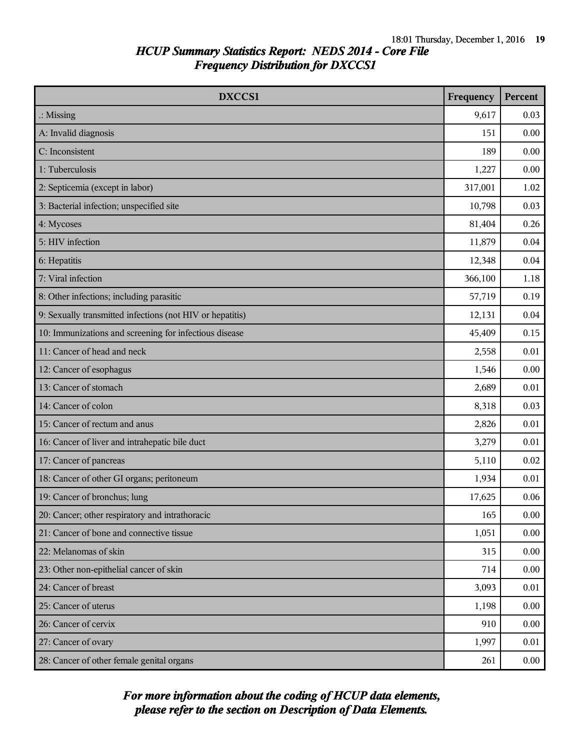# HCUP Summary Statistics Report: NEDS 2014 - Core File

## Frequency Distribution for DXCCS1

| DXCCS1 | Frequency | Percent |
|---|---|---|
| .: Missing | 9,617 | 0.03 |
| A: Invalid diagnosis | 151 | 0.00 |
| C: Inconsistent | 189 | 0.00 |
| 1: Tuberculosis | 1,227 | 0.00 |
| 2: Septicemia (except in labor) | 317,001 | 1.02 |
| 3: Bacterial infection; unspecified site | 10,798 | 0.03 |
| 4: Mycoses | 81,404 | 0.26 |
| 5: HIV infection | 11,879 | 0.04 |
| 6: Hepatitis | 12,348 | 0.04 |
| 7: Viral infection | 366,100 | 1.18 |
| 8: Other infections; including parasitic | 57,719 | 0.19 |
| 9: Sexually transmitted infections (not HIV or hepatitis) | 12,131 | 0.04 |
| 10: Immunizations and screening for infectious disease | 45,409 | 0.15 |
| 11: Cancer of head and neck | 2,558 | 0.01 |
| 12: Cancer of esophagus | 1,546 | 0.00 |
| 13: Cancer of stomach | 2,689 | 0.01 |
| 14: Cancer of colon | 8,318 | 0.03 |
| 15: Cancer of rectum and anus | 2,826 | 0.01 |
| 16: Cancer of liver and intrahepatic bile duct | 3,279 | 0.01 |
| 17: Cancer of pancreas | 5,110 | 0.02 |
| 18: Cancer of other GI organs; peritoneum | 1,934 | 0.01 |
| 19: Cancer of bronchus; lung | 17,625 | 0.06 |
| 20: Cancer; other respiratory and intrathoracic | 165 | 0.00 |
| 21: Cancer of bone and connective tissue | 1,051 | 0.00 |
| 22: Melanomas of skin | 315 | 0.00 |
| 23: Other non-epithelial cancer of skin | 714 | 0.00 |
| 24: Cancer of breast | 3,093 | 0.01 |
| 25: Cancer of uterus | 1,198 | 0.00 |
| 26: Cancer of cervix | 910 | 0.00 |
| 27: Cancer of ovary | 1,997 | 0.01 |
| 28: Cancer of other female genital organs | 261 | 0.00 |

*For more information about the coding of HCUP data elements, please refer to the section on Description of Data Elements.*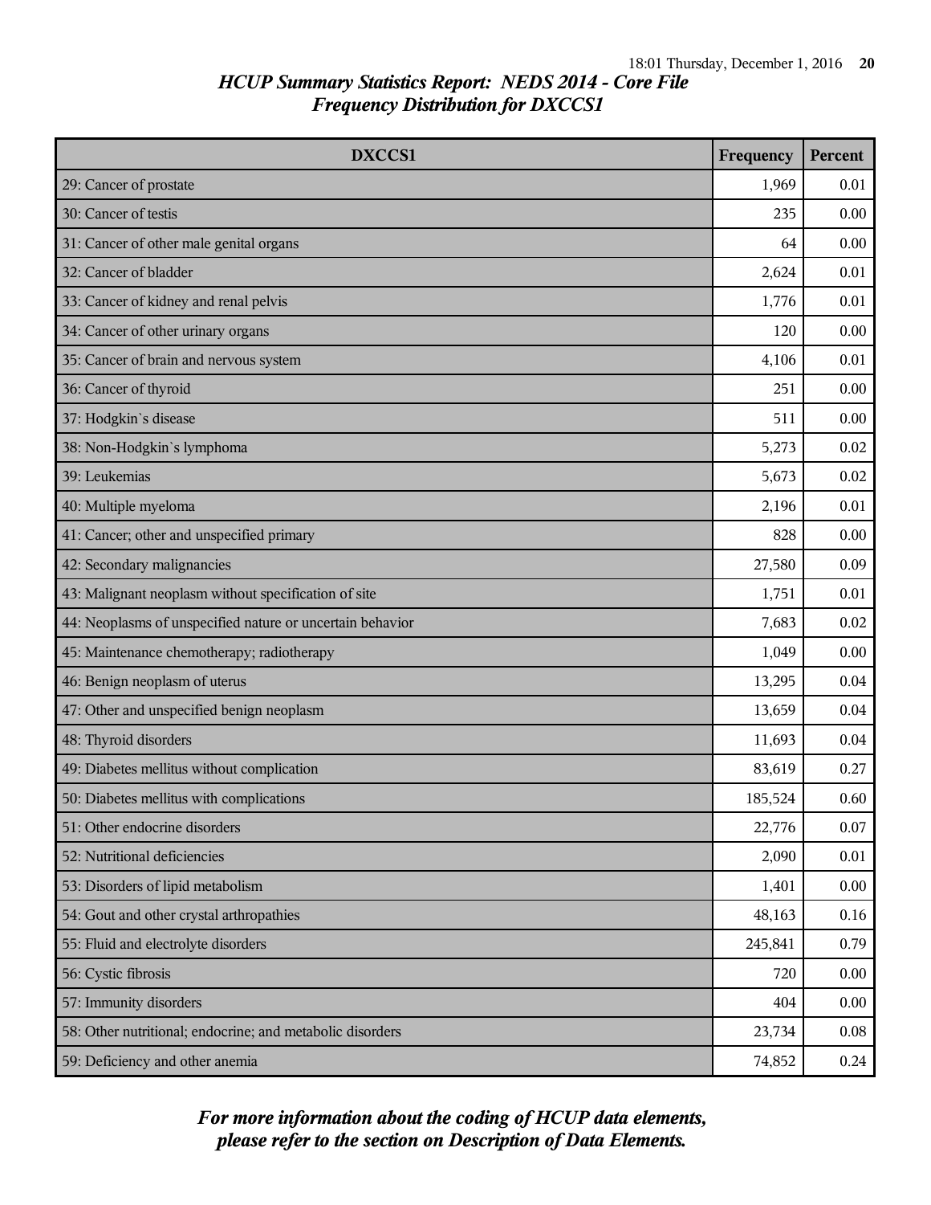*HCUP Summary Statistics Report: NEDS 2014 - Core File*
*Frequency Distribution for DXCCS1*

| DXCCS1 | Frequency | Percent |
| --- | --- | --- |
| 29: Cancer of prostate | 1,969 | 0.01 |
| 30: Cancer of testis | 235 | 0.00 |
| 31: Cancer of other male genital organs | 64 | 0.00 |
| 32: Cancer of bladder | 2,624 | 0.01 |
| 33: Cancer of kidney and renal pelvis | 1,776 | 0.01 |
| 34: Cancer of other urinary organs | 120 | 0.00 |
| 35: Cancer of brain and nervous system | 4,106 | 0.01 |
| 36: Cancer of thyroid | 251 | 0.00 |
| 37: Hodgkin`s disease | 511 | 0.00 |
| 38: Non-Hodgkin`s lymphoma | 5,273 | 0.02 |
| 39: Leukemias | 5,673 | 0.02 |
| 40: Multiple myeloma | 2,196 | 0.01 |
| 41: Cancer; other and unspecified primary | 828 | 0.00 |
| 42: Secondary malignancies | 27,580 | 0.09 |
| 43: Malignant neoplasm without specification of site | 1,751 | 0.01 |
| 44: Neoplasms of unspecified nature or uncertain behavior | 7,683 | 0.02 |
| 45: Maintenance chemotherapy; radiotherapy | 1,049 | 0.00 |
| 46: Benign neoplasm of uterus | 13,295 | 0.04 |
| 47: Other and unspecified benign neoplasm | 13,659 | 0.04 |
| 48: Thyroid disorders | 11,693 | 0.04 |
| 49: Diabetes mellitus without complication | 83,619 | 0.27 |
| 50: Diabetes mellitus with complications | 185,524 | 0.60 |
| 51: Other endocrine disorders | 22,776 | 0.07 |
| 52: Nutritional deficiencies | 2,090 | 0.01 |
| 53: Disorders of lipid metabolism | 1,401 | 0.00 |
| 54: Gout and other crystal arthropathies | 48,163 | 0.16 |
| 55: Fluid and electrolyte disorders | 245,841 | 0.79 |
| 56: Cystic fibrosis | 720 | 0.00 |
| 57: Immunity disorders | 404 | 0.00 |
| 58: Other nutritional; endocrine; and metabolic disorders | 23,734 | 0.08 |
| 59: Deficiency and other anemia | 74,852 | 0.24 |

***For more information about the coding of HCUP data elements, please refer to the section on Description of Data Elements.***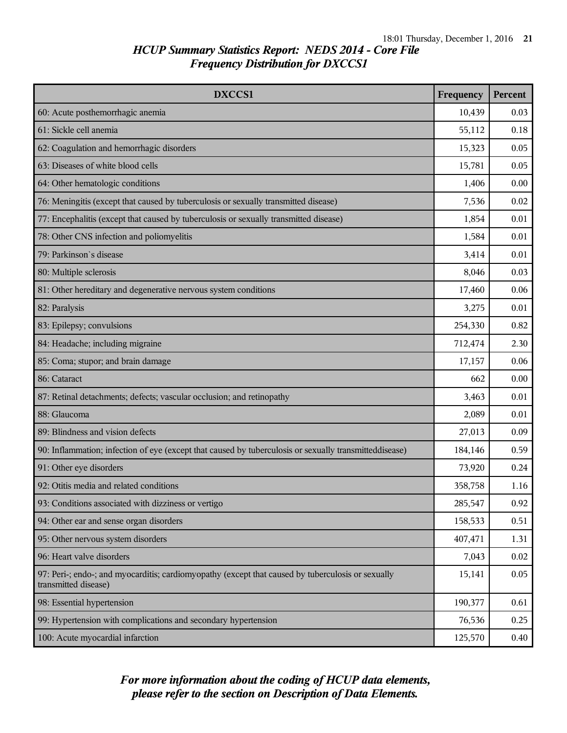## *HCUP Summary Statistics Report: NEDS 2014 - Core File*
## *Frequency Distribution for DXCCS1*

| DXCCS1 | Frequency | Percent |
| --- | --- | --- |
| 60: Acute posthemorrhagic anemia | 10,439 | 0.03 |
| 61: Sickle cell anemia | 55,112 | 0.18 |
| 62: Coagulation and hemorrhagic disorders | 15,323 | 0.05 |
| 63: Diseases of white blood cells | 15,781 | 0.05 |
| 64: Other hematologic conditions | 1,406 | 0.00 |
| 76: Meningitis (except that caused by tuberculosis or sexually transmitted disease) | 7,536 | 0.02 |
| 77: Encephalitis (except that caused by tuberculosis or sexually transmitted disease) | 1,854 | 0.01 |
| 78: Other CNS infection and poliomyelitis | 1,584 | 0.01 |
| 79: Parkinson`s disease | 3,414 | 0.01 |
| 80: Multiple sclerosis | 8,046 | 0.03 |
| 81: Other hereditary and degenerative nervous system conditions | 17,460 | 0.06 |
| 82: Paralysis | 3,275 | 0.01 |
| 83: Epilepsy; convulsions | 254,330 | 0.82 |
| 84: Headache; including migraine | 712,474 | 2.30 |
| 85: Coma; stupor; and brain damage | 17,157 | 0.06 |
| 86: Cataract | 662 | 0.00 |
| 87: Retinal detachments; defects; vascular occlusion; and retinopathy | 3,463 | 0.01 |
| 88: Glaucoma | 2,089 | 0.01 |
| 89: Blindness and vision defects | 27,013 | 0.09 |
| 90: Inflammation; infection of eye (except that caused by tuberculosis or sexually transmitteddisease) | 184,146 | 0.59 |
| 91: Other eye disorders | 73,920 | 0.24 |
| 92: Otitis media and related conditions | 358,758 | 1.16 |
| 93: Conditions associated with dizziness or vertigo | 285,547 | 0.92 |
| 94: Other ear and sense organ disorders | 158,533 | 0.51 |
| 95: Other nervous system disorders | 407,471 | 1.31 |
| 96: Heart valve disorders | 7,043 | 0.02 |
| 97: Peri-; endo-; and myocarditis; cardiomyopathy (except that caused by tuberculosis or sexually transmitted disease) | 15,141 | 0.05 |
| 98: Essential hypertension | 190,377 | 0.61 |
| 99: Hypertension with complications and secondary hypertension | 76,536 | 0.25 |
| 100: Acute myocardial infarction | 125,570 | 0.40 |

*For more information about the coding of HCUP data elements, please refer to the section on Description of Data Elements.*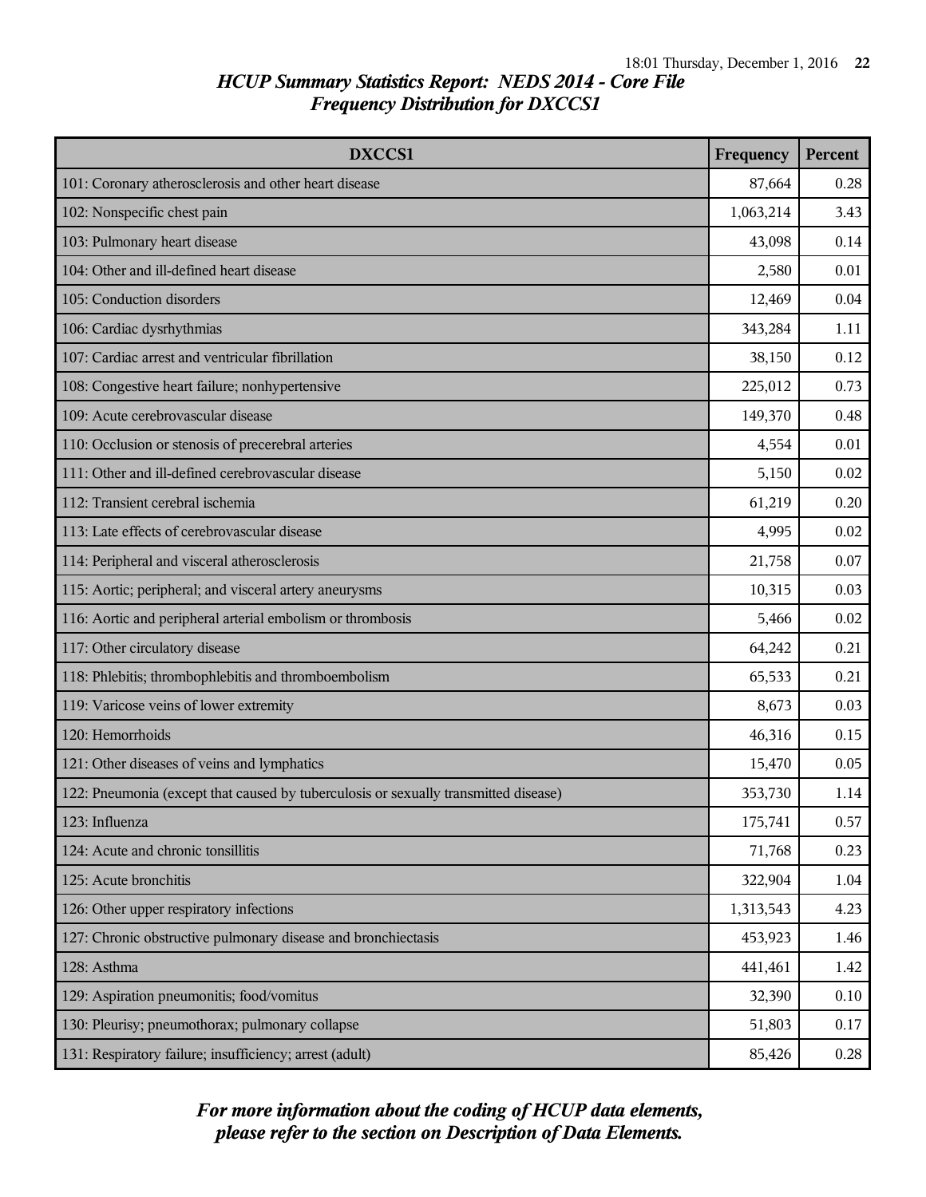## *HCUP Summary Statistics Report: NEDS 2014 - Core File*
## *Frequency Distribution for DXCCS1*

| DXCCS1 | Frequency | Percent |
|---|---|---|
| 101: Coronary atherosclerosis and other heart disease | 87,664 | 0.28 |
| 102: Nonspecific chest pain | 1,063,214 | 3.43 |
| 103: Pulmonary heart disease | 43,098 | 0.14 |
| 104: Other and ill-defined heart disease | 2,580 | 0.01 |
| 105: Conduction disorders | 12,469 | 0.04 |
| 106: Cardiac dysrhythmias | 343,284 | 1.11 |
| 107: Cardiac arrest and ventricular fibrillation | 38,150 | 0.12 |
| 108: Congestive heart failure; nonhypertensive | 225,012 | 0.73 |
| 109: Acute cerebrovascular disease | 149,370 | 0.48 |
| 110: Occlusion or stenosis of precerebral arteries | 4,554 | 0.01 |
| 111: Other and ill-defined cerebrovascular disease | 5,150 | 0.02 |
| 112: Transient cerebral ischemia | 61,219 | 0.20 |
| 113: Late effects of cerebrovascular disease | 4,995 | 0.02 |
| 114: Peripheral and visceral atherosclerosis | 21,758 | 0.07 |
| 115: Aortic; peripheral; and visceral artery aneurysms | 10,315 | 0.03 |
| 116: Aortic and peripheral arterial embolism or thrombosis | 5,466 | 0.02 |
| 117: Other circulatory disease | 64,242 | 0.21 |
| 118: Phlebitis; thrombophlebitis and thromboembolism | 65,533 | 0.21 |
| 119: Varicose veins of lower extremity | 8,673 | 0.03 |
| 120: Hemorrhoids | 46,316 | 0.15 |
| 121: Other diseases of veins and lymphatics | 15,470 | 0.05 |
| 122: Pneumonia (except that caused by tuberculosis or sexually transmitted disease) | 353,730 | 1.14 |
| 123: Influenza | 175,741 | 0.57 |
| 124: Acute and chronic tonsillitis | 71,768 | 0.23 |
| 125: Acute bronchitis | 322,904 | 1.04 |
| 126: Other upper respiratory infections | 1,313,543 | 4.23 |
| 127: Chronic obstructive pulmonary disease and bronchiectasis | 453,923 | 1.46 |
| 128: Asthma | 441,461 | 1.42 |
| 129: Aspiration pneumonitis; food/vomitus | 32,390 | 0.10 |
| 130: Pleurisy; pneumothorax; pulmonary collapse | 51,803 | 0.17 |
| 131: Respiratory failure; insufficiency; arrest (adult) | 85,426 | 0.28 |

***For more information about the coding of HCUP data elements, please refer to the section on Description of Data Elements.***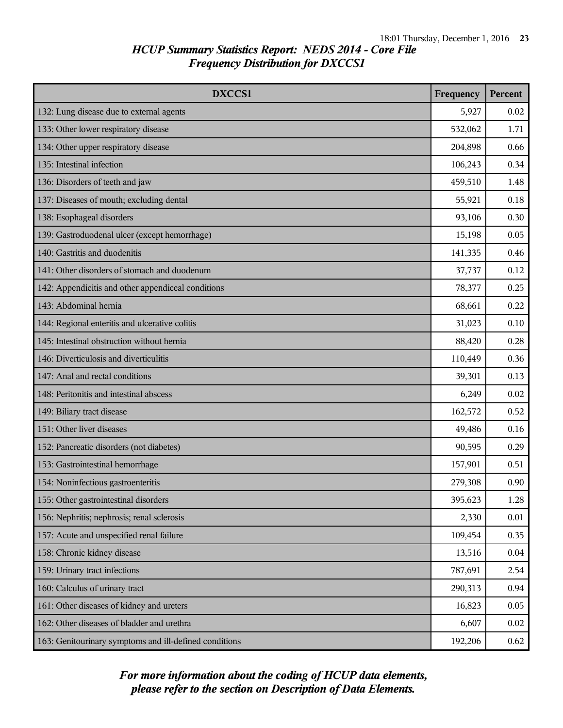## *HCUP Summary Statistics Report: NEDS 2014 - Core File*
## *Frequency Distribution for DXCCS1*

| DXCCS1 | Frequency | Percent |
|---|---|---|
| 132: Lung disease due to external agents | 5,927 | 0.02 |
| 133: Other lower respiratory disease | 532,062 | 1.71 |
| 134: Other upper respiratory disease | 204,898 | 0.66 |
| 135: Intestinal infection | 106,243 | 0.34 |
| 136: Disorders of teeth and jaw | 459,510 | 1.48 |
| 137: Diseases of mouth; excluding dental | 55,921 | 0.18 |
| 138: Esophageal disorders | 93,106 | 0.30 |
| 139: Gastroduodenal ulcer (except hemorrhage) | 15,198 | 0.05 |
| 140: Gastritis and duodenitis | 141,335 | 0.46 |
| 141: Other disorders of stomach and duodenum | 37,737 | 0.12 |
| 142: Appendicitis and other appendiceal conditions | 78,377 | 0.25 |
| 143: Abdominal hernia | 68,661 | 0.22 |
| 144: Regional enteritis and ulcerative colitis | 31,023 | 0.10 |
| 145: Intestinal obstruction without hernia | 88,420 | 0.28 |
| 146: Diverticulosis and diverticulitis | 110,449 | 0.36 |
| 147: Anal and rectal conditions | 39,301 | 0.13 |
| 148: Peritonitis and intestinal abscess | 6,249 | 0.02 |
| 149: Biliary tract disease | 162,572 | 0.52 |
| 151: Other liver diseases | 49,486 | 0.16 |
| 152: Pancreatic disorders (not diabetes) | 90,595 | 0.29 |
| 153: Gastrointestinal hemorrhage | 157,901 | 0.51 |
| 154: Noninfectious gastroenteritis | 279,308 | 0.90 |
| 155: Other gastrointestinal disorders | 395,623 | 1.28 |
| 156: Nephritis; nephrosis; renal sclerosis | 2,330 | 0.01 |
| 157: Acute and unspecified renal failure | 109,454 | 0.35 |
| 158: Chronic kidney disease | 13,516 | 0.04 |
| 159: Urinary tract infections | 787,691 | 2.54 |
| 160: Calculus of urinary tract | 290,313 | 0.94 |
| 161: Other diseases of kidney and ureters | 16,823 | 0.05 |
| 162: Other diseases of bladder and urethra | 6,607 | 0.02 |
| 163: Genitourinary symptoms and ill-defined conditions | 192,206 | 0.62 |

***For more information about the coding of HCUP data elements, please refer to the section on Description of Data Elements.***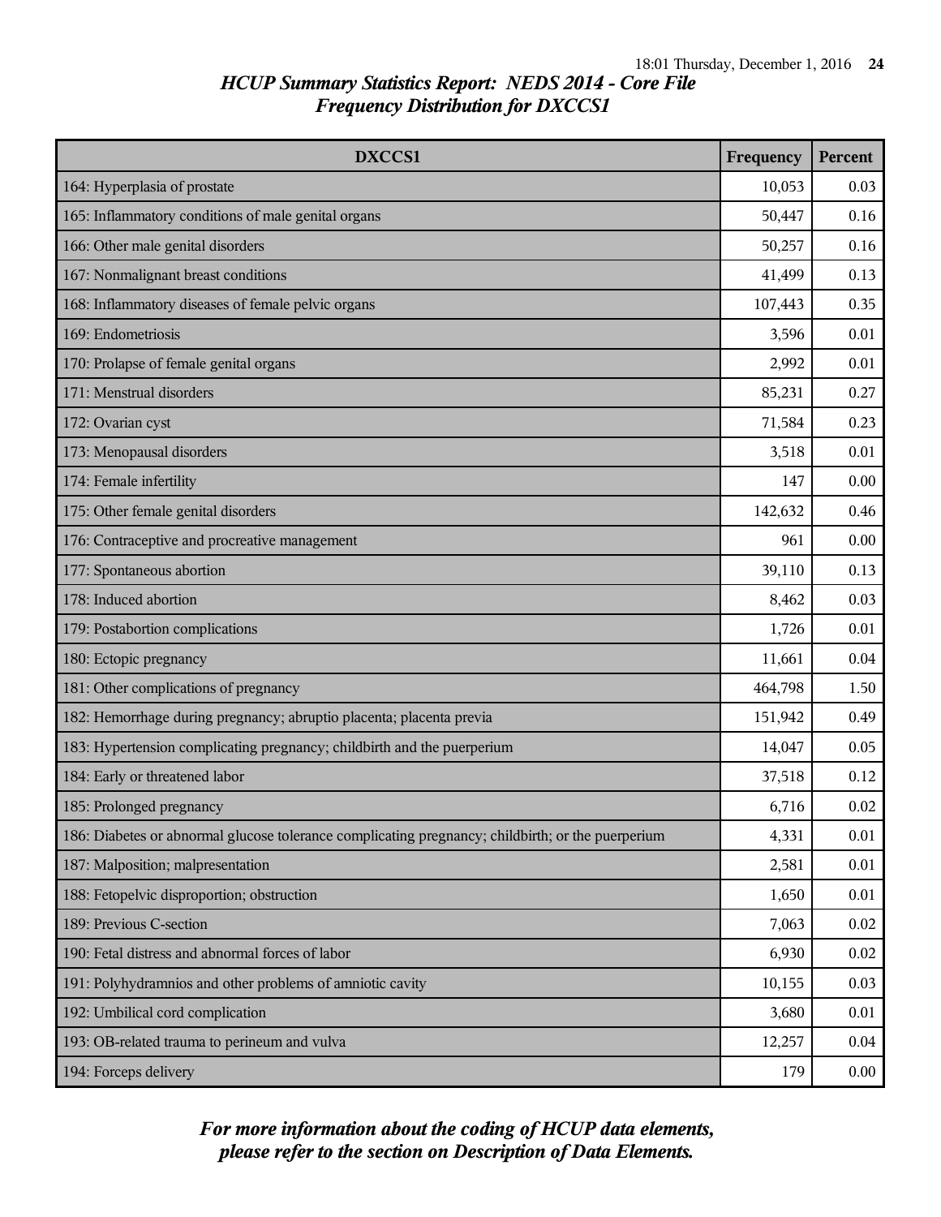## HCUP Summary Statistics Report: NEDS 2014 - Core File

### Frequency Distribution for DXCCS1

| DXCCS1 | Frequency | Percent |
| --- | --- | --- |
| 164: Hyperplasia of prostate | 10,053 | 0.03 |
| 165: Inflammatory conditions of male genital organs | 50,447 | 0.16 |
| 166: Other male genital disorders | 50,257 | 0.16 |
| 167: Nonmalignant breast conditions | 41,499 | 0.13 |
| 168: Inflammatory diseases of female pelvic organs | 107,443 | 0.35 |
| 169: Endometriosis | 3,596 | 0.01 |
| 170: Prolapse of female genital organs | 2,992 | 0.01 |
| 171: Menstrual disorders | 85,231 | 0.27 |
| 172: Ovarian cyst | 71,584 | 0.23 |
| 173: Menopausal disorders | 3,518 | 0.01 |
| 174: Female infertility | 147 | 0.00 |
| 175: Other female genital disorders | 142,632 | 0.46 |
| 176: Contraceptive and procreative management | 961 | 0.00 |
| 177: Spontaneous abortion | 39,110 | 0.13 |
| 178: Induced abortion | 8,462 | 0.03 |
| 179: Postabortion complications | 1,726 | 0.01 |
| 180: Ectopic pregnancy | 11,661 | 0.04 |
| 181: Other complications of pregnancy | 464,798 | 1.50 |
| 182: Hemorrhage during pregnancy; abruptio placenta; placenta previa | 151,942 | 0.49 |
| 183: Hypertension complicating pregnancy; childbirth and the puerperium | 14,047 | 0.05 |
| 184: Early or threatened labor | 37,518 | 0.12 |
| 185: Prolonged pregnancy | 6,716 | 0.02 |
| 186: Diabetes or abnormal glucose tolerance complicating pregnancy; childbirth; or the puerperium | 4,331 | 0.01 |
| 187: Malposition; malpresentation | 2,581 | 0.01 |
| 188: Fetopelvic disproportion; obstruction | 1,650 | 0.01 |
| 189: Previous C-section | 7,063 | 0.02 |
| 190: Fetal distress and abnormal forces of labor | 6,930 | 0.02 |
| 191: Polyhydramnios and other problems of amniotic cavity | 10,155 | 0.03 |
| 192: Umbilical cord complication | 3,680 | 0.01 |
| 193: OB-related trauma to perineum and vulva | 12,257 | 0.04 |
| 194: Forceps delivery | 179 | 0.00 |

*For more information about the coding of HCUP data elements, please refer to the section on Description of Data Elements.*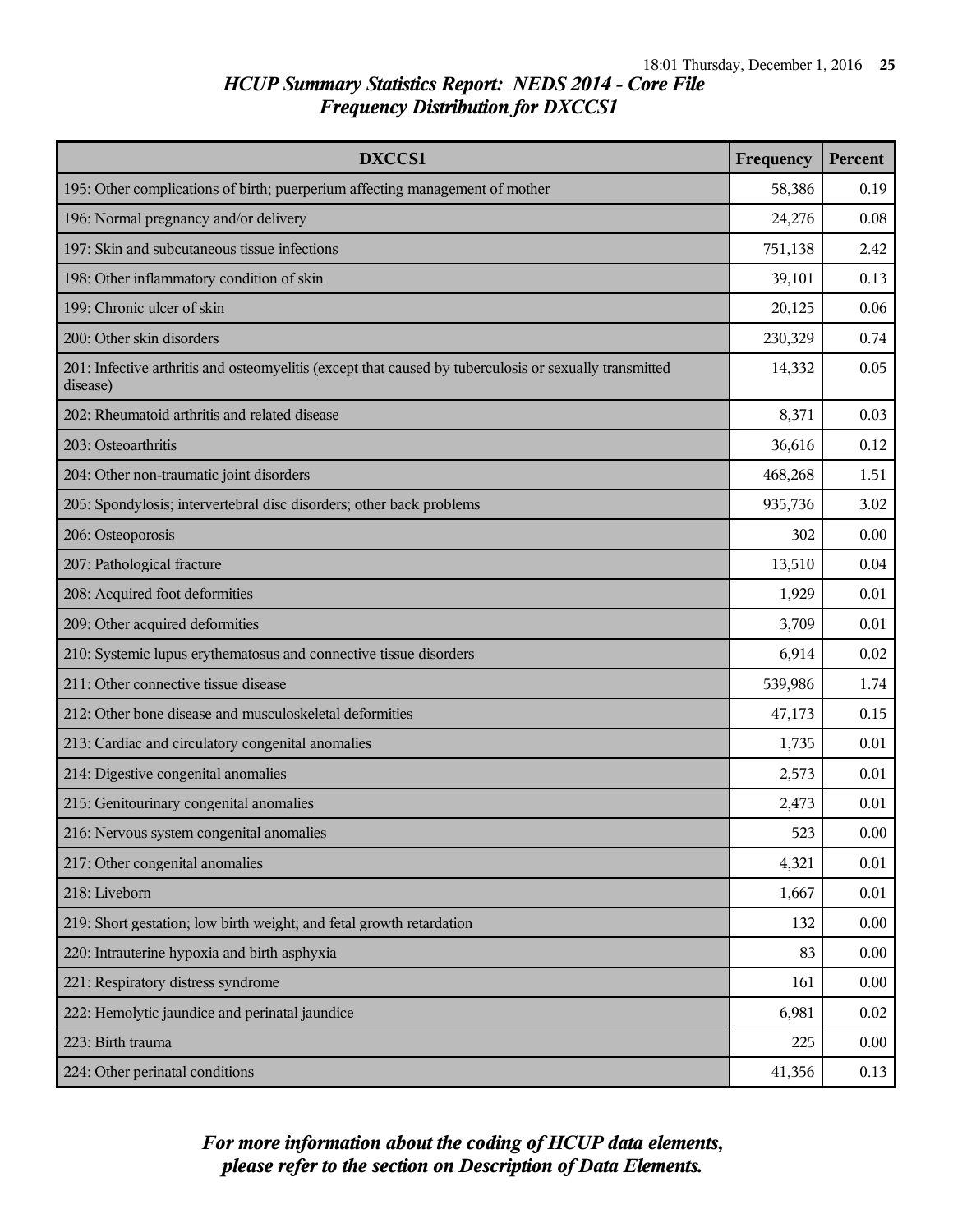## *HCUP Summary Statistics Report: NEDS 2014 - Core File*
## *Frequency Distribution for DXCCS1*

| DXCCS1 | Frequency | Percent |
|---|---|---|
| 195: Other complications of birth; puerperium affecting management of mother | 58,386 | 0.19 |
| 196: Normal pregnancy and/or delivery | 24,276 | 0.08 |
| 197: Skin and subcutaneous tissue infections | 751,138 | 2.42 |
| 198: Other inflammatory condition of skin | 39,101 | 0.13 |
| 199: Chronic ulcer of skin | 20,125 | 0.06 |
| 200: Other skin disorders | 230,329 | 0.74 |
| 201: Infective arthritis and osteomyelitis (except that caused by tuberculosis or sexually transmitted disease) | 14,332 | 0.05 |
| 202: Rheumatoid arthritis and related disease | 8,371 | 0.03 |
| 203: Osteoarthritis | 36,616 | 0.12 |
| 204: Other non-traumatic joint disorders | 468,268 | 1.51 |
| 205: Spondylosis; intervertebral disc disorders; other back problems | 935,736 | 3.02 |
| 206: Osteoporosis | 302 | 0.00 |
| 207: Pathological fracture | 13,510 | 0.04 |
| 208: Acquired foot deformities | 1,929 | 0.01 |
| 209: Other acquired deformities | 3,709 | 0.01 |
| 210: Systemic lupus erythematosus and connective tissue disorders | 6,914 | 0.02 |
| 211: Other connective tissue disease | 539,986 | 1.74 |
| 212: Other bone disease and musculoskeletal deformities | 47,173 | 0.15 |
| 213: Cardiac and circulatory congenital anomalies | 1,735 | 0.01 |
| 214: Digestive congenital anomalies | 2,573 | 0.01 |
| 215: Genitourinary congenital anomalies | 2,473 | 0.01 |
| 216: Nervous system congenital anomalies | 523 | 0.00 |
| 217: Other congenital anomalies | 4,321 | 0.01 |
| 218: Liveborn | 1,667 | 0.01 |
| 219: Short gestation; low birth weight; and fetal growth retardation | 132 | 0.00 |
| 220: Intrauterine hypoxia and birth asphyxia | 83 | 0.00 |
| 221: Respiratory distress syndrome | 161 | 0.00 |
| 222: Hemolytic jaundice and perinatal jaundice | 6,981 | 0.02 |
| 223: Birth trauma | 225 | 0.00 |
| 224: Other perinatal conditions | 41,356 | 0.13 |

***For more information about the coding of HCUP data elements, please refer to the section on Description of Data Elements.***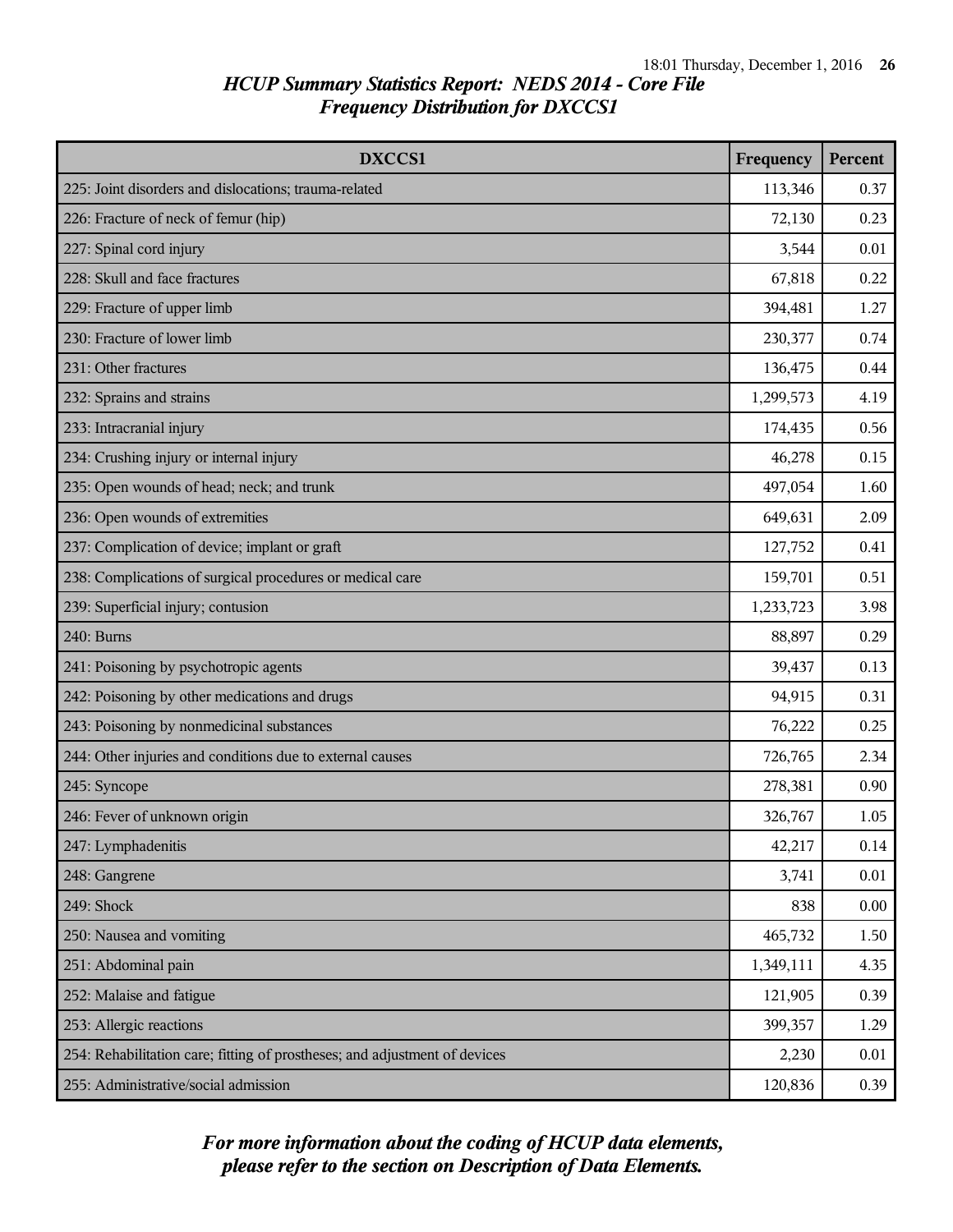## HCUP Summary Statistics Report: NEDS 2014 - Core File
## Frequency Distribution for DXCCS1

| DXCCS1 | Frequency | Percent |
|---|---|---|
| 225: Joint disorders and dislocations; trauma-related | 113,346 | 0.37 |
| 226: Fracture of neck of femur (hip) | 72,130 | 0.23 |
| 227: Spinal cord injury | 3,544 | 0.01 |
| 228: Skull and face fractures | 67,818 | 0.22 |
| 229: Fracture of upper limb | 394,481 | 1.27 |
| 230: Fracture of lower limb | 230,377 | 0.74 |
| 231: Other fractures | 136,475 | 0.44 |
| 232: Sprains and strains | 1,299,573 | 4.19 |
| 233: Intracranial injury | 174,435 | 0.56 |
| 234: Crushing injury or internal injury | 46,278 | 0.15 |
| 235: Open wounds of head; neck; and trunk | 497,054 | 1.60 |
| 236: Open wounds of extremities | 649,631 | 2.09 |
| 237: Complication of device; implant or graft | 127,752 | 0.41 |
| 238: Complications of surgical procedures or medical care | 159,701 | 0.51 |
| 239: Superficial injury; contusion | 1,233,723 | 3.98 |
| 240: Burns | 88,897 | 0.29 |
| 241: Poisoning by psychotropic agents | 39,437 | 0.13 |
| 242: Poisoning by other medications and drugs | 94,915 | 0.31 |
| 243: Poisoning by nonmedicinal substances | 76,222 | 0.25 |
| 244: Other injuries and conditions due to external causes | 726,765 | 2.34 |
| 245: Syncope | 278,381 | 0.90 |
| 246: Fever of unknown origin | 326,767 | 1.05 |
| 247: Lymphadenitis | 42,217 | 0.14 |
| 248: Gangrene | 3,741 | 0.01 |
| 249: Shock | 838 | 0.00 |
| 250: Nausea and vomiting | 465,732 | 1.50 |
| 251: Abdominal pain | 1,349,111 | 4.35 |
| 252: Malaise and fatigue | 121,905 | 0.39 |
| 253: Allergic reactions | 399,357 | 1.29 |
| 254: Rehabilitation care; fitting of prostheses; and adjustment of devices | 2,230 | 0.01 |
| 255: Administrative/social admission | 120,836 | 0.39 |

***For more information about the coding of HCUP data elements, please refer to the section on Description of Data Elements.***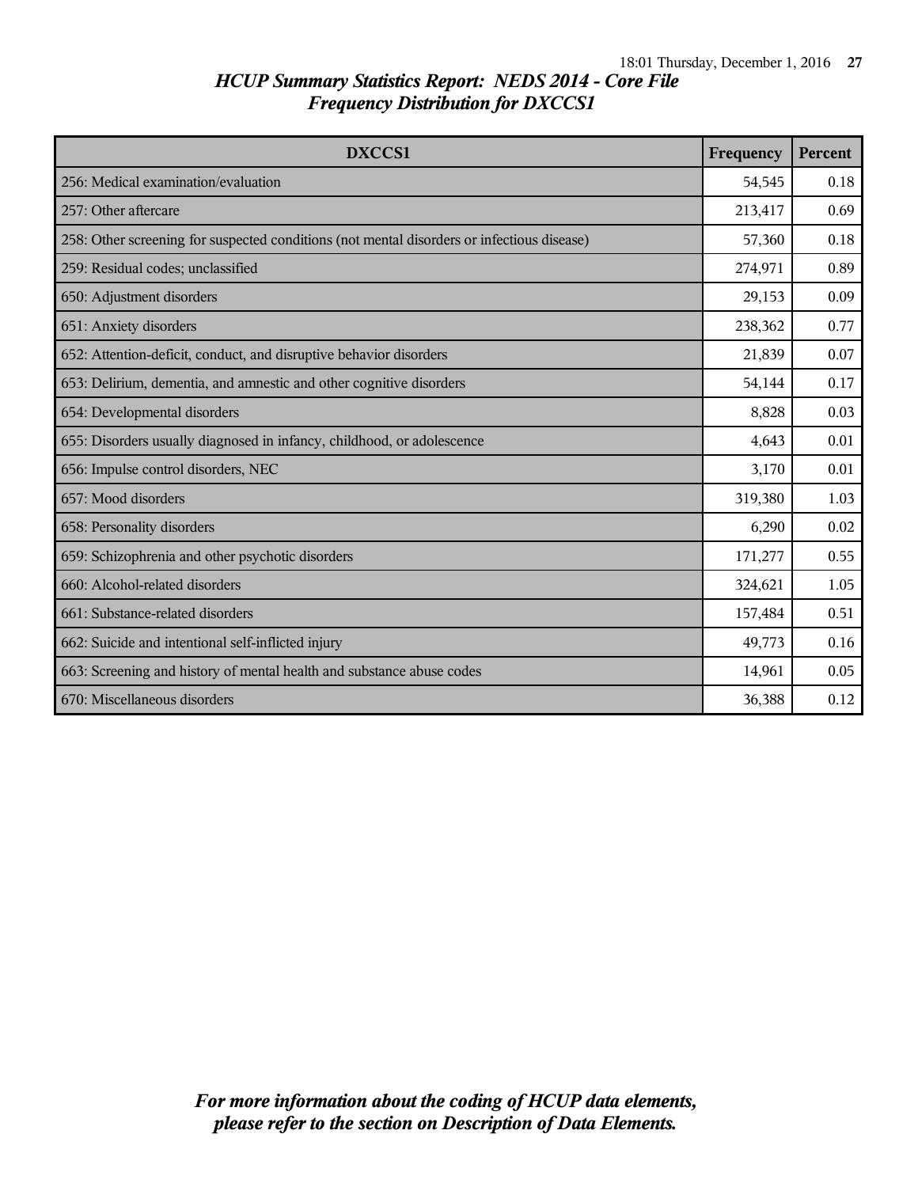## HCUP Summary Statistics Report: NEDS 2014 - Core File
### Frequency Distribution for DXCCS1

| DXCCS1 | Frequency | Percent |
|---|---|---|
| 256: Medical examination/evaluation | 54,545 | 0.18 |
| 257: Other aftercare | 213,417 | 0.69 |
| 258: Other screening for suspected conditions (not mental disorders or infectious disease) | 57,360 | 0.18 |
| 259: Residual codes; unclassified | 274,971 | 0.89 |
| 650: Adjustment disorders | 29,153 | 0.09 |
| 651: Anxiety disorders | 238,362 | 0.77 |
| 652: Attention-deficit, conduct, and disruptive behavior disorders | 21,839 | 0.07 |
| 653: Delirium, dementia, and amnestic and other cognitive disorders | 54,144 | 0.17 |
| 654: Developmental disorders | 8,828 | 0.03 |
| 655: Disorders usually diagnosed in infancy, childhood, or adolescence | 4,643 | 0.01 |
| 656: Impulse control disorders, NEC | 3,170 | 0.01 |
| 657: Mood disorders | 319,380 | 1.03 |
| 658: Personality disorders | 6,290 | 0.02 |
| 659: Schizophrenia and other psychotic disorders | 171,277 | 0.55 |
| 660: Alcohol-related disorders | 324,621 | 1.05 |
| 661: Substance-related disorders | 157,484 | 0.51 |
| 662: Suicide and intentional self-inflicted injury | 49,773 | 0.16 |
| 663: Screening and history of mental health and substance abuse codes | 14,961 | 0.05 |
| 670: Miscellaneous disorders | 36,388 | 0.12 |

*For more information about the coding of HCUP data elements, please refer to the section on Description of Data Elements.*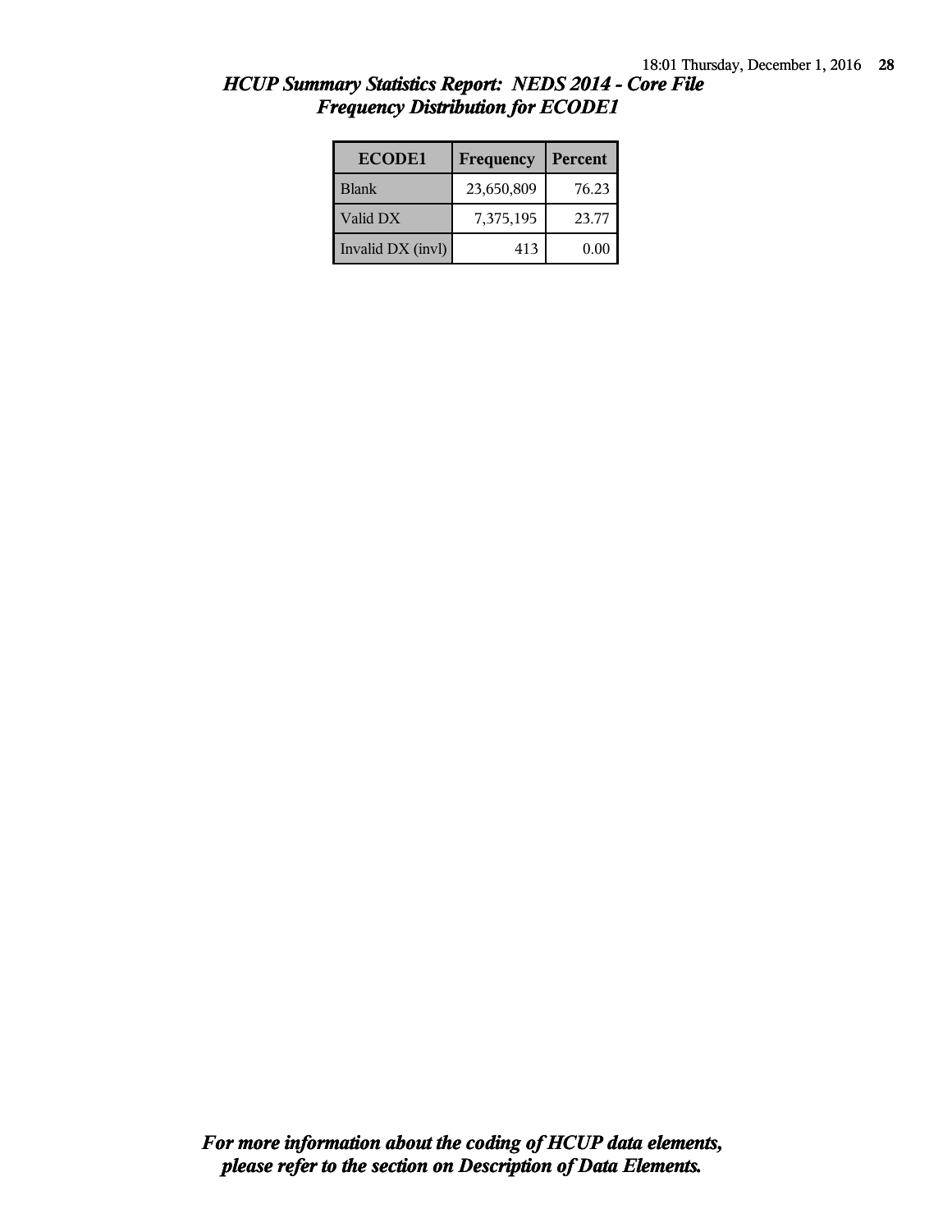## *HCUP Summary Statistics Report: NEDS 2014 - Core File*
## *Frequency Distribution for ECODE1*

| ECODE1 | Frequency | Percent |
|---|---|---|
| Blank | 23,650,809 | 76.23 |
| Valid DX | 7,375,195 | 23.77 |
| Invalid DX (invl) | 413 | 0.00 |

***For more information about the coding of HCUP data elements, please refer to the section on Description of Data Elements.***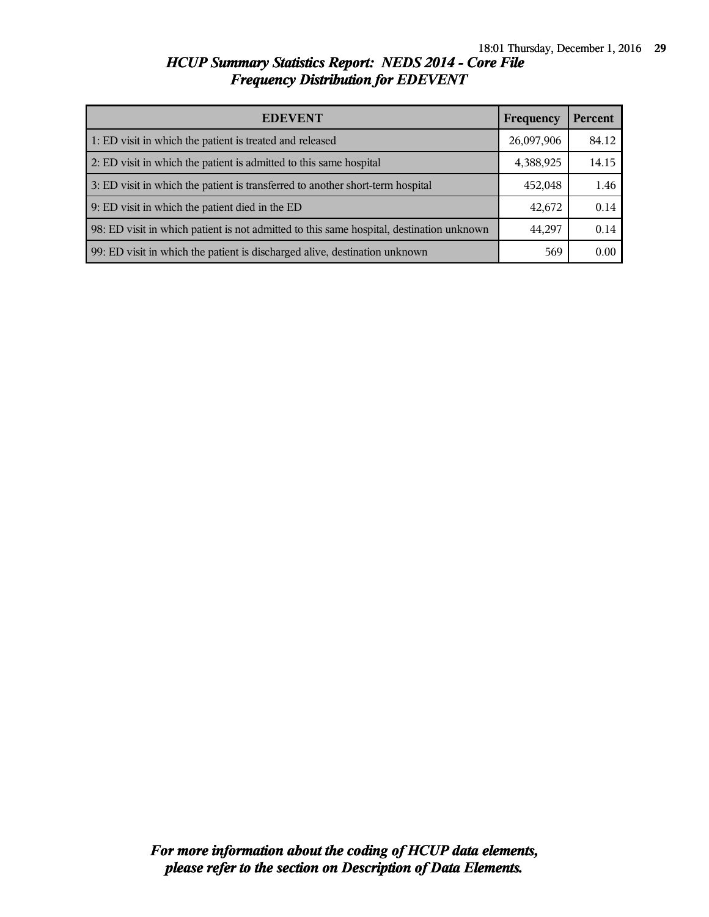## *HCUP Summary Statistics Report: NEDS 2014 - Core File*
## *Frequency Distribution for EDEVENT*

| EDEVENT | Frequency | Percent |
|---|---|---|
| 1: ED visit in which the patient is treated and released | 26,097,906 | 84.12 |
| 2: ED visit in which the patient is admitted to this same hospital | 4,388,925 | 14.15 |
| 3: ED visit in which the patient is transferred to another short-term hospital | 452,048 | 1.46 |
| 9: ED visit in which the patient died in the ED | 42,672 | 0.14 |
| 98: ED visit in which patient is not admitted to this same hospital, destination unknown | 44,297 | 0.14 |
| 99: ED visit in which the patient is discharged alive, destination unknown | 569 | 0.00 |

***For more information about the coding of HCUP data elements, please refer to the section on Description of Data Elements.***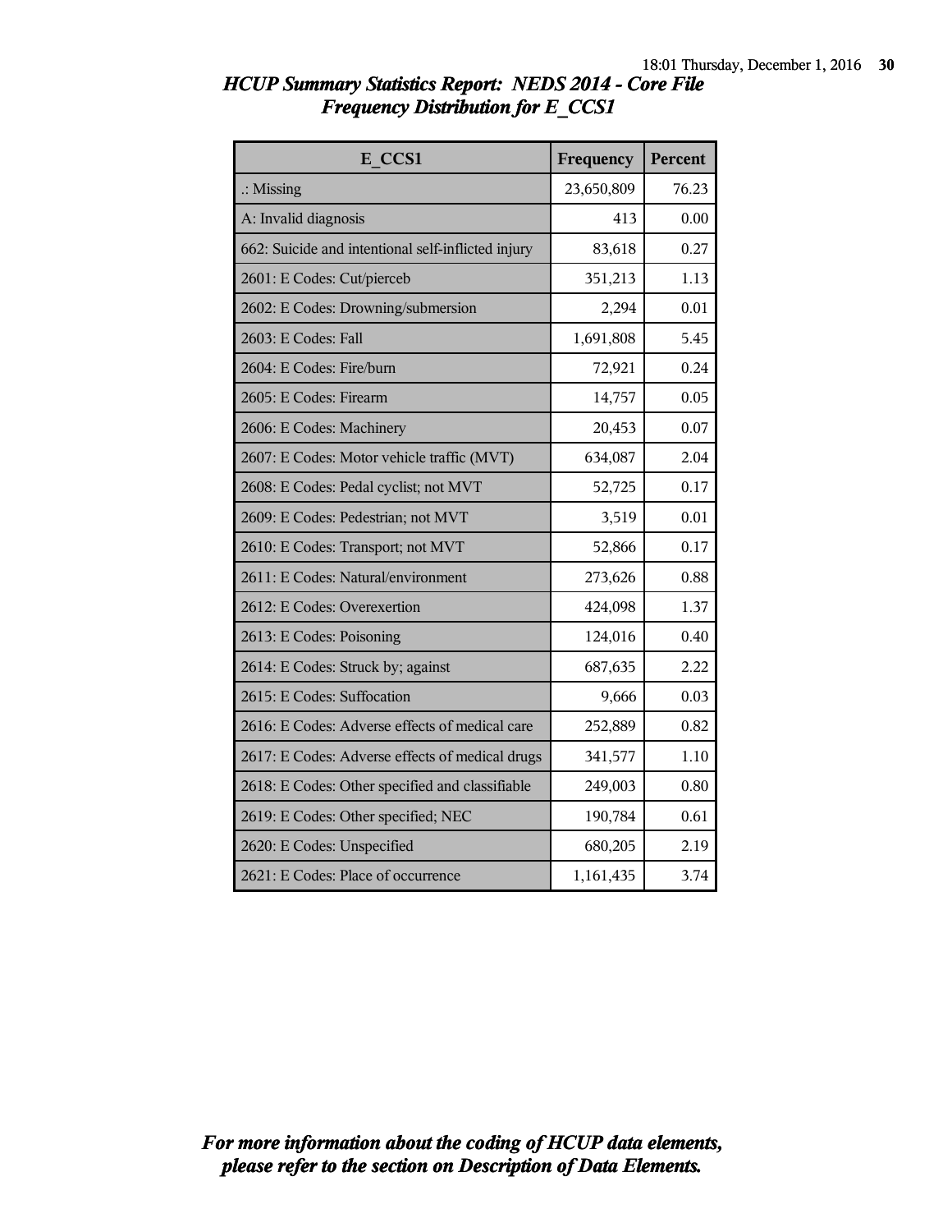# HCUP Summary Statistics Report: NEDS 2014 - Core File
## Frequency Distribution for E_CCS1

| E_CCS1 | Frequency | Percent |
|---|---|---|
| .: Missing | 23,650,809 | 76.23 |
| A: Invalid diagnosis | 413 | 0.00 |
| 662: Suicide and intentional self-inflicted injury | 83,618 | 0.27 |
| 2601: E Codes: Cut/pierceb | 351,213 | 1.13 |
| 2602: E Codes: Drowning/submersion | 2,294 | 0.01 |
| 2603: E Codes: Fall | 1,691,808 | 5.45 |
| 2604: E Codes: Fire/burn | 72,921 | 0.24 |
| 2605: E Codes: Firearm | 14,757 | 0.05 |
| 2606: E Codes: Machinery | 20,453 | 0.07 |
| 2607: E Codes: Motor vehicle traffic (MVT) | 634,087 | 2.04 |
| 2608: E Codes: Pedal cyclist; not MVT | 52,725 | 0.17 |
| 2609: E Codes: Pedestrian; not MVT | 3,519 | 0.01 |
| 2610: E Codes: Transport; not MVT | 52,866 | 0.17 |
| 2611: E Codes: Natural/environment | 273,626 | 0.88 |
| 2612: E Codes: Overexertion | 424,098 | 1.37 |
| 2613: E Codes: Poisoning | 124,016 | 0.40 |
| 2614: E Codes: Struck by; against | 687,635 | 2.22 |
| 2615: E Codes: Suffocation | 9,666 | 0.03 |
| 2616: E Codes: Adverse effects of medical care | 252,889 | 0.82 |
| 2617: E Codes: Adverse effects of medical drugs | 341,577 | 1.10 |
| 2618: E Codes: Other specified and classifiable | 249,003 | 0.80 |
| 2619: E Codes: Other specified; NEC | 190,784 | 0.61 |
| 2620: E Codes: Unspecified | 680,205 | 2.19 |
| 2621: E Codes: Place of occurrence | 1,161,435 | 3.74 |

*For more information about the coding of HCUP data elements, please refer to the section on Description of Data Elements.*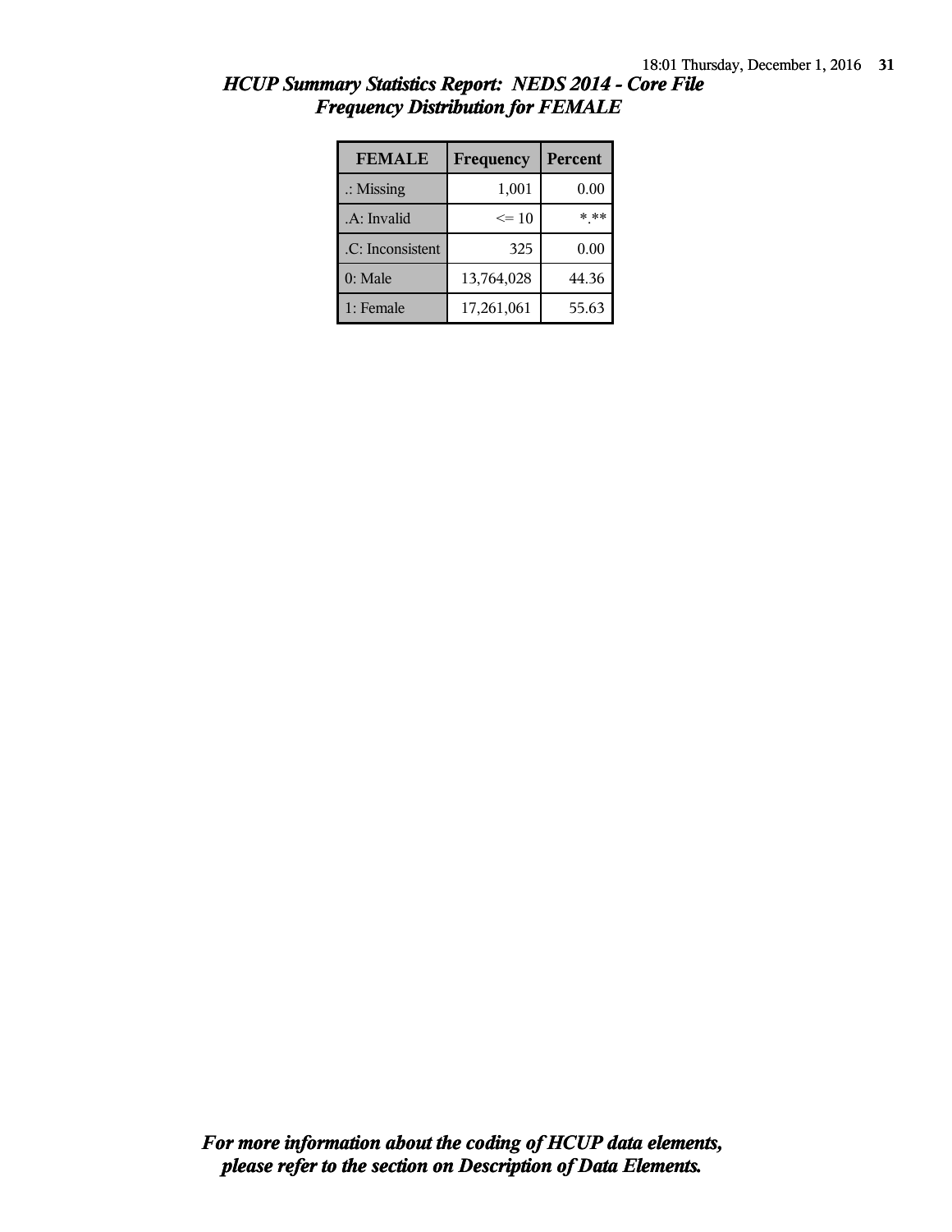## *HCUP Summary Statistics Report: NEDS 2014 - Core File*
## *Frequency Distribution for FEMALE*

| FEMALE | Frequency | Percent |
|---|---|---|
| .: Missing | 1,001 | 0.00 |
| .A: Invalid | <= 10 | *.** |
| .C: Inconsistent | 325 | 0.00 |
| 0: Male | 13,764,028 | 44.36 |
| 1: Female | 17,261,061 | 55.63 |

***For more information about the coding of HCUP data elements, please refer to the section on Description of Data Elements.***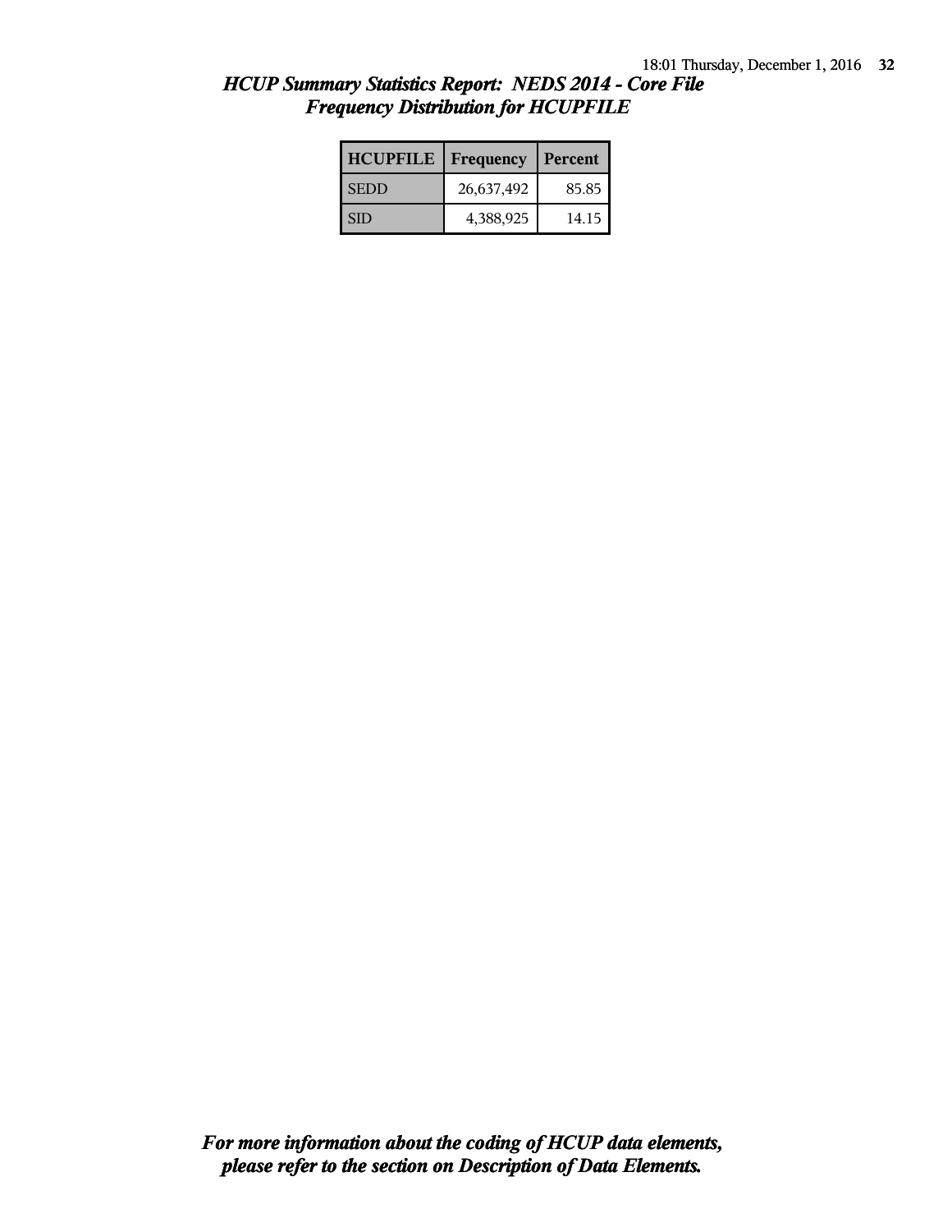# *HCUP Summary Statistics Report: NEDS 2014 - Core File*
## *Frequency Distribution for HCUPFILE*

| HCUPFILE | Frequency | Percent |
|---|---|---|
| SEDD | 26,637,492 | 85.85 |
| SID | 4,388,925 | 14.15 |

***For more information about the coding of HCUP data elements, please refer to the section on Description of Data Elements.***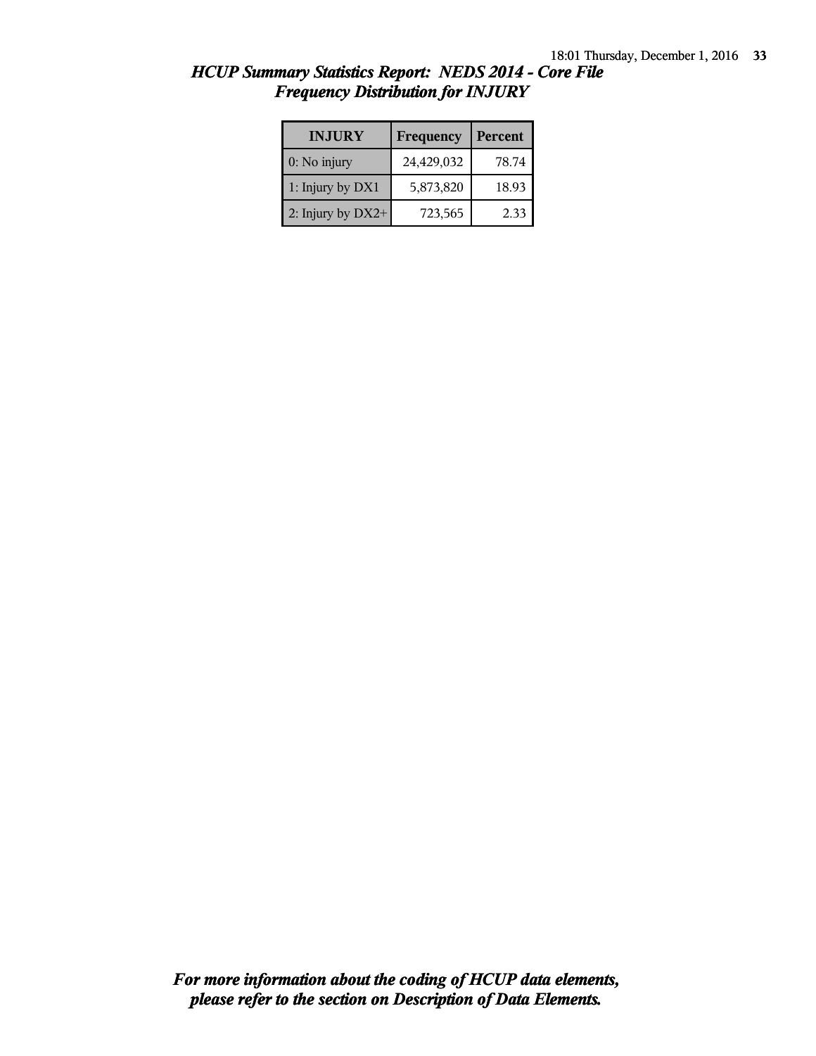## *HCUP Summary Statistics Report: NEDS 2014 - Core File*
## *Frequency Distribution for INJURY*

| INJURY | Frequency | Percent |
|---|---|---|
| 0: No injury | 24,429,032 | 78.74 |
| 1: Injury by DX1 | 5,873,820 | 18.93 |
| 2: Injury by DX2+ | 723,565 | 2.33 |

***For more information about the coding of HCUP data elements, please refer to the section on Description of Data Elements.***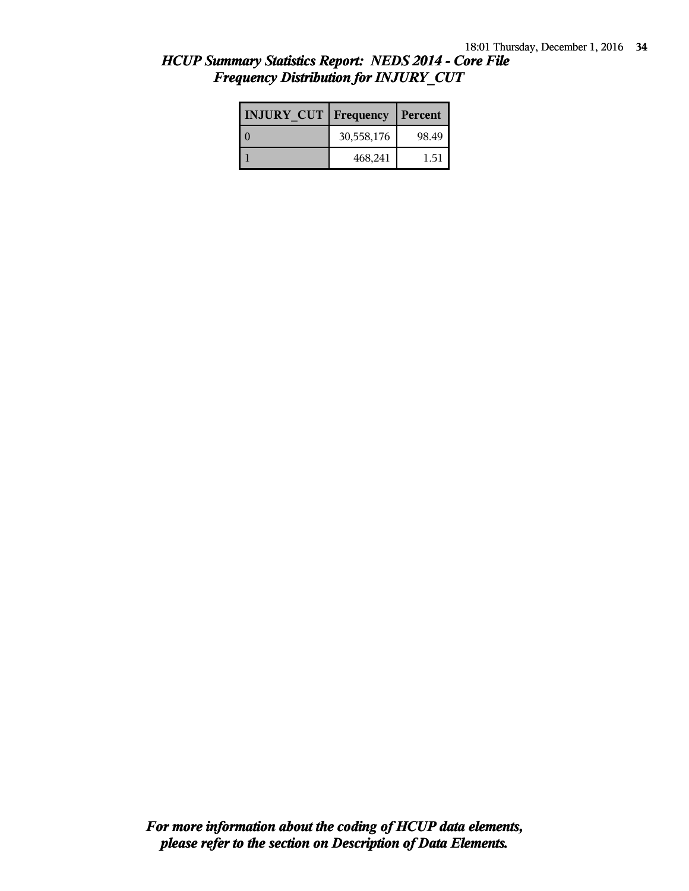## *HCUP Summary Statistics Report: NEDS 2014 - Core File*
## *Frequency Distribution for INJURY_CUT*

| INJURY_CUT | Frequency | Percent |
|---|---|---|
| 0 | 30,558,176 | 98.49 |
| 1 | 468,241 | 1.51 |

***For more information about the coding of HCUP data elements, please refer to the section on Description of Data Elements.***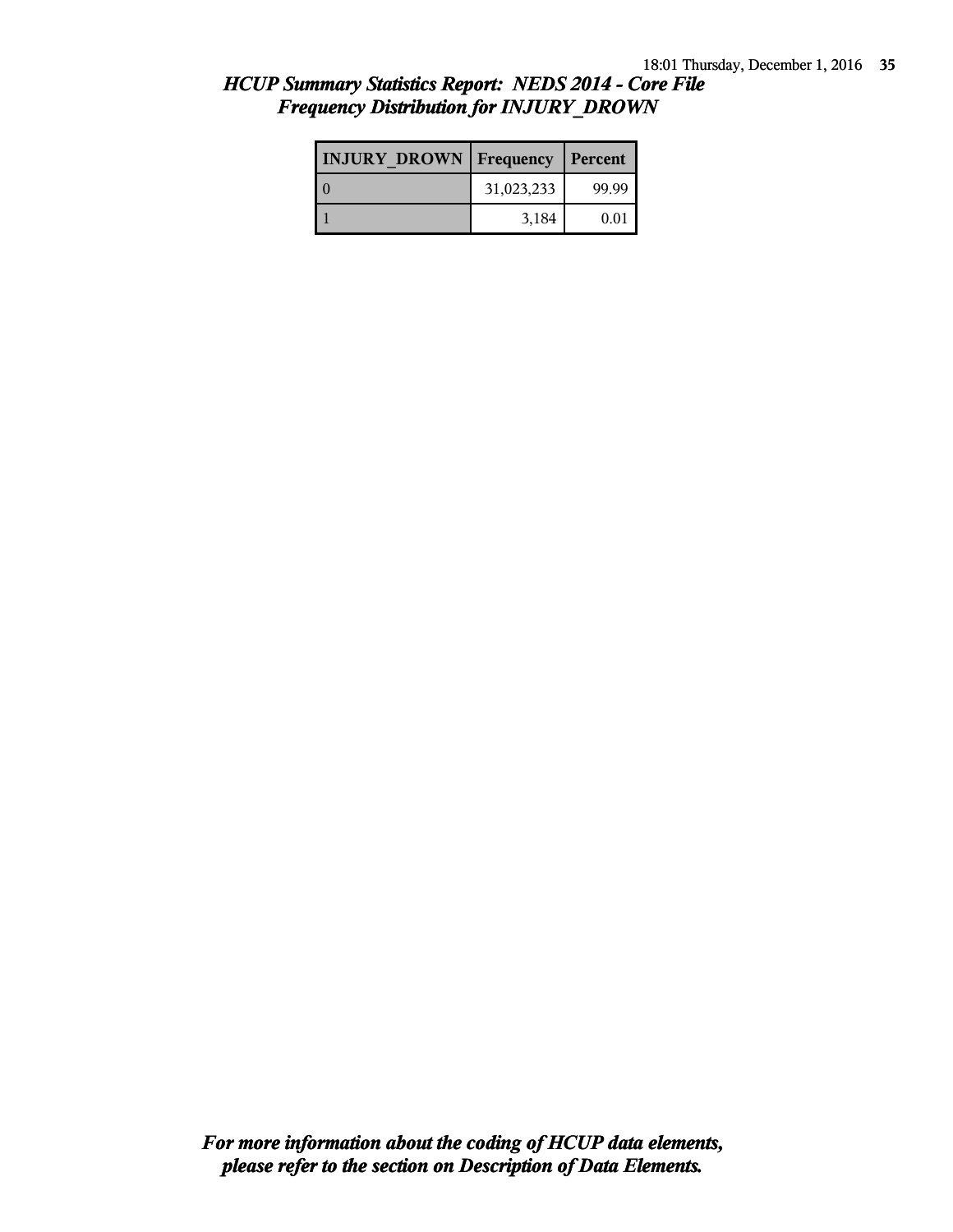## *HCUP Summary Statistics Report: NEDS 2014 - Core File*
## *Frequency Distribution for INJURY_DROWN*

| INJURY_DROWN | Frequency | Percent |
|---|---|---|
| 0 | 31,023,233 | 99.99 |
| 1 | 3,184 | 0.01 |

***For more information about the coding of HCUP data elements, please refer to the section on Description of Data Elements.***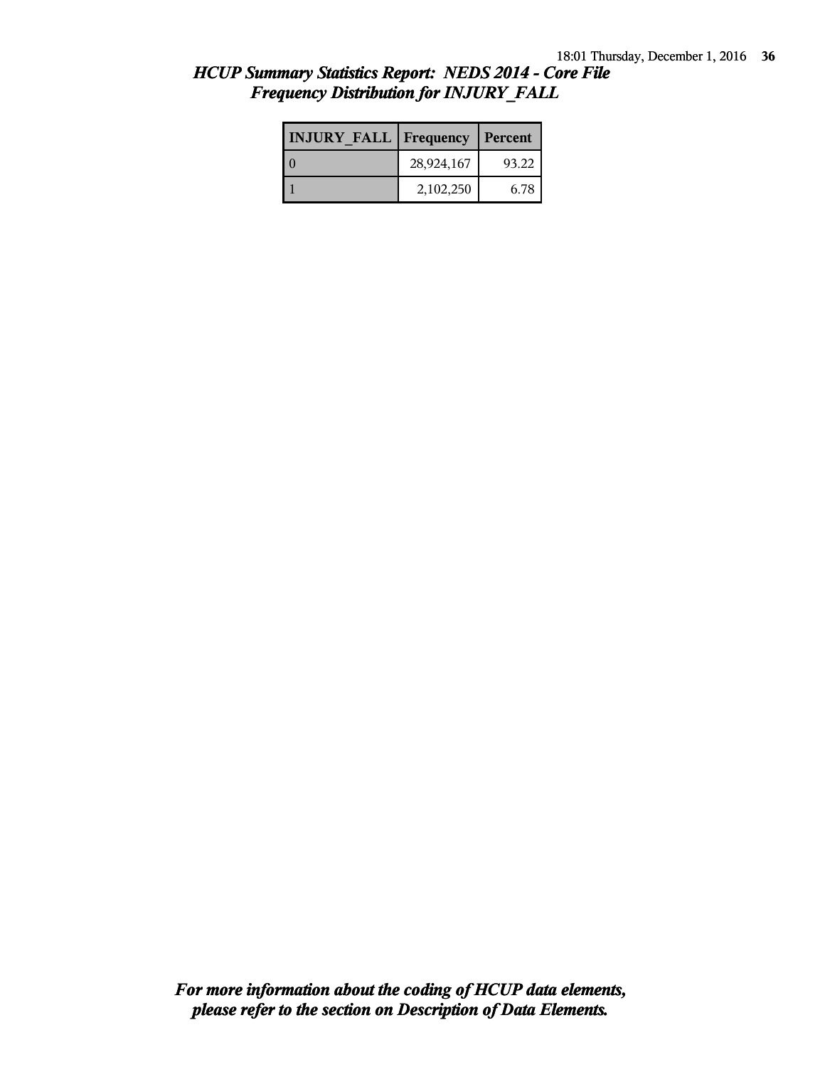## *HCUP Summary Statistics Report: NEDS 2014 - Core File*
## *Frequency Distribution for INJURY_FALL*

| INJURY_FALL | Frequency | Percent |
|---|---|---|
| 0 | 28,924,167 | 93.22 |
| 1 | 2,102,250 | 6.78 |

***For more information about the coding of HCUP data elements, please refer to the section on Description of Data Elements.***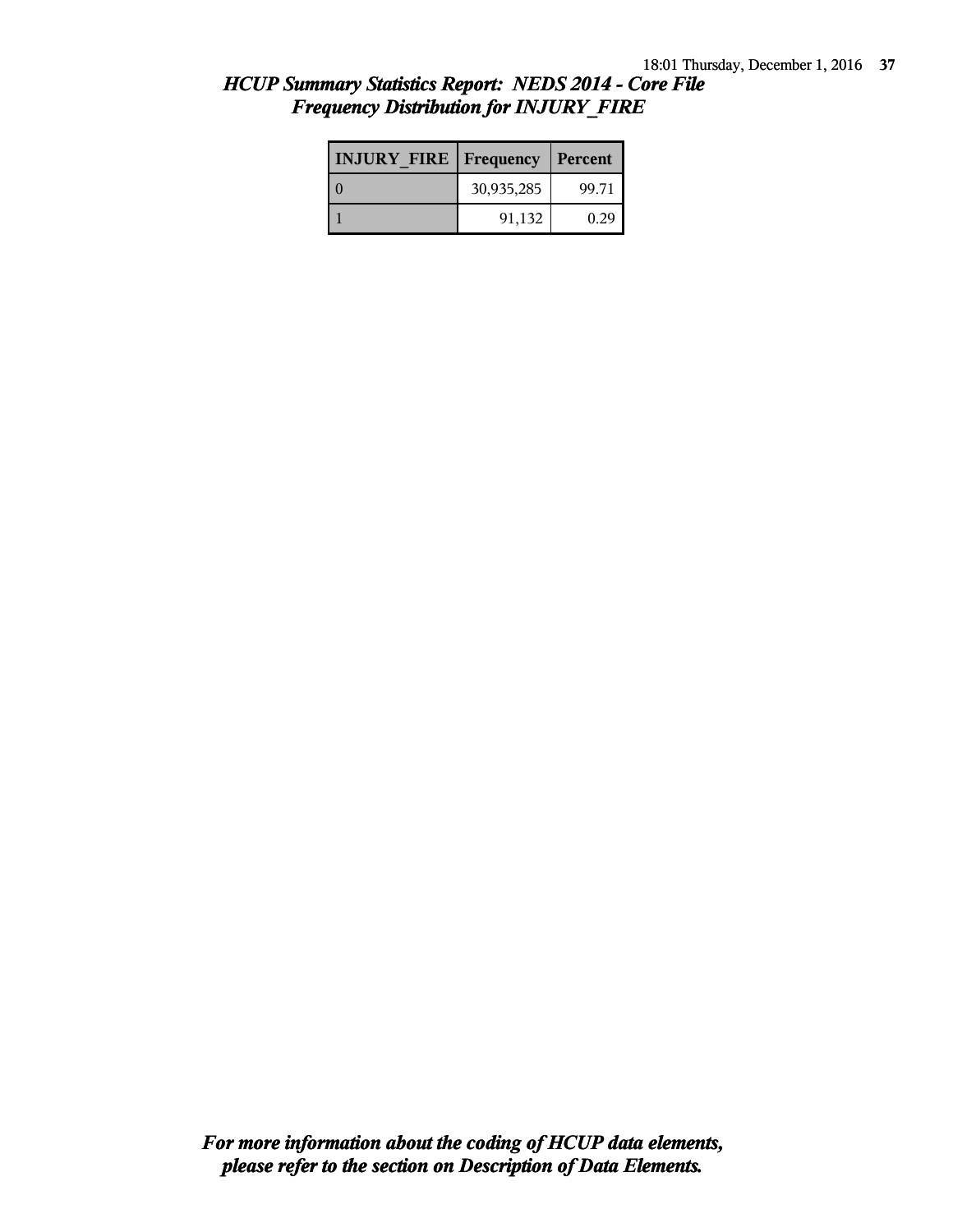## *HCUP Summary Statistics Report: NEDS 2014 - Core File*
## *Frequency Distribution for INJURY_FIRE*

| INJURY_FIRE | Frequency | Percent |
|---|---|---|
| 0 | 30,935,285 | 99.71 |
| 1 | 91,132 | 0.29 |

***For more information about the coding of HCUP data elements, please refer to the section on Description of Data Elements.***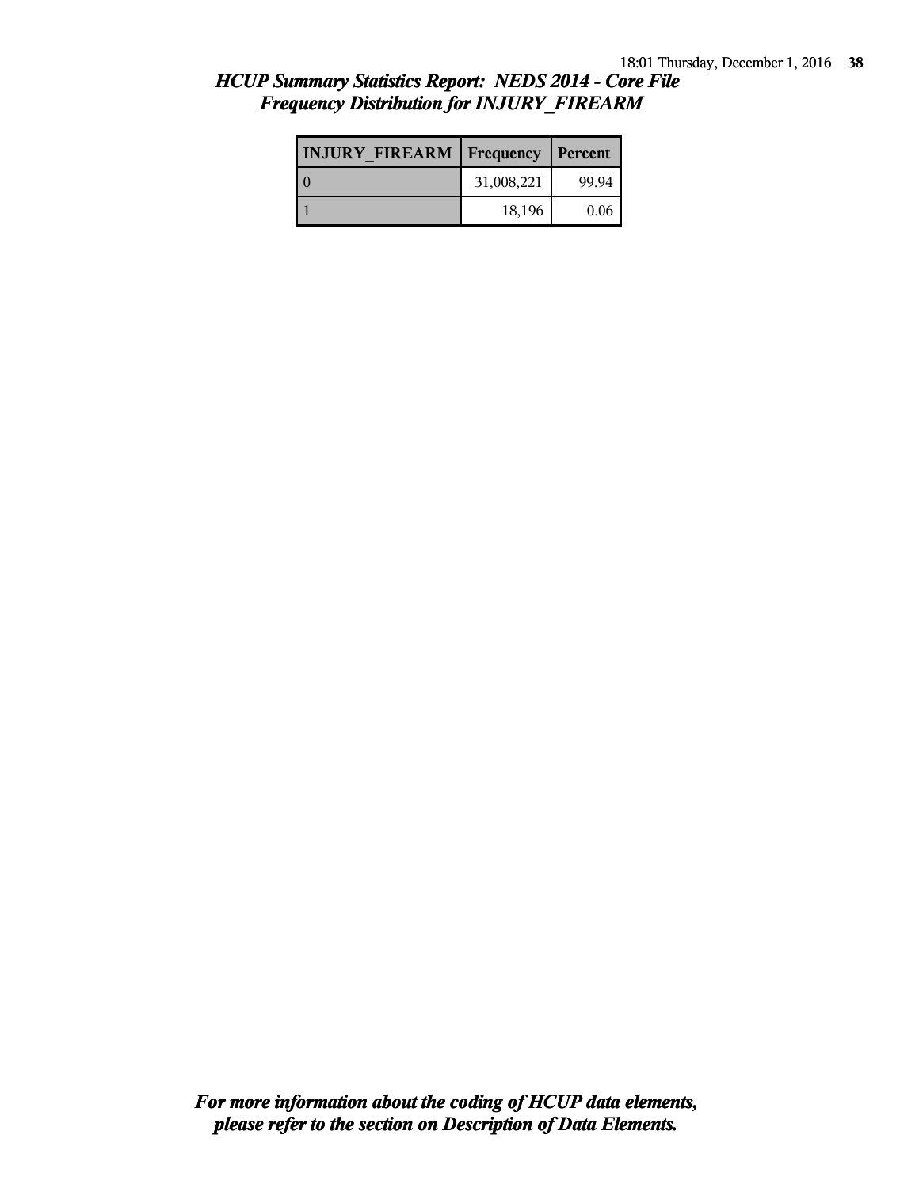## *HCUP Summary Statistics Report: NEDS 2014 - Core File*
## *Frequency Distribution for INJURY_FIREARM*

| INJURY_FIREARM | Frequency | Percent |
|---|---|---|
| 0 | 31,008,221 | 99.94 |
| 1 | 18,196 | 0.06 |

***For more information about the coding of HCUP data elements, please refer to the section on Description of Data Elements.***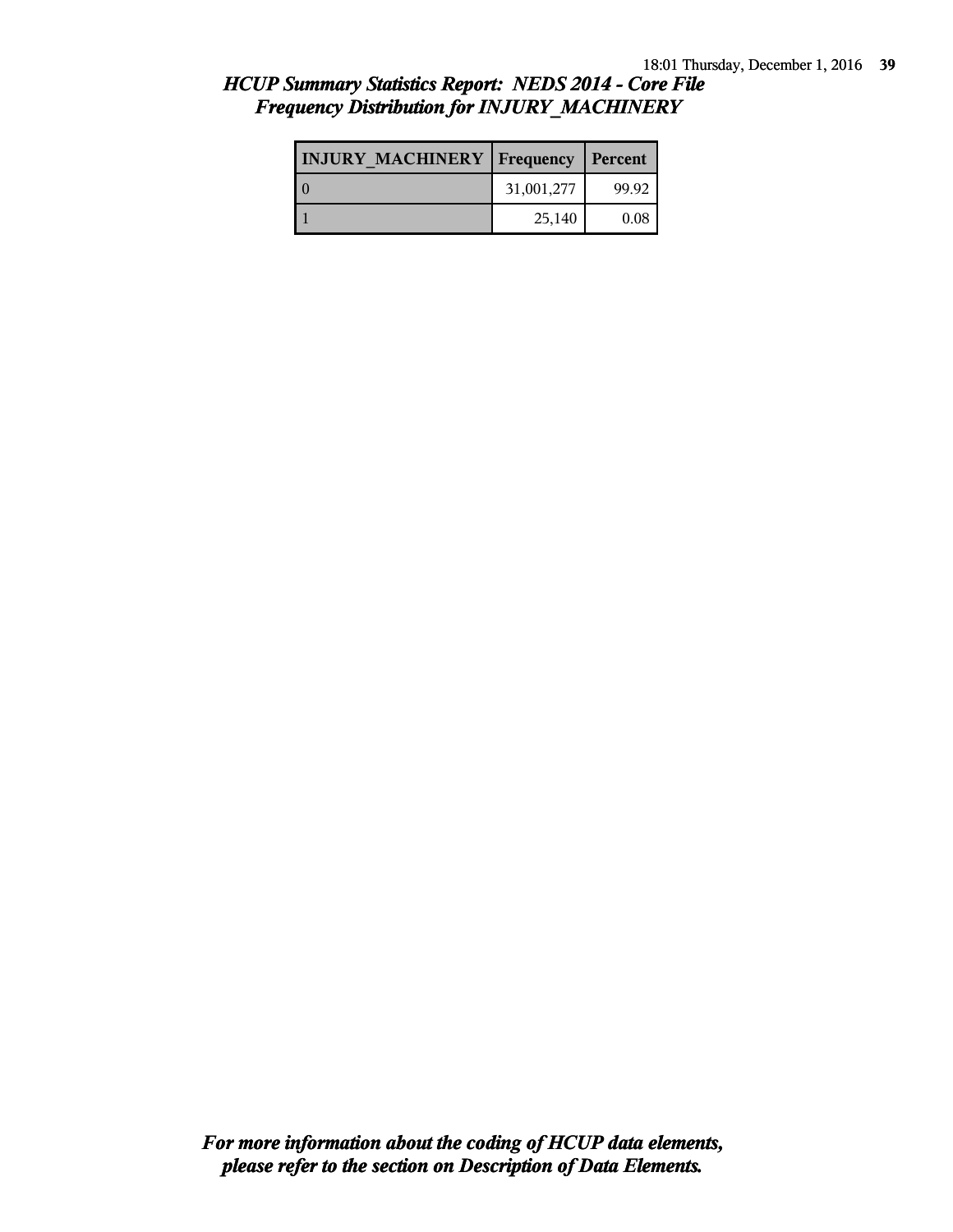## *HCUP Summary Statistics Report: NEDS 2014 - Core File*
## *Frequency Distribution for INJURY_MACHINERY*

| INJURY_MACHINERY | Frequency | Percent |
|---|---|---|
| 0 | 31,001,277 | 99.92 |
| 1 | 25,140 | 0.08 |

***For more information about the coding of HCUP data elements, please refer to the section on Description of Data Elements.***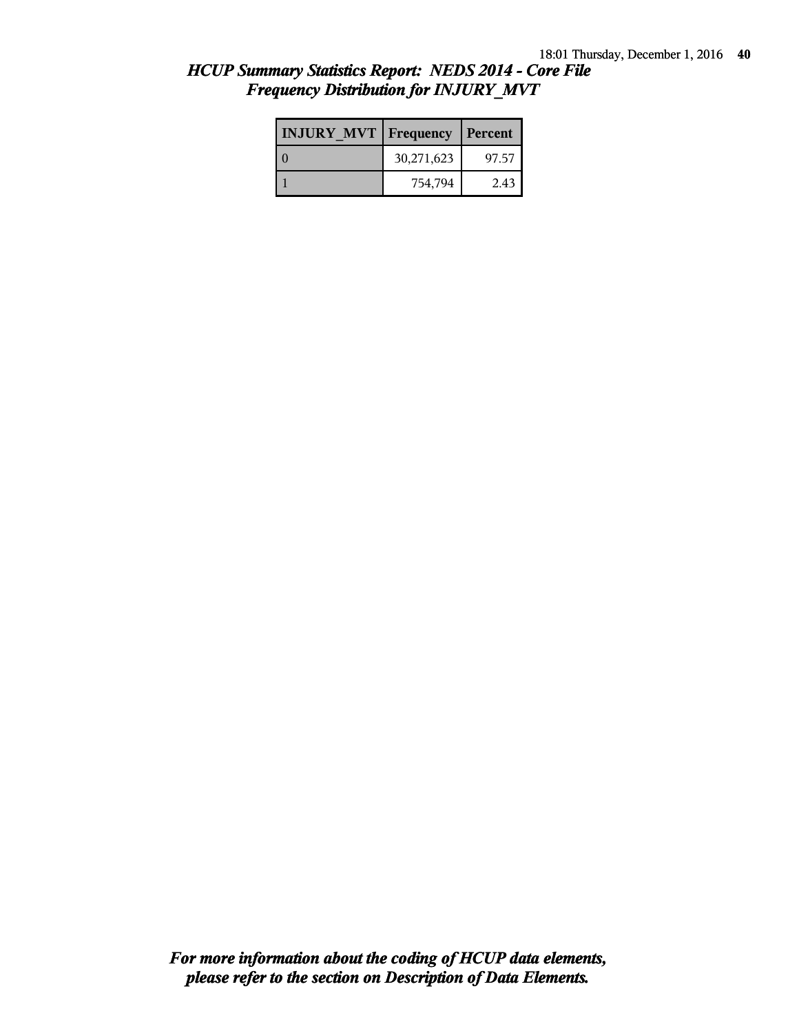## *HCUP Summary Statistics Report: NEDS 2014 - Core File*
## *Frequency Distribution for INJURY_MVT*

| INJURY_MVT | Frequency | Percent |
|---|---|---|
| 0 | 30,271,623 | 97.57 |
| 1 | 754,794 | 2.43 |

***For more information about the coding of HCUP data elements, please refer to the section on Description of Data Elements.***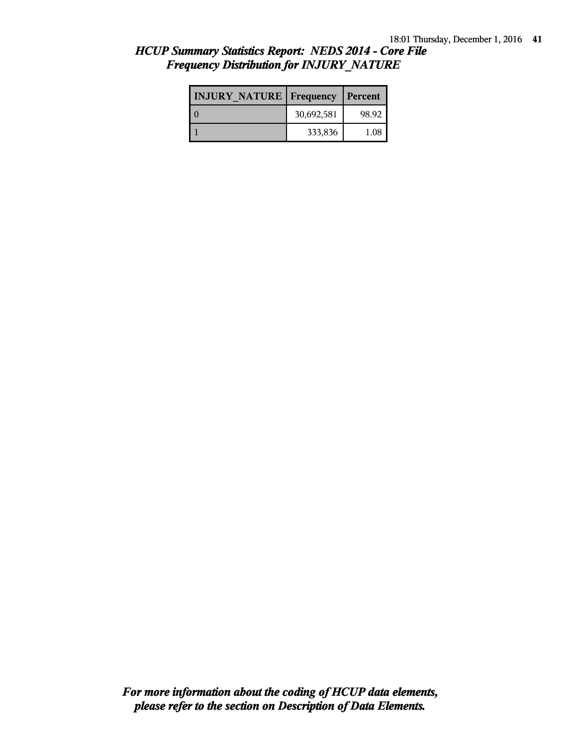## *HCUP Summary Statistics Report: NEDS 2014 - Core File*
## *Frequency Distribution for INJURY_NATURE*

| INJURY_NATURE | Frequency | Percent |
|---|---|---|
| 0 | 30,692,581 | 98.92 |
| 1 | 333,836 | 1.08 |

***For more information about the coding of HCUP data elements, please refer to the section on Description of Data Elements.***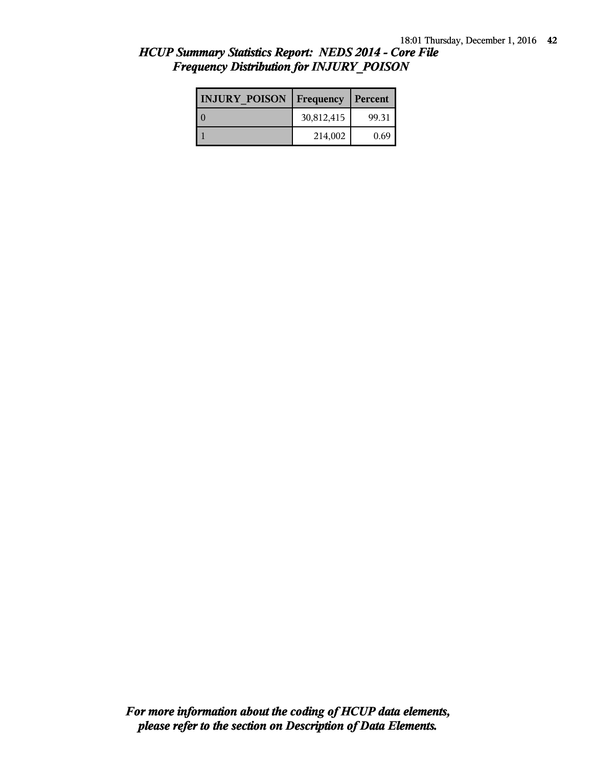# HCUP Summary Statistics Report: NEDS 2014 - Core File
## Frequency Distribution for INJURY_POISON

| INJURY_POISON | Frequency | Percent |
|---|---|---|
| 0 | 30,812,415 | 99.31 |
| 1 | 214,002 | 0.69 |

***For more information about the coding of HCUP data elements, please refer to the section on Description of Data Elements.***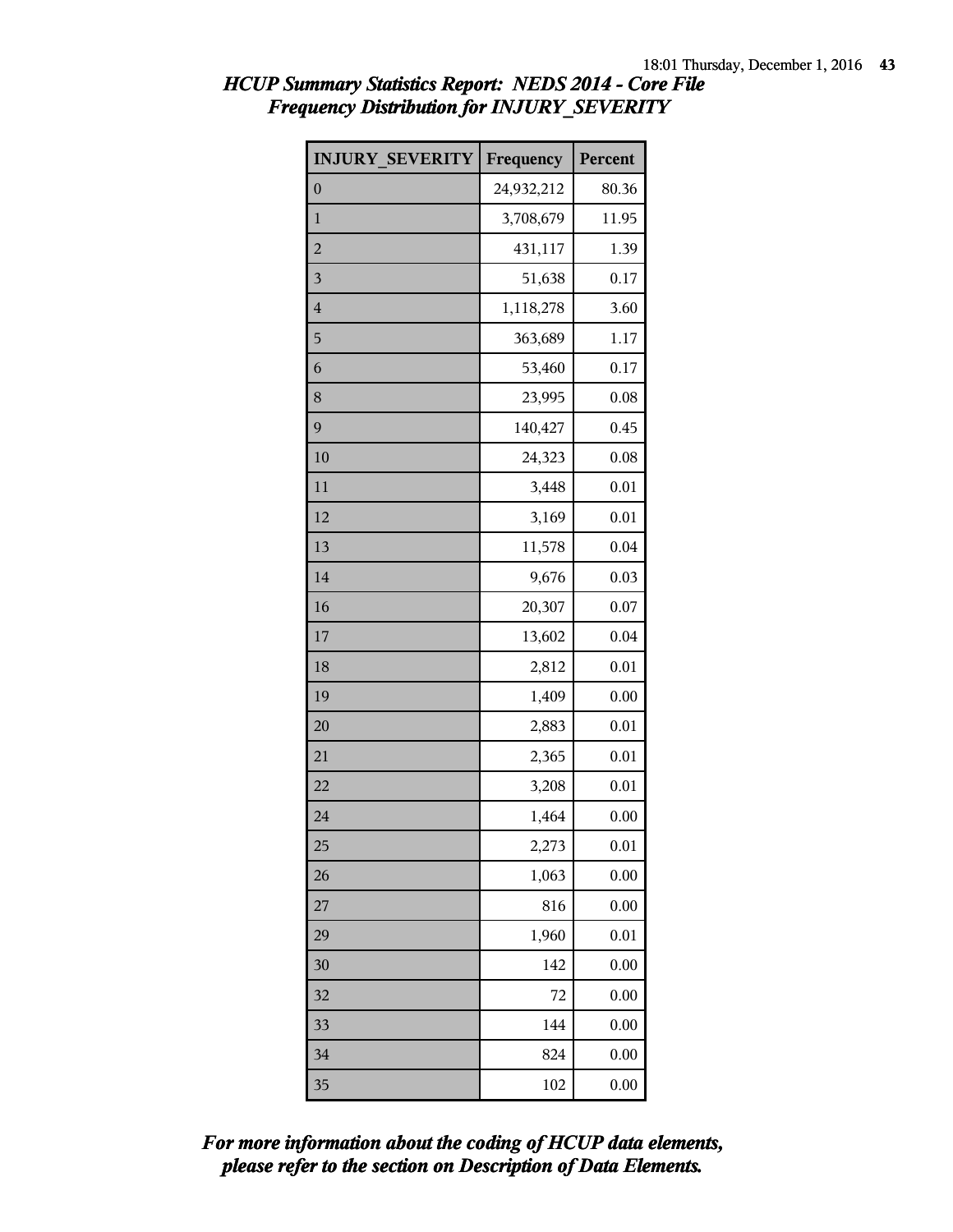# HCUP Summary Statistics Report: NEDS 2014 - Core File
## Frequency Distribution for INJURY_SEVERITY

| INJURY_SEVERITY | Frequency | Percent |
|---|---|---|
| 0 | 24,932,212 | 80.36 |
| 1 | 3,708,679 | 11.95 |
| 2 | 431,117 | 1.39 |
| 3 | 51,638 | 0.17 |
| 4 | 1,118,278 | 3.60 |
| 5 | 363,689 | 1.17 |
| 6 | 53,460 | 0.17 |
| 8 | 23,995 | 0.08 |
| 9 | 140,427 | 0.45 |
| 10 | 24,323 | 0.08 |
| 11 | 3,448 | 0.01 |
| 12 | 3,169 | 0.01 |
| 13 | 11,578 | 0.04 |
| 14 | 9,676 | 0.03 |
| 16 | 20,307 | 0.07 |
| 17 | 13,602 | 0.04 |
| 18 | 2,812 | 0.01 |
| 19 | 1,409 | 0.00 |
| 20 | 2,883 | 0.01 |
| 21 | 2,365 | 0.01 |
| 22 | 3,208 | 0.01 |
| 24 | 1,464 | 0.00 |
| 25 | 2,273 | 0.01 |
| 26 | 1,063 | 0.00 |
| 27 | 816 | 0.00 |
| 29 | 1,960 | 0.01 |
| 30 | 142 | 0.00 |
| 32 | 72 | 0.00 |
| 33 | 144 | 0.00 |
| 34 | 824 | 0.00 |
| 35 | 102 | 0.00 |

*For more information about the coding of HCUP data elements, please refer to the section on Description of Data Elements.*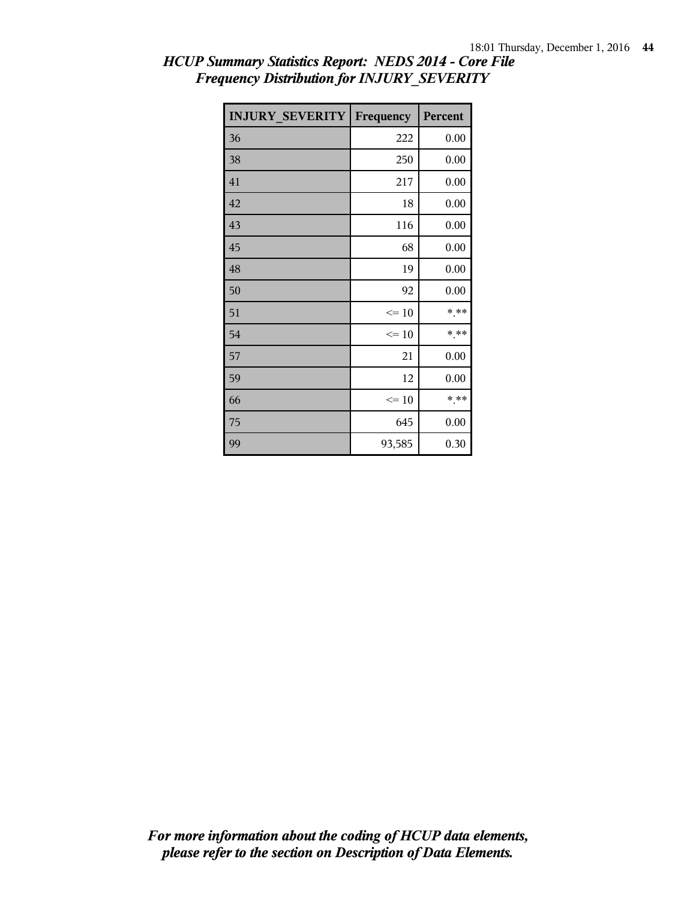*HCUP Summary Statistics Report: NEDS 2014 - Core File*
*Frequency Distribution for INJURY_SEVERITY*

| INJURY_SEVERITY | Frequency | Percent |
|---|---|---|
| 36 | 222 | 0.00 |
| 38 | 250 | 0.00 |
| 41 | 217 | 0.00 |
| 42 | 18 | 0.00 |
| 43 | 116 | 0.00 |
| 45 | 68 | 0.00 |
| 48 | 19 | 0.00 |
| 50 | 92 | 0.00 |
| 51 | <= 10 | *.** |
| 54 | <= 10 | *.** |
| 57 | 21 | 0.00 |
| 59 | 12 | 0.00 |
| 66 | <= 10 | *.** |
| 75 | 645 | 0.00 |
| 99 | 93,585 | 0.30 |

*For more information about the coding of HCUP data elements, please refer to the section on Description of Data Elements.*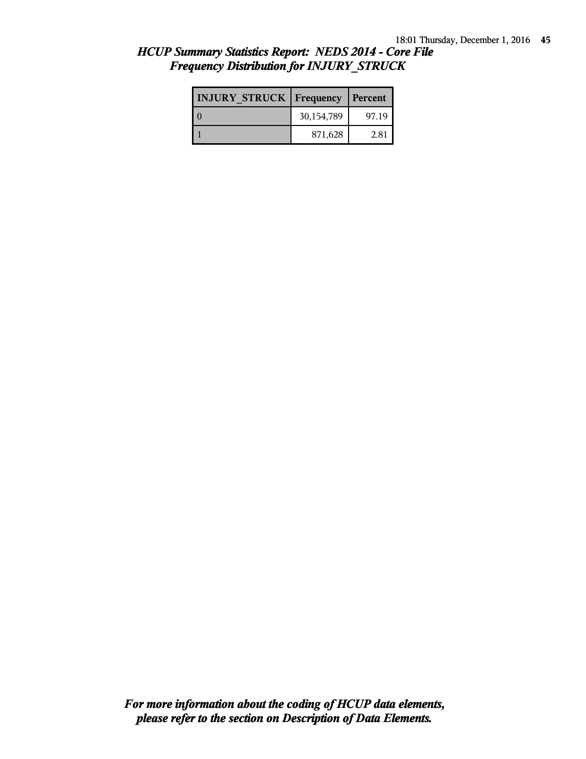## *HCUP Summary Statistics Report: NEDS 2014 - Core File*
## *Frequency Distribution for INJURY_STRUCK*

| INJURY_STRUCK | Frequency | Percent |
| --- | --- | --- |
| 0 | 30,154,789 | 97.19 |
| 1 | 871,628 | 2.81 |

***For more information about the coding of HCUP data elements, please refer to the section on Description of Data Elements.***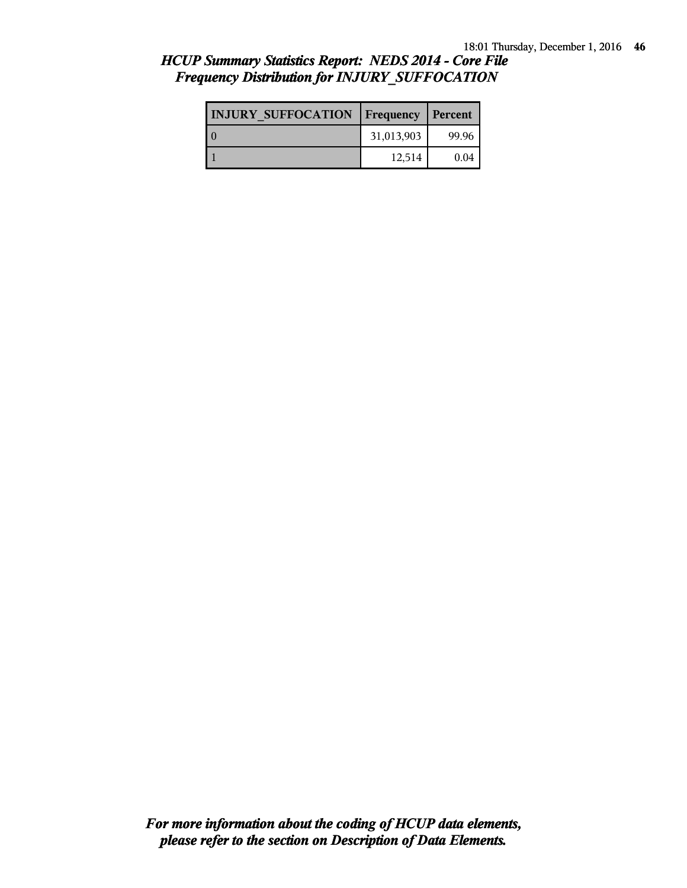## *HCUP Summary Statistics Report: NEDS 2014 - Core File*
## *Frequency Distribution for INJURY_SUFFOCATION*

| INJURY_SUFFOCATION | Frequency | Percent |
|---|---|---|
| 0 | 31,013,903 | 99.96 |
| 1 | 12,514 | 0.04 |

***For more information about the coding of HCUP data elements, please refer to the section on Description of Data Elements.***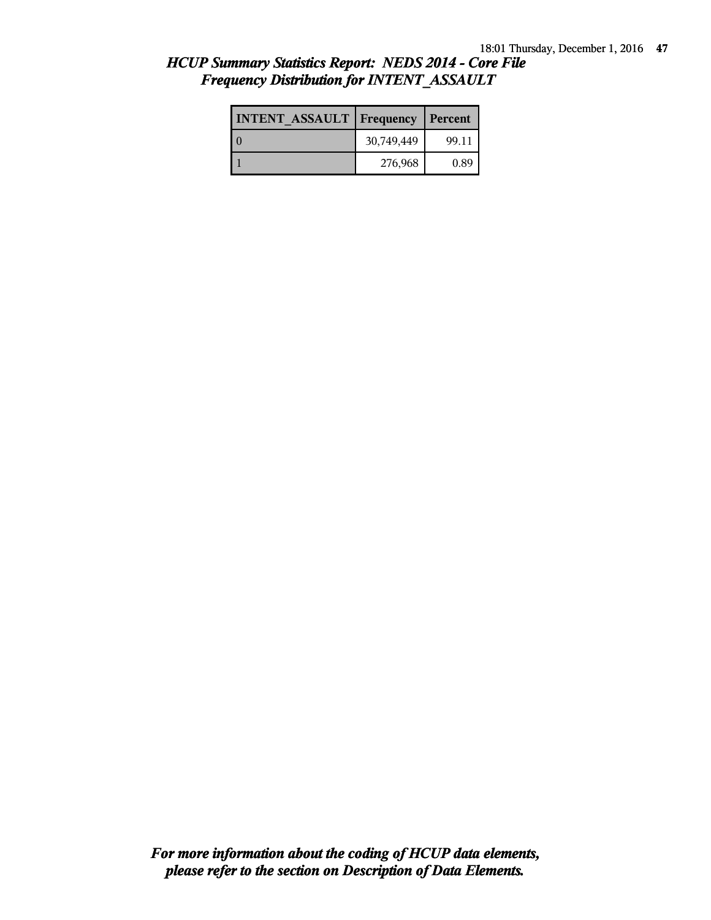## *HCUP Summary Statistics Report: NEDS 2014 - Core File*
## *Frequency Distribution for INTENT_ASSAULT*

| INTENT_ASSAULT | Frequency | Percent |
|---|---|---|
| 0 | 30,749,449 | 99.11 |
| 1 | 276,968 | 0.89 |

***For more information about the coding of HCUP data elements, please refer to the section on Description of Data Elements.***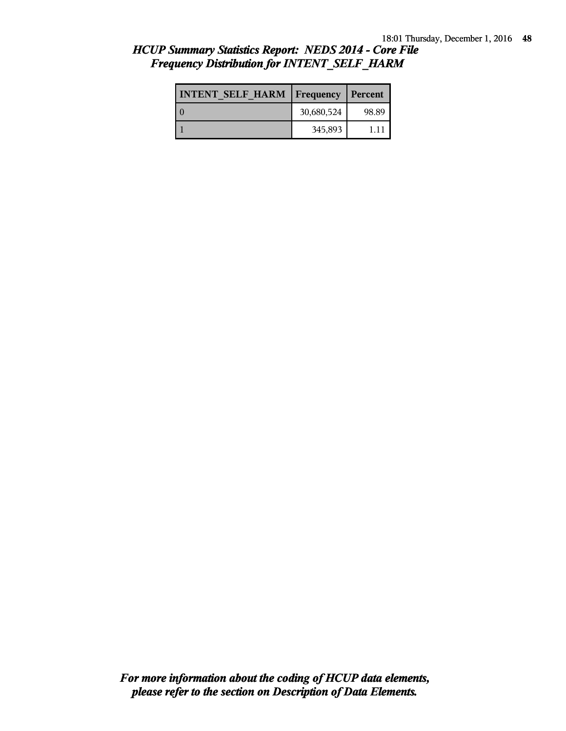## *HCUP Summary Statistics Report: NEDS 2014 - Core File*
## *Frequency Distribution for INTENT_SELF_HARM*

| INTENT_SELF_HARM | Frequency | Percent |
|---|---|---|
| 0 | 30,680,524 | 98.89 |
| 1 | 345,893 | 1.11 |

***For more information about the coding of HCUP data elements, please refer to the section on Description of Data Elements.***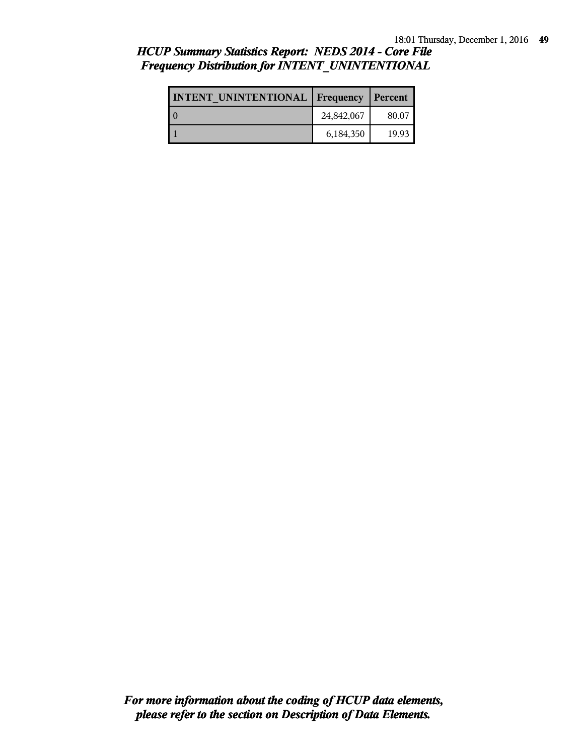## *HCUP Summary Statistics Report: NEDS 2014 - Core File*
## *Frequency Distribution for INTENT_UNINTENTIONAL*

| INTENT_UNINTENTIONAL | Frequency | Percent |
|---|---|---|
| 0 | 24,842,067 | 80.07 |
| 1 | 6,184,350 | 19.93 |

***For more information about the coding of HCUP data elements, please refer to the section on Description of Data Elements.***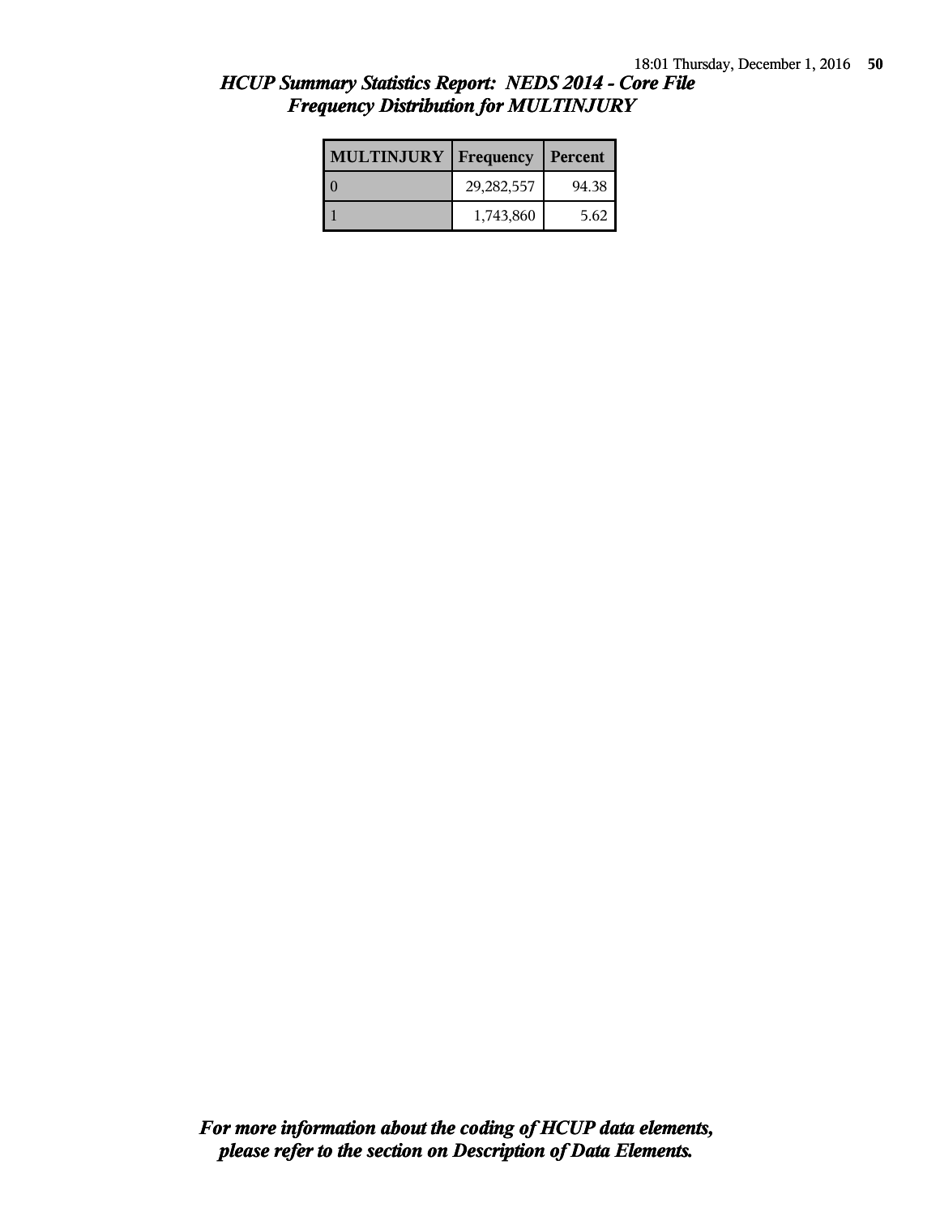*HCUP Summary Statistics Report: NEDS 2014 - Core File*
*Frequency Distribution for MULTINJURY*

| MULTINJURY | Frequency | Percent |
|---|---|---|
| 0 | 29,282,557 | 94.38 |
| 1 | 1,743,860 | 5.62 |

***For more information about the coding of HCUP data elements, please refer to the section on Description of Data Elements.***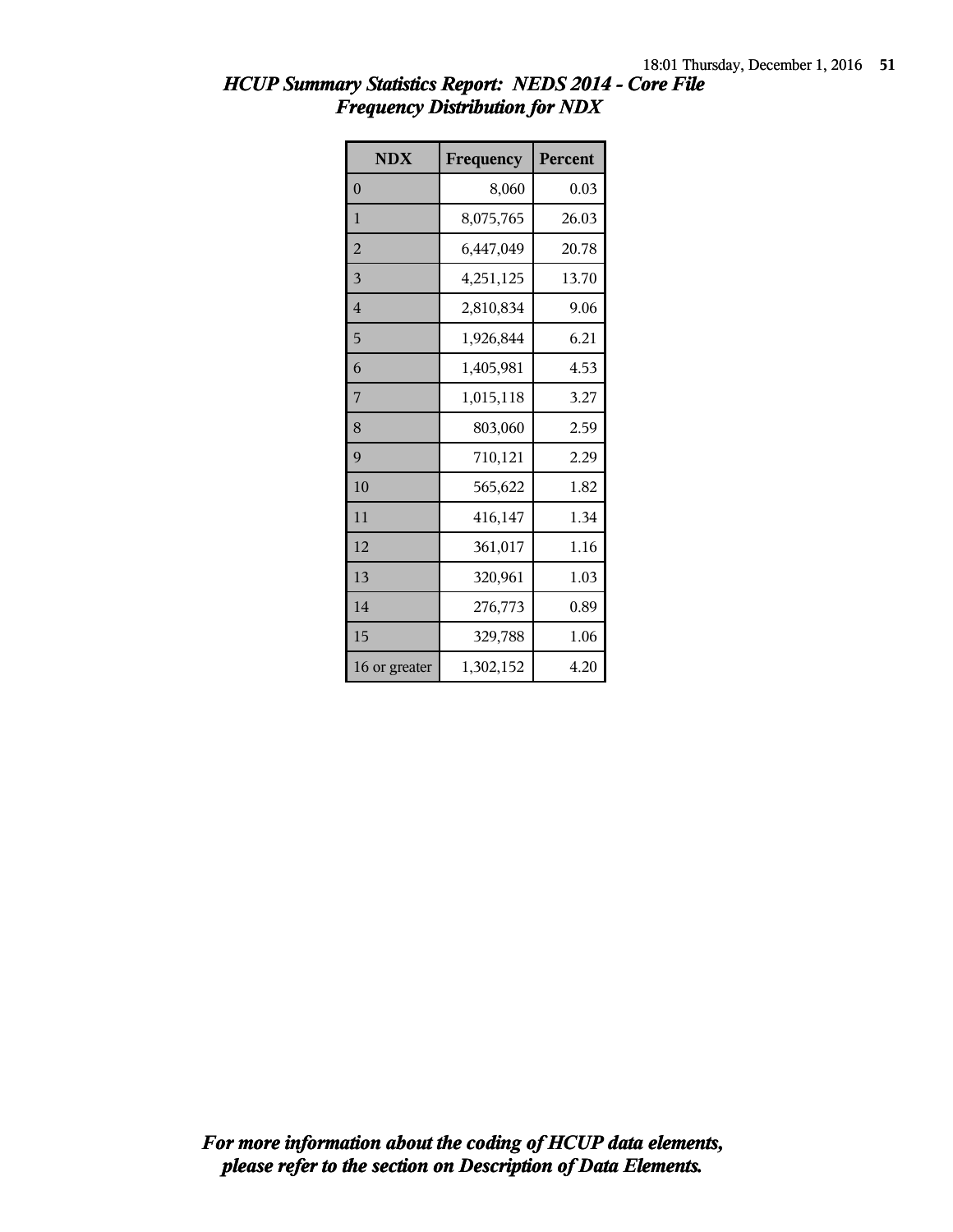# *HCUP Summary Statistics Report: NEDS 2014 - Core File*
## *Frequency Distribution for NDX*

| NDX | Frequency | Percent |
|---|---|---|
| 0 | 8,060 | 0.03 |
| 1 | 8,075,765 | 26.03 |
| 2 | 6,447,049 | 20.78 |
| 3 | 4,251,125 | 13.70 |
| 4 | 2,810,834 | 9.06 |
| 5 | 1,926,844 | 6.21 |
| 6 | 1,405,981 | 4.53 |
| 7 | 1,015,118 | 3.27 |
| 8 | 803,060 | 2.59 |
| 9 | 710,121 | 2.29 |
| 10 | 565,622 | 1.82 |
| 11 | 416,147 | 1.34 |
| 12 | 361,017 | 1.16 |
| 13 | 320,961 | 1.03 |
| 14 | 276,773 | 0.89 |
| 15 | 329,788 | 1.06 |
| 16 or greater | 1,302,152 | 4.20 |

***For more information about the coding of HCUP data elements, please refer to the section on Description of Data Elements.***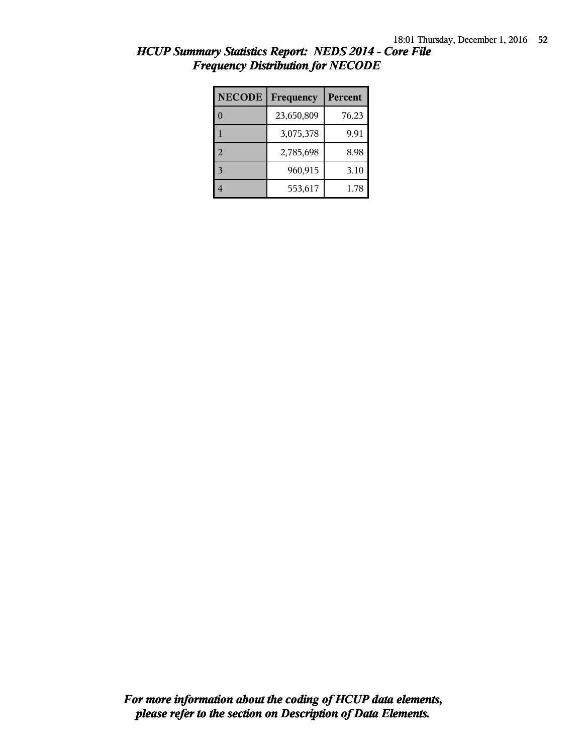## *HCUP Summary Statistics Report: NEDS 2014 - Core File*
## *Frequency Distribution for NECODE*

| NECODE | Frequency | Percent |
|---|---|---|
| 0 | 23,650,809 | 76.23 |
| 1 | 3,075,378 | 9.91 |
| 2 | 2,785,698 | 8.98 |
| 3 | 960,915 | 3.10 |
| 4 | 553,617 | 1.78 |

***For more information about the coding of HCUP data elements, please refer to the section on Description of Data Elements.***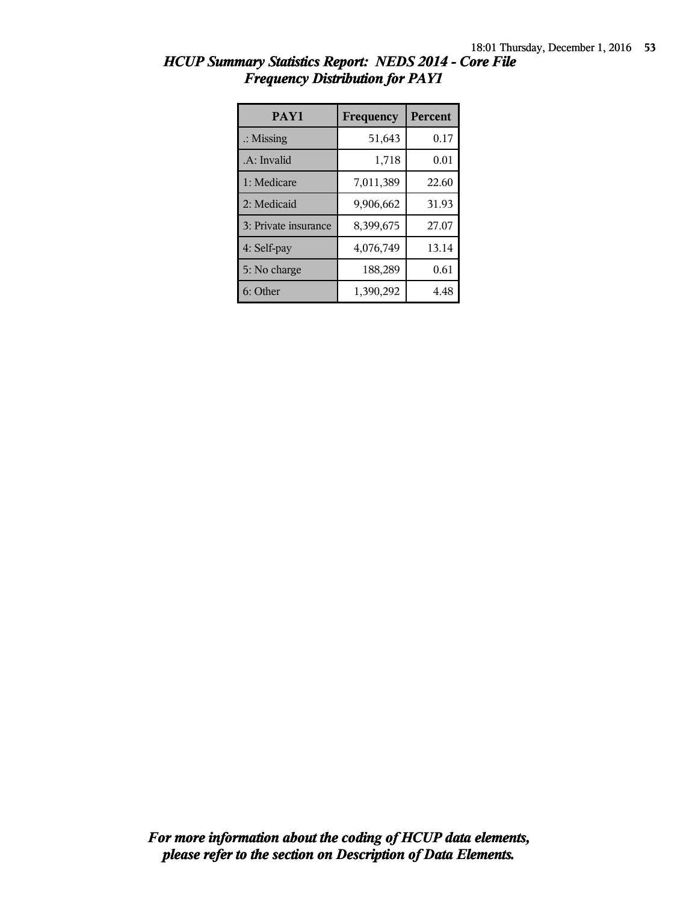## *HCUP Summary Statistics Report: NEDS 2014 - Core File*
## *Frequency Distribution for PAY1*

| PAY1 | Frequency | Percent |
|---|---|---|
| .: Missing | 51,643 | 0.17 |
| .A: Invalid | 1,718 | 0.01 |
| 1: Medicare | 7,011,389 | 22.60 |
| 2: Medicaid | 9,906,662 | 31.93 |
| 3: Private insurance | 8,399,675 | 27.07 |
| 4: Self-pay | 4,076,749 | 13.14 |
| 5: No charge | 188,289 | 0.61 |
| 6: Other | 1,390,292 | 4.48 |

***For more information about the coding of HCUP data elements, please refer to the section on Description of Data Elements.***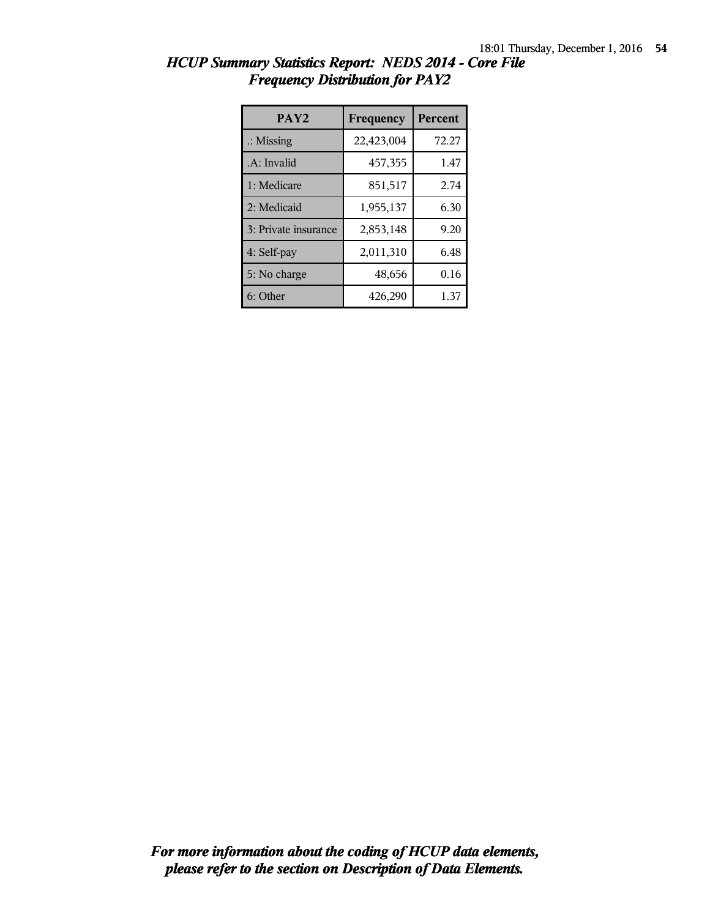## *HCUP Summary Statistics Report: NEDS 2014 - Core File*
## *Frequency Distribution for PAY2*

| PAY2 | Frequency | Percent |
|---|---|---|
| .: Missing | 22,423,004 | 72.27 |
| .A: Invalid | 457,355 | 1.47 |
| 1: Medicare | 851,517 | 2.74 |
| 2: Medicaid | 1,955,137 | 6.30 |
| 3: Private insurance | 2,853,148 | 9.20 |
| 4: Self-pay | 2,011,310 | 6.48 |
| 5: No charge | 48,656 | 0.16 |
| 6: Other | 426,290 | 1.37 |

***For more information about the coding of HCUP data elements, please refer to the section on Description of Data Elements.***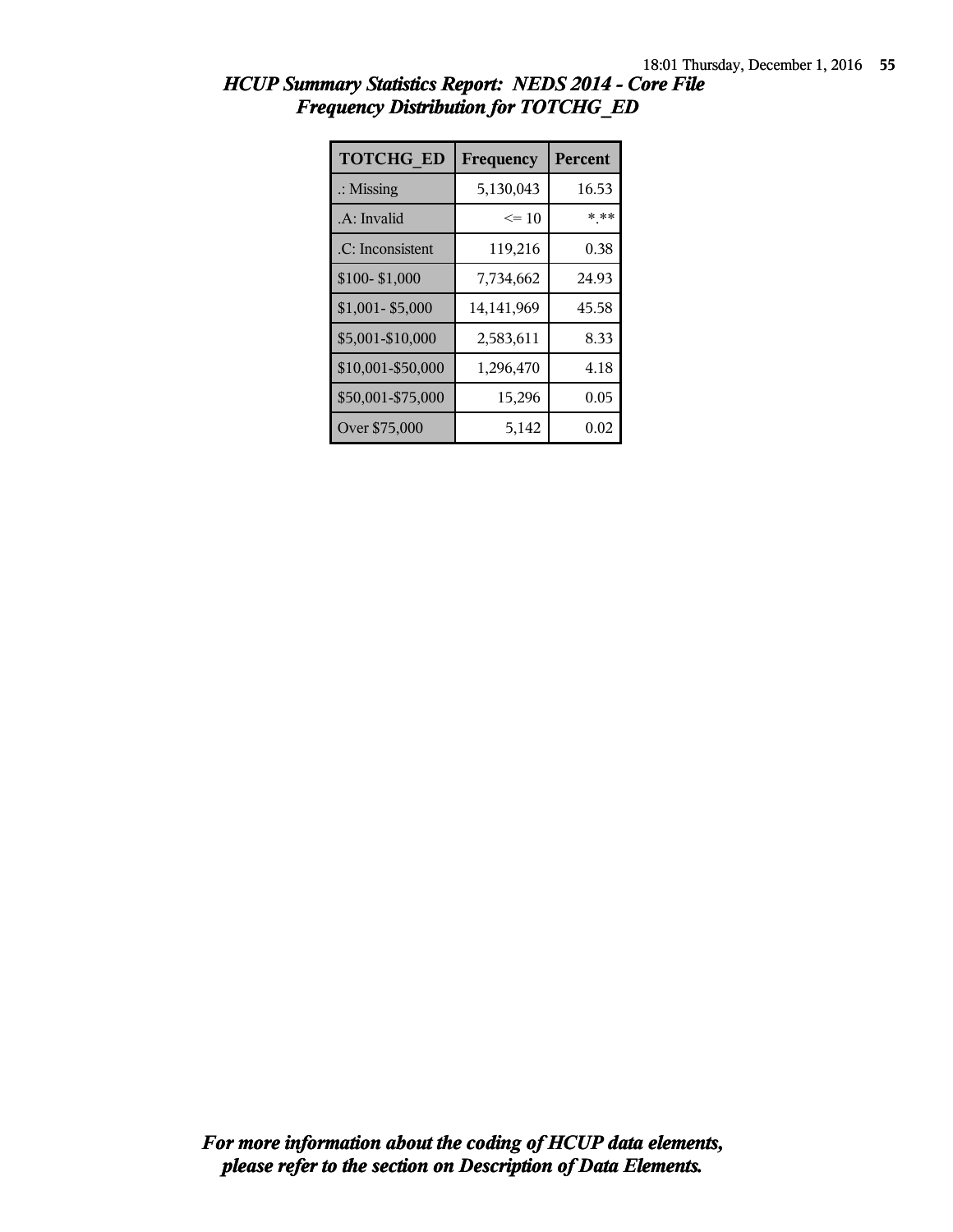# HCUP Summary Statistics Report: NEDS 2014 - Core File
## Frequency Distribution for TOTCHG_ED

| TOTCHG_ED | Frequency | Percent |
|---|---|---|
| .: Missing | 5,130,043 | 16.53 |
| .A: Invalid | <= 10 | *.** |
| .C: Inconsistent | 119,216 | 0.38 |
| $100- $1,000 | 7,734,662 | 24.93 |
| $1,001- $5,000 | 14,141,969 | 45.58 |
| $5,001-$10,000 | 2,583,611 | 8.33 |
| $10,001-$50,000 | 1,296,470 | 4.18 |
| $50,001-$75,000 | 15,296 | 0.05 |
| Over $75,000 | 5,142 | 0.02 |

***For more information about the coding of HCUP data elements, please refer to the section on Description of Data Elements.***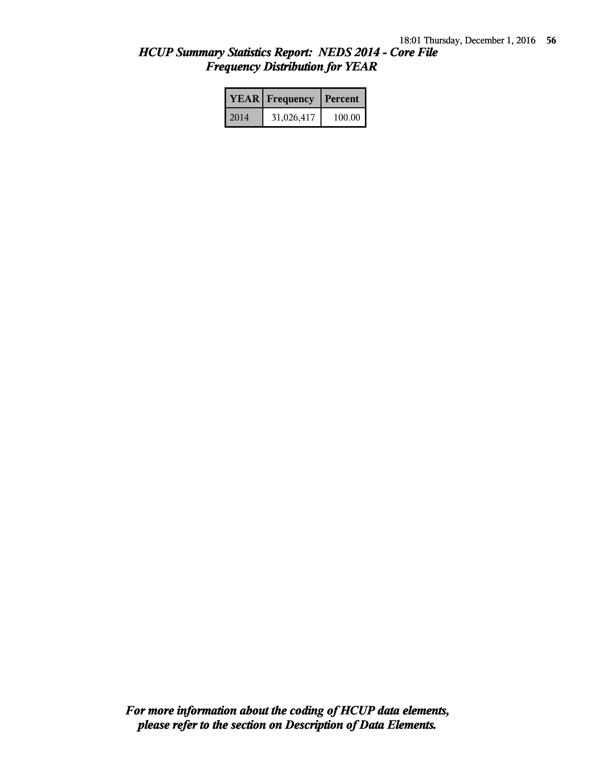## *HCUP Summary Statistics Report: NEDS 2014 - Core File*
## *Frequency Distribution for YEAR*

| YEAR | Frequency | Percent |
|---|---|---|
| 2014 | 31,026,417 | 100.00 |

***For more information about the coding of HCUP data elements, please refer to the section on Description of Data Elements.***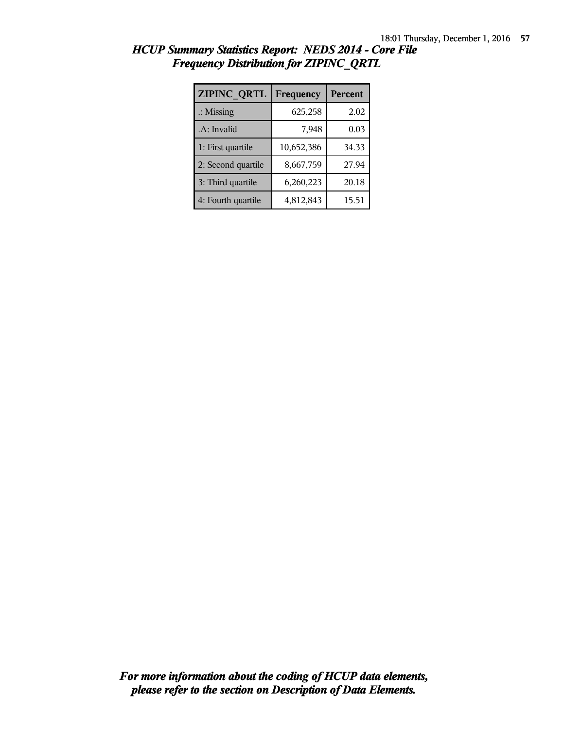## *HCUP Summary Statistics Report: NEDS 2014 - Core File*
## *Frequency Distribution for ZIPINC_QRTL*

| ZIPINC_QRTL | Frequency | Percent |
|---|---|---|
| .: Missing | 625,258 | 2.02 |
| .A: Invalid | 7,948 | 0.03 |
| 1: First quartile | 10,652,386 | 34.33 |
| 2: Second quartile | 8,667,759 | 27.94 |
| 3: Third quartile | 6,260,223 | 20.18 |
| 4: Fourth quartile | 4,812,843 | 15.51 |

***For more information about the coding of HCUP data elements, please refer to the section on Description of Data Elements.***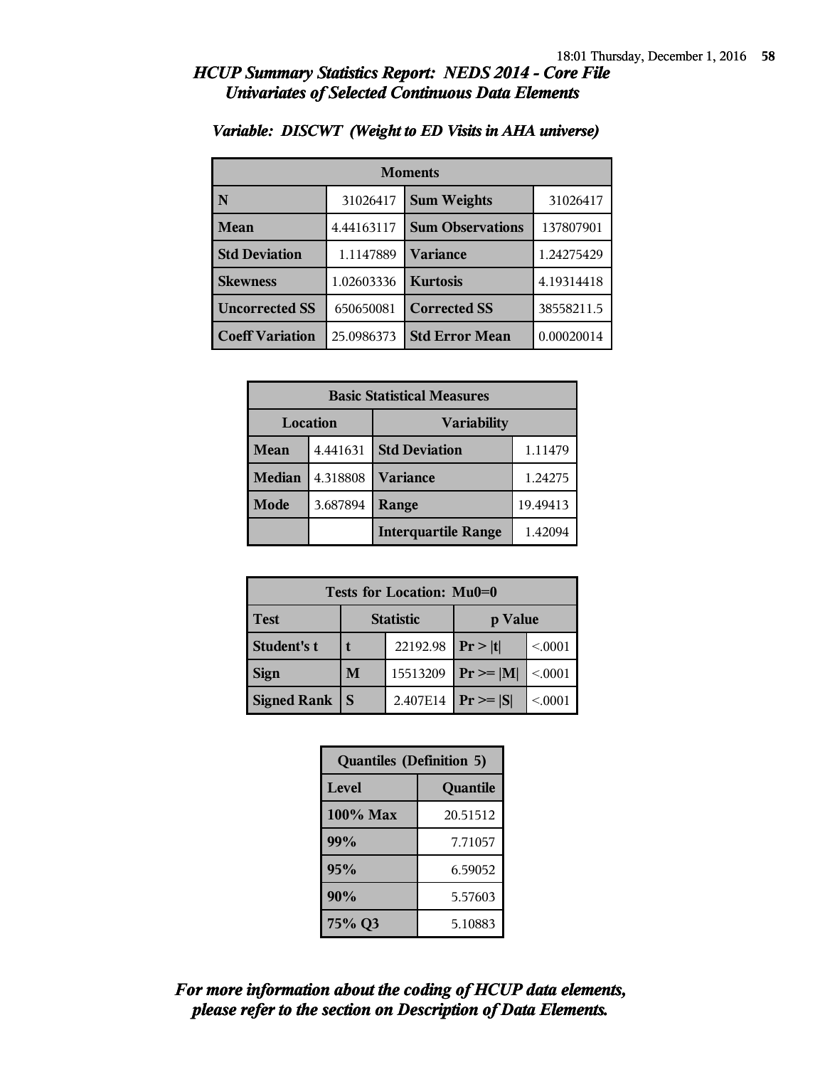## HCUP Summary Statistics Report: NEDS 2014 - Core File
## Univariates of Selected Continuous Data Elements

### Variable: DISCWT (Weight to ED Visits in AHA universe)

| Moments | | | |
|---|---|---|---|
| **N** | 31026417 | **Sum Weights** | 31026417 |
| **Mean** | 4.44163117 | **Sum Observations** | 137807901 |
| **Std Deviation** | 1.1147889 | **Variance** | 1.24275429 |
| **Skewness** | 1.02603336 | **Kurtosis** | 4.19314418 |
| **Uncorrected SS** | 650650081 | **Corrected SS** | 38558211.5 |
| **Coeff Variation** | 25.0986373 | **Std Error Mean** | 0.00020014 |

| Basic Statistical Measures | | | |
|---|---|---|---|
| Location | | Variability | |
| **Mean** | 4.441631 | **Std Deviation** | 1.11479 |
| **Median** | 4.318808 | **Variance** | 1.24275 |
| **Mode** | 3.687894 | **Range** | 19.49413 |
| | | **Interquartile Range** | 1.42094 |

| Tests for Location: Mu0=0 | | | | |
|---|---|---|---|---|
| **Test** | **Statistic** | | **p Value** | |
| **Student's t** | **t** | 22192.98 | **Pr > \|t\|** | <.0001 |
| **Sign** | **M** | 15513209 | **Pr >= \|M\|** | <.0001 |
| **Signed Rank** | **S** | 2.407E14 | **Pr >= \|S\|** | <.0001 |

| Quantiles (Definition 5) | |
|---|---|
| **Level** | **Quantile** |
| **100% Max** | 20.51512 |
| **99%** | 7.71057 |
| **95%** | 6.59052 |
| **90%** | 5.57603 |
| **75% Q3** | 5.10883 |

*For more information about the coding of HCUP data elements, please refer to the section on Description of Data Elements.*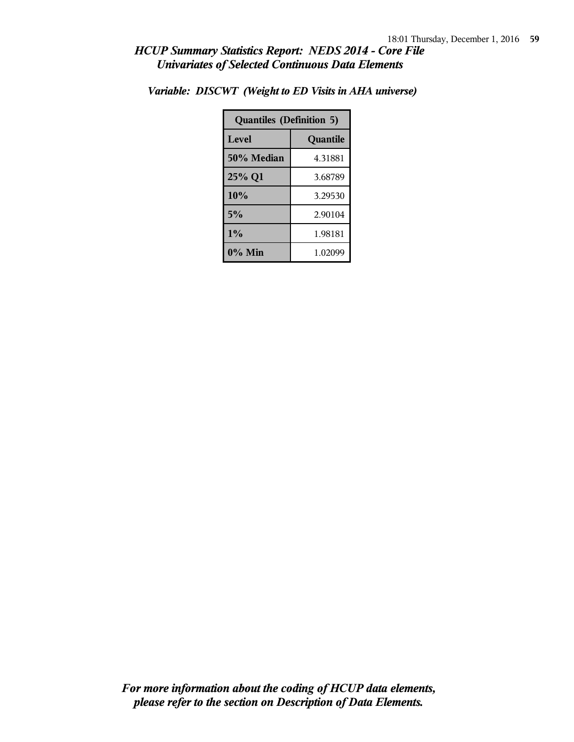## HCUP Summary Statistics Report: NEDS 2014 - Core File
## Univariates of Selected Continuous Data Elements

### Variable: DISCWT (Weight to ED Visits in AHA universe)

| Quantiles (Definition 5) | |
|---|---|
| **Level** | **Quantile** |
| 50% Median | 4.31881 |
| 25% Q1 | 3.68789 |
| 10% | 3.29530 |
| 5% | 2.90104 |
| 1% | 1.98181 |
| 0% Min | 1.02099 |

*For more information about the coding of HCUP data elements, please refer to the section on Description of Data Elements.*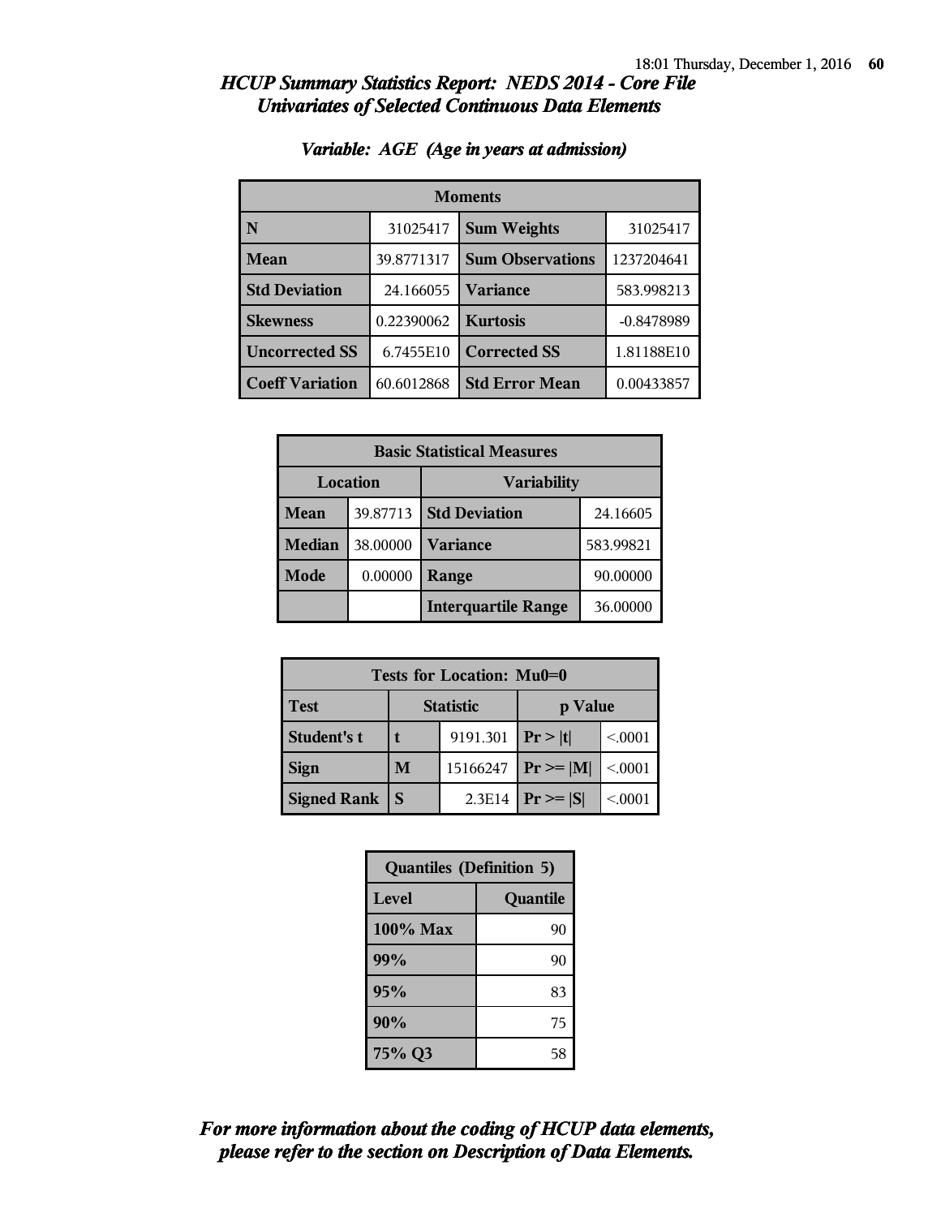## HCUP Summary Statistics Report: NEDS 2014 - Core File
## Univariates of Selected Continuous Data Elements

### Variable: AGE (Age in years at admission)

| Moments | | | |
|---|---|---|---|
| N | 31025417 | Sum Weights | 31025417 |
| Mean | 39.8771317 | Sum Observations | 1237204641 |
| Std Deviation | 24.166055 | Variance | 583.998213 |
| Skewness | 0.22390062 | Kurtosis | -0.8478989 |
| Uncorrected SS | 6.7455E10 | Corrected SS | 1.81188E10 |
| Coeff Variation | 60.6012868 | Std Error Mean | 0.00433857 |

| Basic Statistical Measures | | | |
|---|---|---|---|
| Location | | Variability | |
| Mean | 39.87713 | Std Deviation | 24.16605 |
| Median | 38.00000 | Variance | 583.99821 |
| Mode | 0.00000 | Range | 90.00000 |
| | | Interquartile Range | 36.00000 |

| Tests for Location: Mu0=0 | | | | |
|---|---|---|---|---|
| Test | Statistic | | p Value | |
| Student's t | t | 9191.301 | Pr > \|t\| | <.0001 |
| Sign | M | 15166247 | Pr >= \|M\| | <.0001 |
| Signed Rank | S | 2.3E14 | Pr >= \|S\| | <.0001 |

| Quantiles (Definition 5) | |
|---|---|
| Level | Quantile |
| 100% Max | 90 |
| 99% | 90 |
| 95% | 83 |
| 90% | 75 |
| 75% Q3 | 58 |

*For more information about the coding of HCUP data elements, please refer to the section on Description of Data Elements.*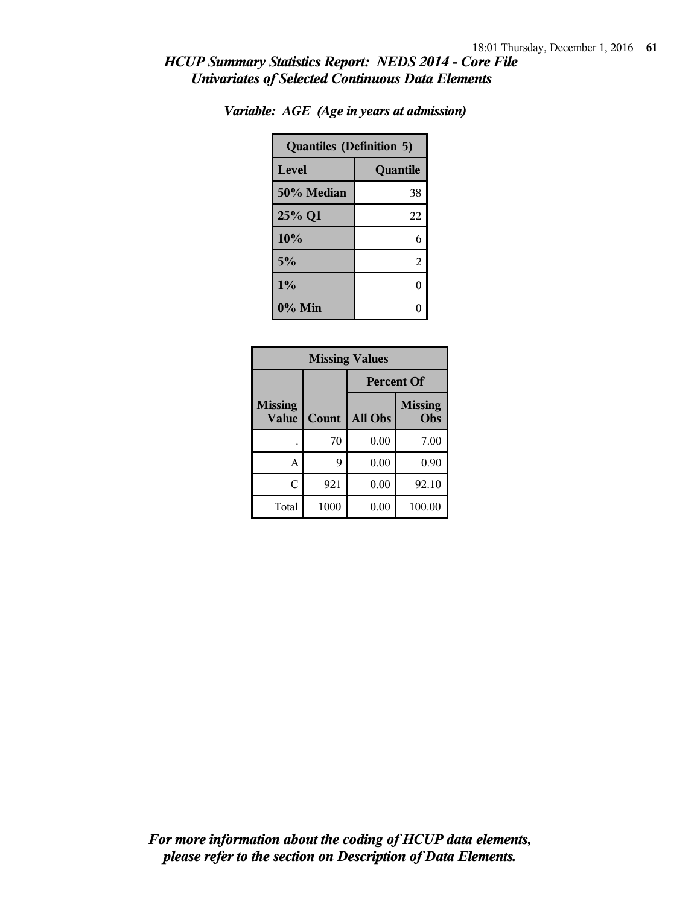# *HCUP Summary Statistics Report: NEDS 2014 - Core File*
## *Univariates of Selected Continuous Data Elements*

### *Variable: AGE (Age in years at admission)*

| Quantiles (Definition 5) | |
|---|---|
| **Level** | **Quantile** |
| **50% Median** | 38 |
| **25% Q1** | 22 |
| **10%** | 6 |
| **5%** | 2 |
| **1%** | 0 |
| **0% Min** | 0 |

| Missing Values | | | |
|---|---|---|---|
| | | Percent Of | |
| **Missing Value** | **Count** | **All Obs** | **Missing Obs** |
| . | 70 | 0.00 | 7.00 |
| A | 9 | 0.00 | 0.90 |
| C | 921 | 0.00 | 92.10 |
| Total | 1000 | 0.00 | 100.00 |

***For more information about the coding of HCUP data elements, please refer to the section on Description of Data Elements.***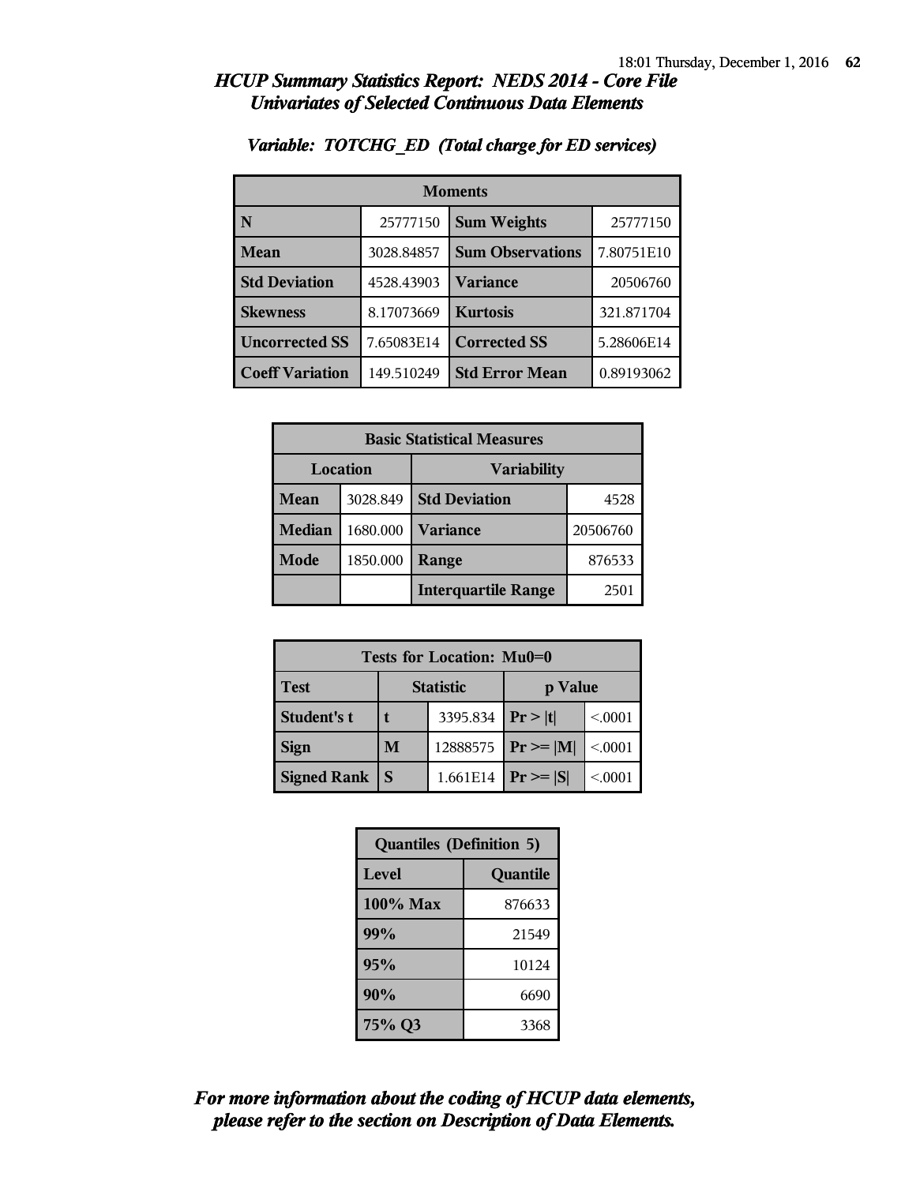# *HCUP Summary Statistics Report: NEDS 2014 - Core File*
## *Univariates of Selected Continuous Data Elements*

### *Variable: TOTCHG_ED (Total charge for ED services)*

| Moments | | | |
|---|---|---|---|
| **N** | 25777150 | **Sum Weights** | 25777150 |
| **Mean** | 3028.84857 | **Sum Observations** | 7.80751E10 |
| **Std Deviation** | 4528.43903 | **Variance** | 20506760 |
| **Skewness** | 8.17073669 | **Kurtosis** | 321.871704 |
| **Uncorrected SS** | 7.65083E14 | **Corrected SS** | 5.28606E14 |
| **Coeff Variation** | 149.510249 | **Std Error Mean** | 0.89193062 |

| Basic Statistical Measures | | | |
|---|---|---|---|
| Location | | Variability | |
| **Mean** | 3028.849 | **Std Deviation** | 4528 |
| **Median** | 1680.000 | **Variance** | 20506760 |
| **Mode** | 1850.000 | **Range** | 876533 |
| | | **Interquartile Range** | 2501 |

| Tests for Location: Mu0=0 | | | | |
|---|---|---|---|---|
| **Test** | **Statistic** | | **p Value** | |
| **Student's t** | **t** | 3395.834 | **Pr > \|t\|** | <.0001 |
| **Sign** | **M** | 12888575 | **Pr >= \|M\|** | <.0001 |
| **Signed Rank** | **S** | 1.661E14 | **Pr >= \|S\|** | <.0001 |

| Quantiles (Definition 5) | |
|---|---|
| **Level** | **Quantile** |
| **100% Max** | 876633 |
| **99%** | 21549 |
| **95%** | 10124 |
| **90%** | 6690 |
| **75% Q3** | 3368 |

***For more information about the coding of HCUP data elements, please refer to the section on Description of Data Elements.***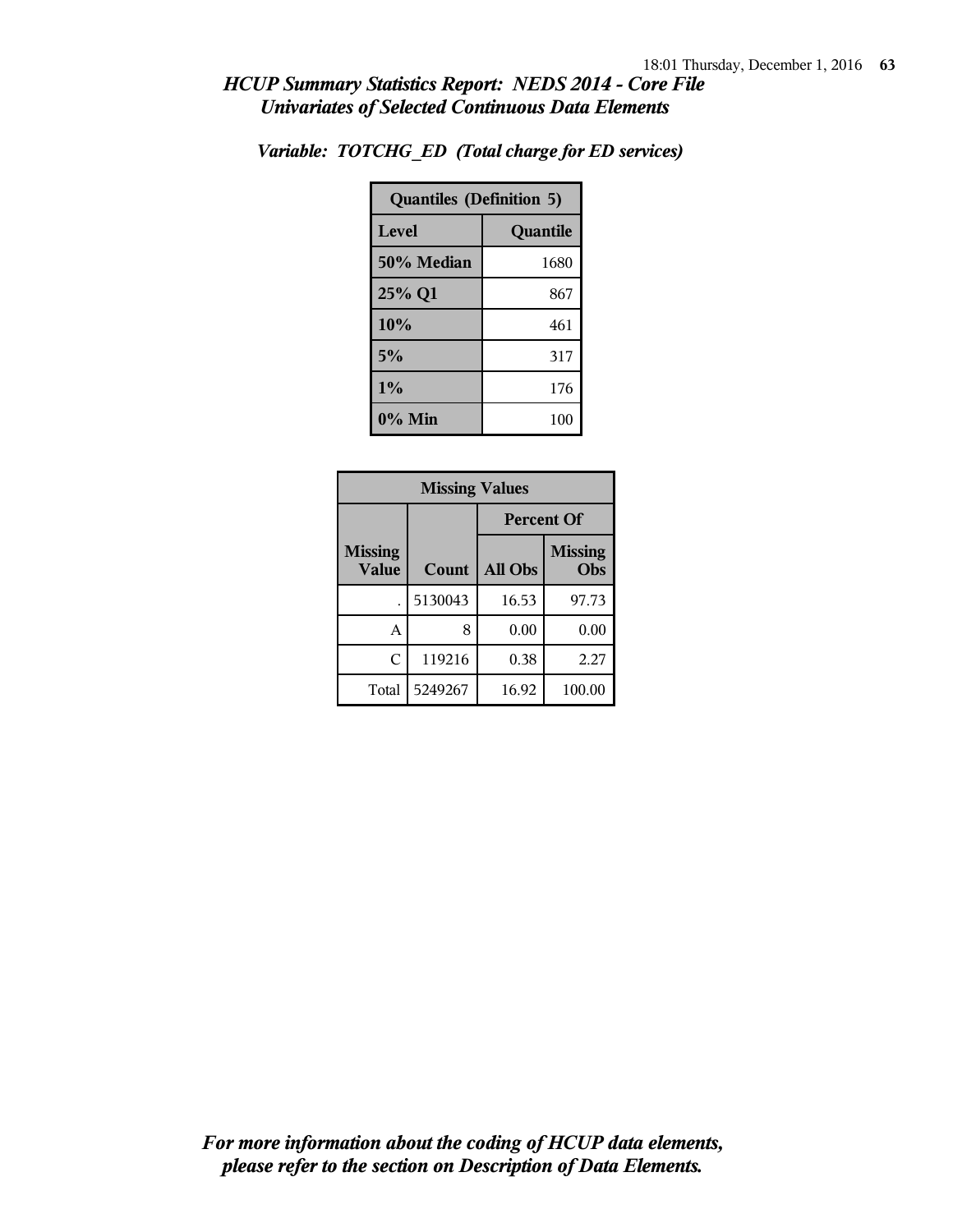# *HCUP Summary Statistics Report: NEDS 2014 - Core File*
## *Univariates of Selected Continuous Data Elements*

### *Variable: TOTCHG_ED (Total charge for ED services)*

| Quantiles (Definition 5) | |
|---|---|
| **Level** | **Quantile** |
| **50% Median** | 1680 |
| **25% Q1** | 867 |
| **10%** | 461 |
| **5%** | 317 |
| **1%** | 176 |
| **0% Min** | 100 |

| Missing Values | | | |
|---|---|---|---|
| | | **Percent Of** | |
| **Missing Value** | **Count** | **All Obs** | **Missing Obs** |
| . | 5130043 | 16.53 | 97.73 |
| A | 8 | 0.00 | 0.00 |
| C | 119216 | 0.38 | 2.27 |
| Total | 5249267 | 16.92 | 100.00 |

*For more information about the coding of HCUP data elements, please refer to the section on Description of Data Elements.*